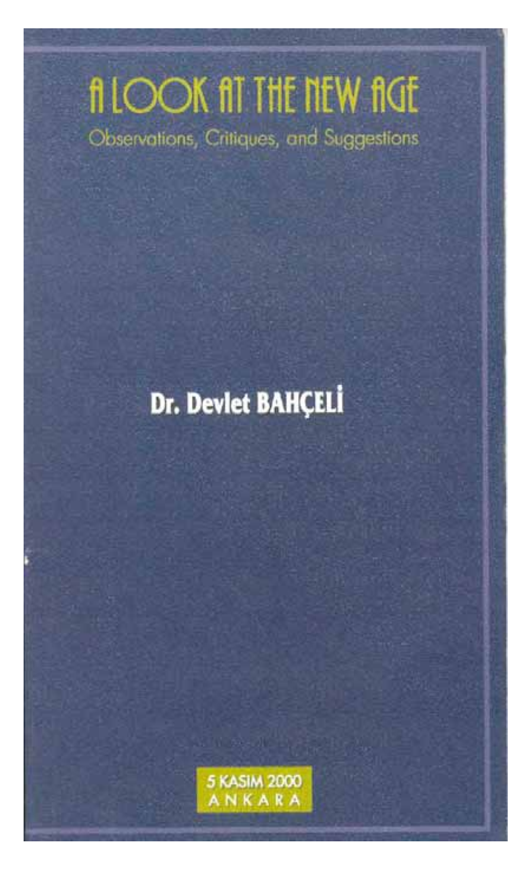# A LOOK AT THE NEW AGE

## Observations, Critiques, and Suggestions

**Dr. Devlet BAHÇELİ**

5 KASIM 2000
ANKARA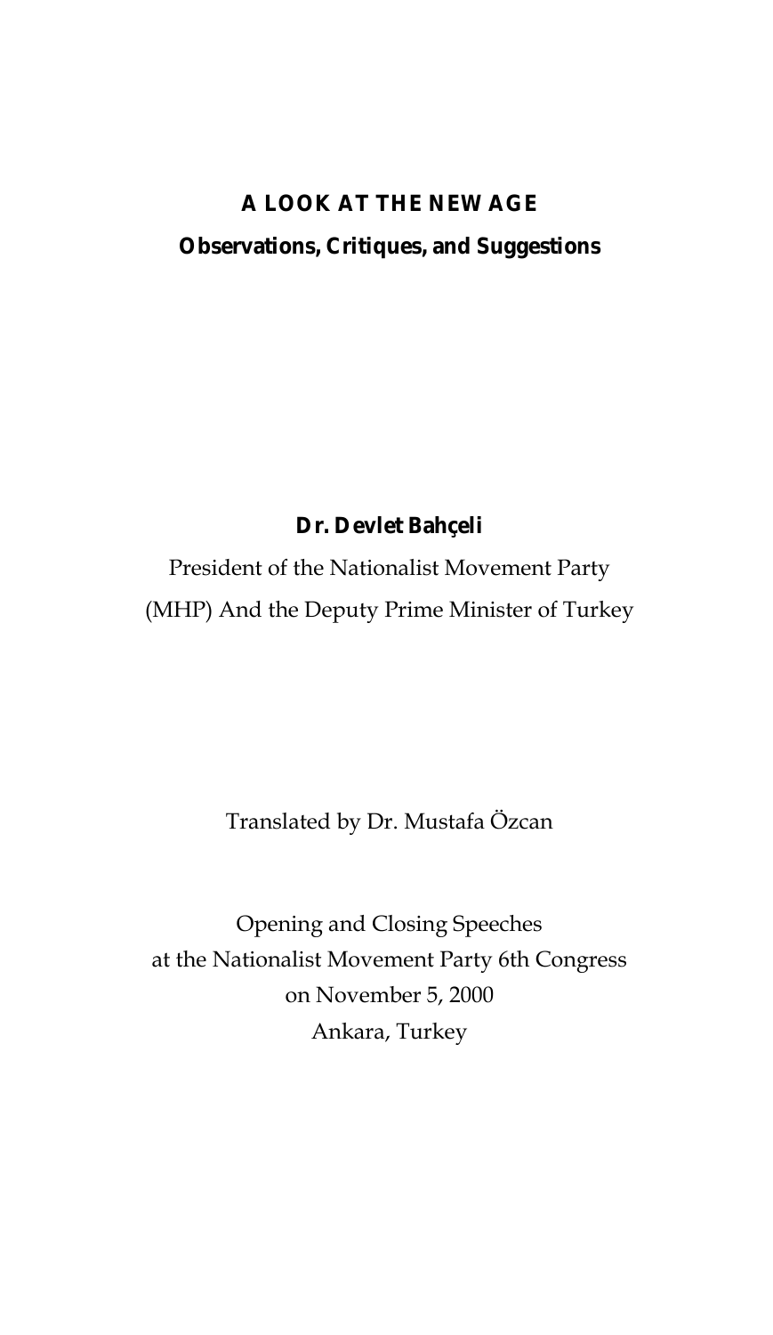# A LOOK AT THE NEW AGE

## Observations, Critiques, and Suggestions

**Dr. Devlet Bahçeli**

President of the Nationalist Movement Party
(MHP) And the Deputy Prime Minister of Turkey

Translated by Dr. Mustafa Özcan

Opening and Closing Speeches
at the Nationalist Movement Party 6th Congress
on November 5, 2000
Ankara, Turkey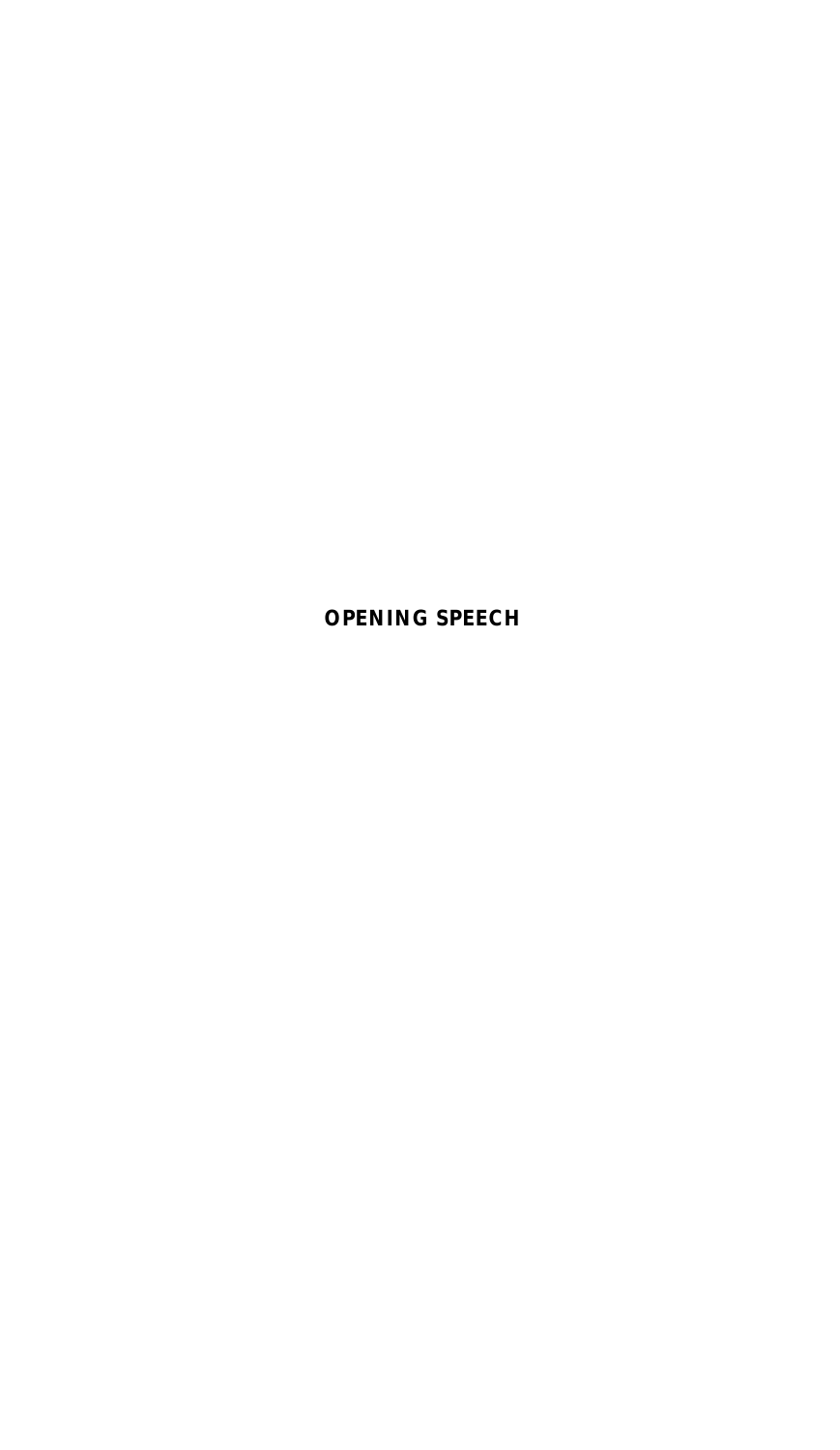# OPENING SPEECH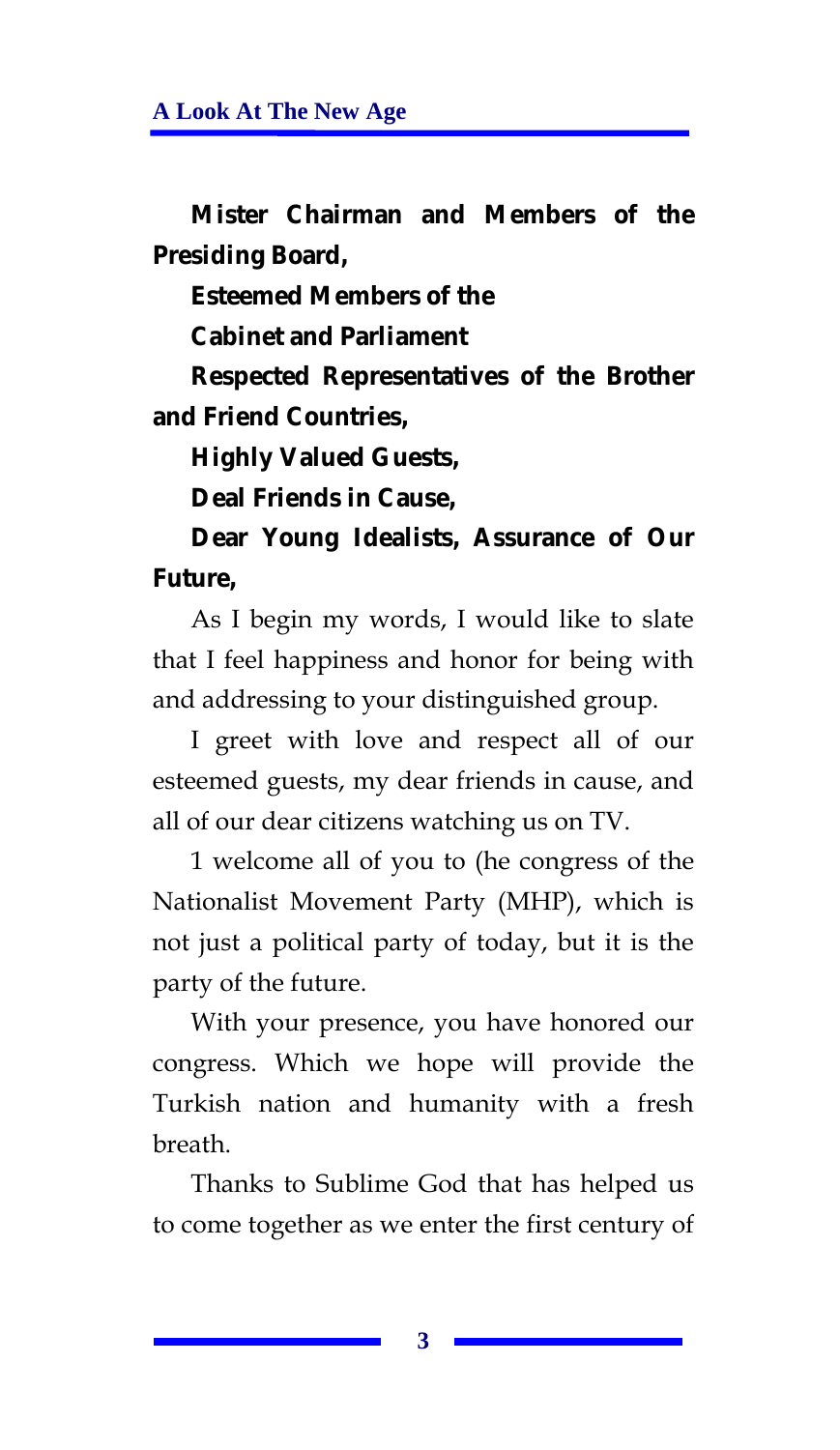**Mister Chairman and Members of the Presiding Board,**

**Esteemed Members of the**

**Cabinet and Parliament**

**Respected Representatives of the Brother and Friend Countries,**

**Highly Valued Guests,**

**Deal Friends in Cause,**

**Dear Young Idealists, Assurance of Our Future,**

As I begin my words, I would like to slate that I feel happiness and honor for being with and addressing to your distinguished group.

I greet with love and respect all of our esteemed guests, my dear friends in cause, and all of our dear citizens watching us on TV.

1 welcome all of you to (he congress of the Nationalist Movement Party (MHP), which is not just a political party of today, but it is the party of the future.

With your presence, you have honored our congress. Which we hope will provide the Turkish nation and humanity with a fresh breath.

Thanks to Sublime God that has helped us to come together as we enter the first century of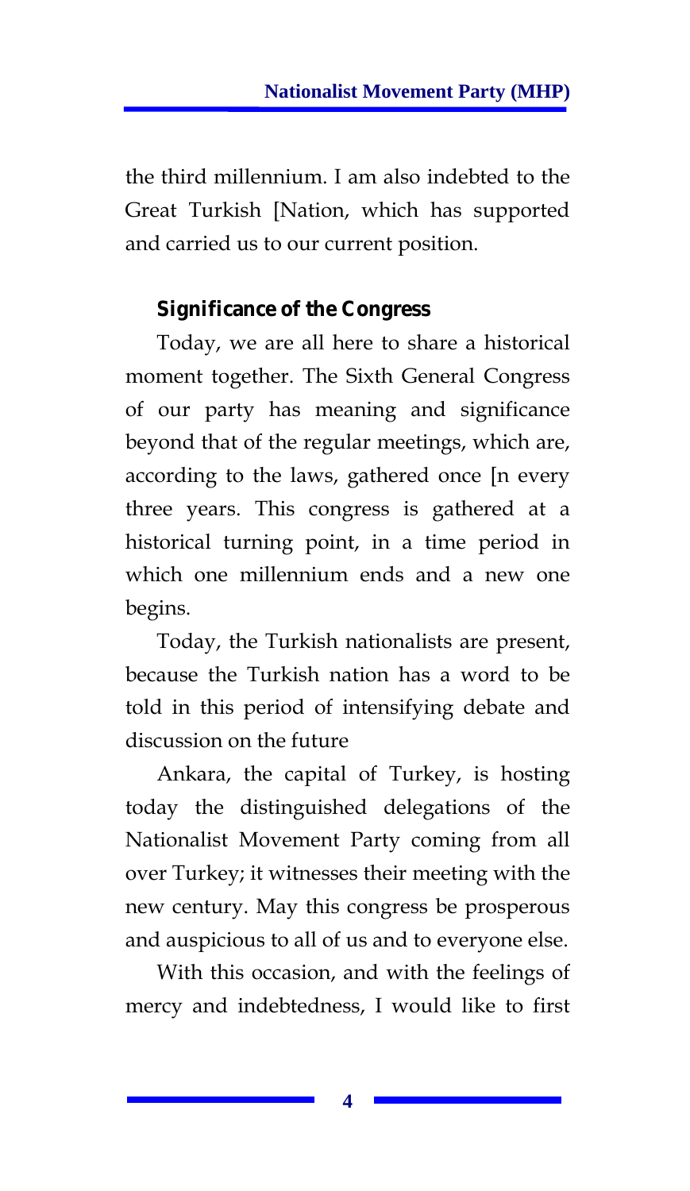the third millennium. I am also indebted to the Great Turkish [Nation, which has supported and carried us to our current position.

### Significance of the Congress

Today, we are all here to share a historical moment together. The Sixth General Congress of our party has meaning and significance beyond that of the regular meetings, which are, according to the laws, gathered once [n every three years. This congress is gathered at a historical turning point, in a time period in which one millennium ends and a new one begins.

Today, the Turkish nationalists are present, because the Turkish nation has a word to be told in this period of intensifying debate and discussion on the future

Ankara, the capital of Turkey, is hosting today the distinguished delegations of the Nationalist Movement Party coming from all over Turkey; it witnesses their meeting with the new century. May this congress be prosperous and auspicious to all of us and to everyone else.

With this occasion, and with the feelings of mercy and indebtedness, I would like to first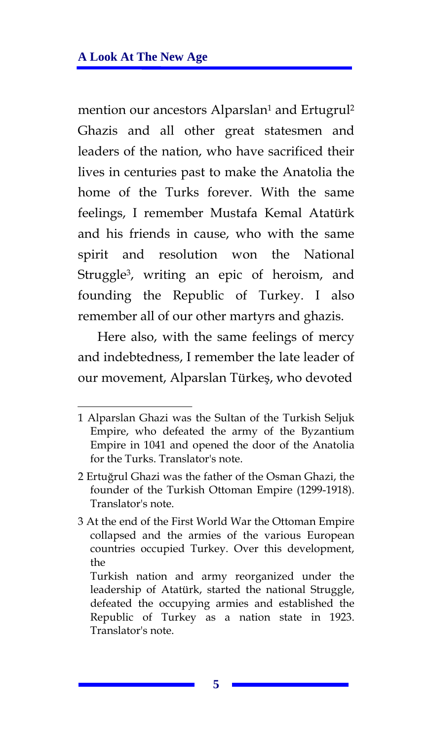mention our ancestors Alparslan[1] and Ertugrul[2] Ghazis and all other great statesmen and leaders of the nation, who have sacrificed their lives in centuries past to make the Anatolia the home of the Turks forever. With the same feelings, I remember Mustafa Kemal Atatürk and his friends in cause, who with the same spirit and resolution won the National Struggle[3], writing an epic of heroism, and founding the Republic of Turkey. I also remember all of our other martyrs and ghazis.

Here also, with the same feelings of mercy and indebtedness, I remember the late leader of our movement, Alparslan Türkeş, who devoted

---

1 Alparslan Ghazi was the Sultan of the Turkish Seljuk Empire, who defeated the army of the Byzantium Empire in 1041 and opened the door of the Anatolia for the Turks. Translator's note.

2 Ertuğrul Ghazi was the father of the Osman Ghazi, the founder of the Turkish Ottoman Empire (1299-1918). Translator's note.

3 At the end of the First World War the Ottoman Empire collapsed and the armies of the various European countries occupied Turkey. Over this development, the Turkish nation and army reorganized under the leadership of Atatürk, started the national Struggle, defeated the occupying armies and established the Republic of Turkey as a nation state in 1923. Translator's note.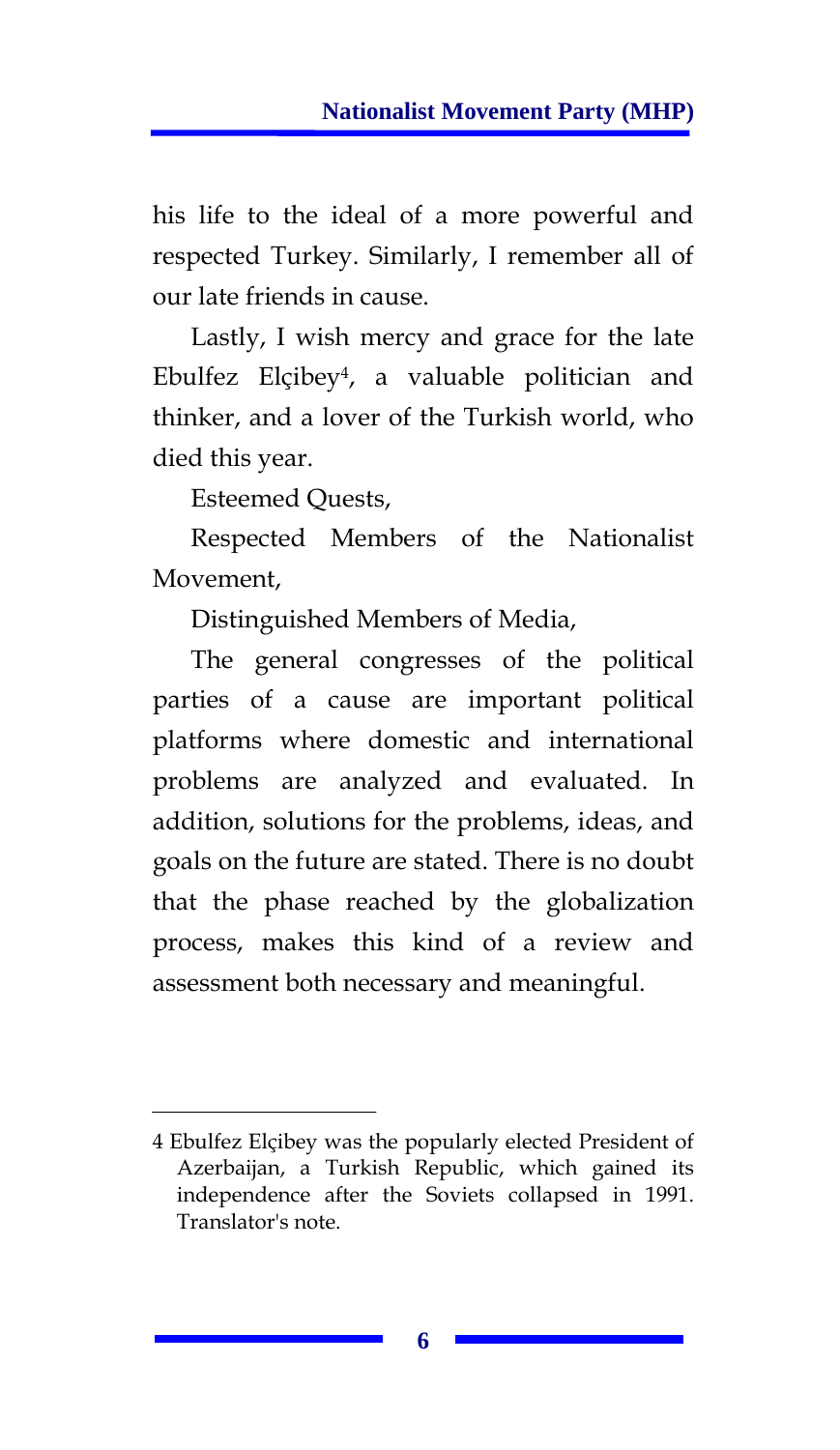his life to the ideal of a more powerful and respected Turkey. Similarly, I remember all of our late friends in cause.

Lastly, I wish mercy and grace for the late Ebulfez Elçibey[4], a valuable politician and thinker, and a lover of the Turkish world, who died this year.

Esteemed Quests,

Respected Members of the Nationalist Movement,

Distinguished Members of Media,

The general congresses of the political parties of a cause are important political platforms where domestic and international problems are analyzed and evaluated. In addition, solutions for the problems, ideas, and goals on the future are stated. There is no doubt that the phase reached by the globalization process, makes this kind of a review and assessment both necessary and meaningful.

---

4 Ebulfez Elçibey was the popularly elected President of Azerbaijan, a Turkish Republic, which gained its independence after the Soviets collapsed in 1991. Translator's note.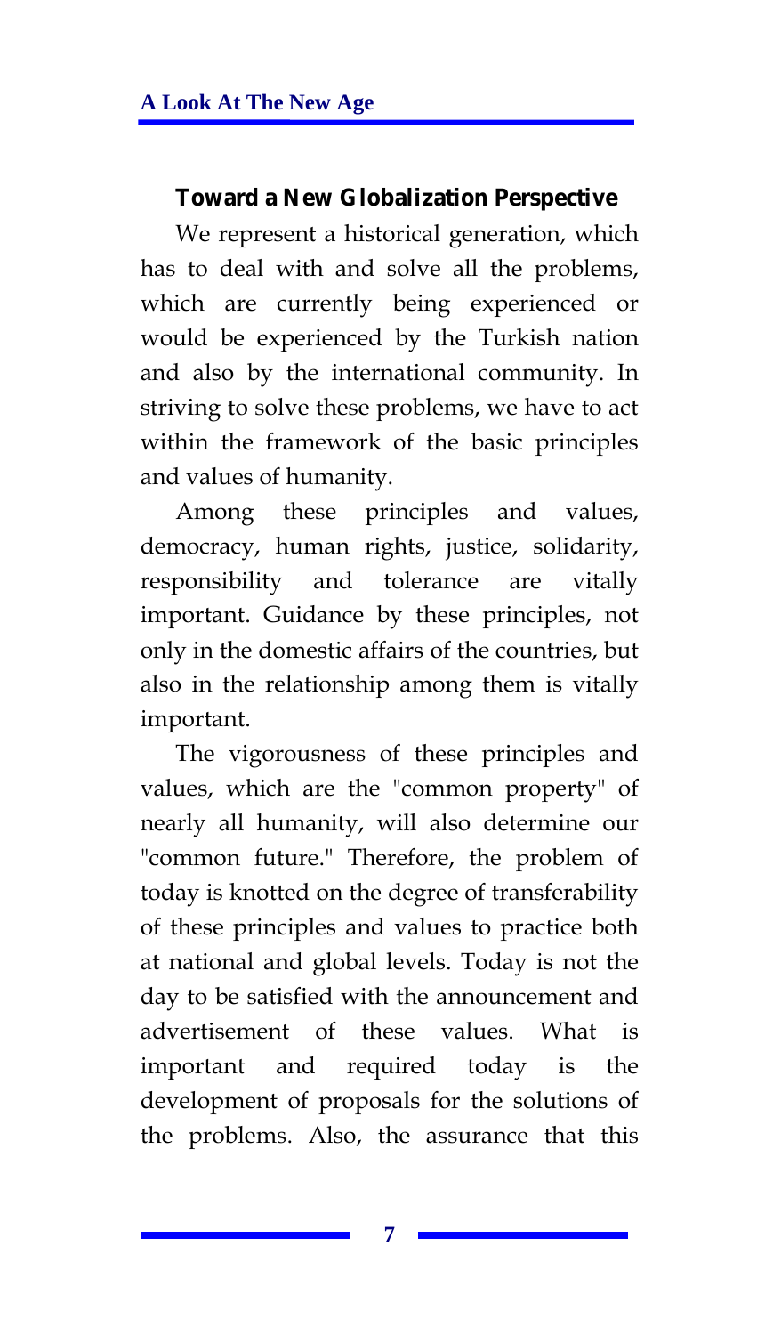## Toward a New Globalization Perspective

We represent a historical generation, which has to deal with and solve all the problems, which are currently being experienced or would be experienced by the Turkish nation and also by the international community. In striving to solve these problems, we have to act within the framework of the basic principles and values of humanity.

Among these principles and values, democracy, human rights, justice, solidarity, responsibility and tolerance are vitally important. Guidance by these principles, not only in the domestic affairs of the countries, but also in the relationship among them is vitally important.

The vigorousness of these principles and values, which are the "common property" of nearly all humanity, will also determine our "common future." Therefore, the problem of today is knotted on the degree of transferability of these principles and values to practice both at national and global levels. Today is not the day to be satisfied with the announcement and advertisement of these values. What is important and required today is the development of proposals for the solutions of the problems. Also, the assurance that this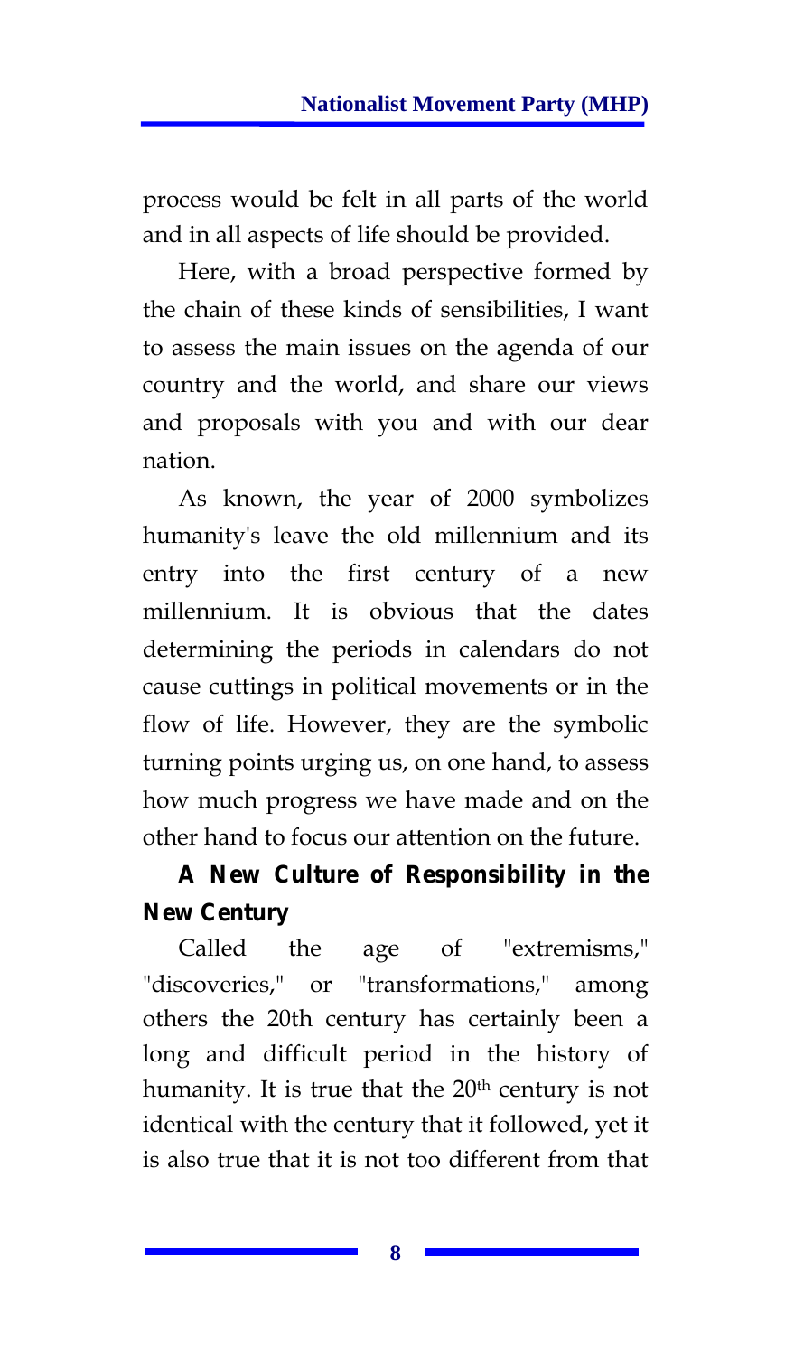process would be felt in all parts of the world and in all aspects of life should be provided.

Here, with a broad perspective formed by the chain of these kinds of sensibilities, I want to assess the main issues on the agenda of our country and the world, and share our views and proposals with you and with our dear nation.

As known, the year of 2000 symbolizes humanity's leave the old millennium and its entry into the first century of a new millennium. It is obvious that the dates determining the periods in calendars do not cause cuttings in political movements or in the flow of life. However, they are the symbolic turning points urging us, on one hand, to assess how much progress we have made and on the other hand to focus our attention on the future.

## A New Culture of Responsibility in the New Century

Called the age of "extremisms," "discoveries," or "transformations," among others the 20th century has certainly been a long and difficult period in the history of humanity. It is true that the 20th century is not identical with the century that it followed, yet it is also true that it is not too different from that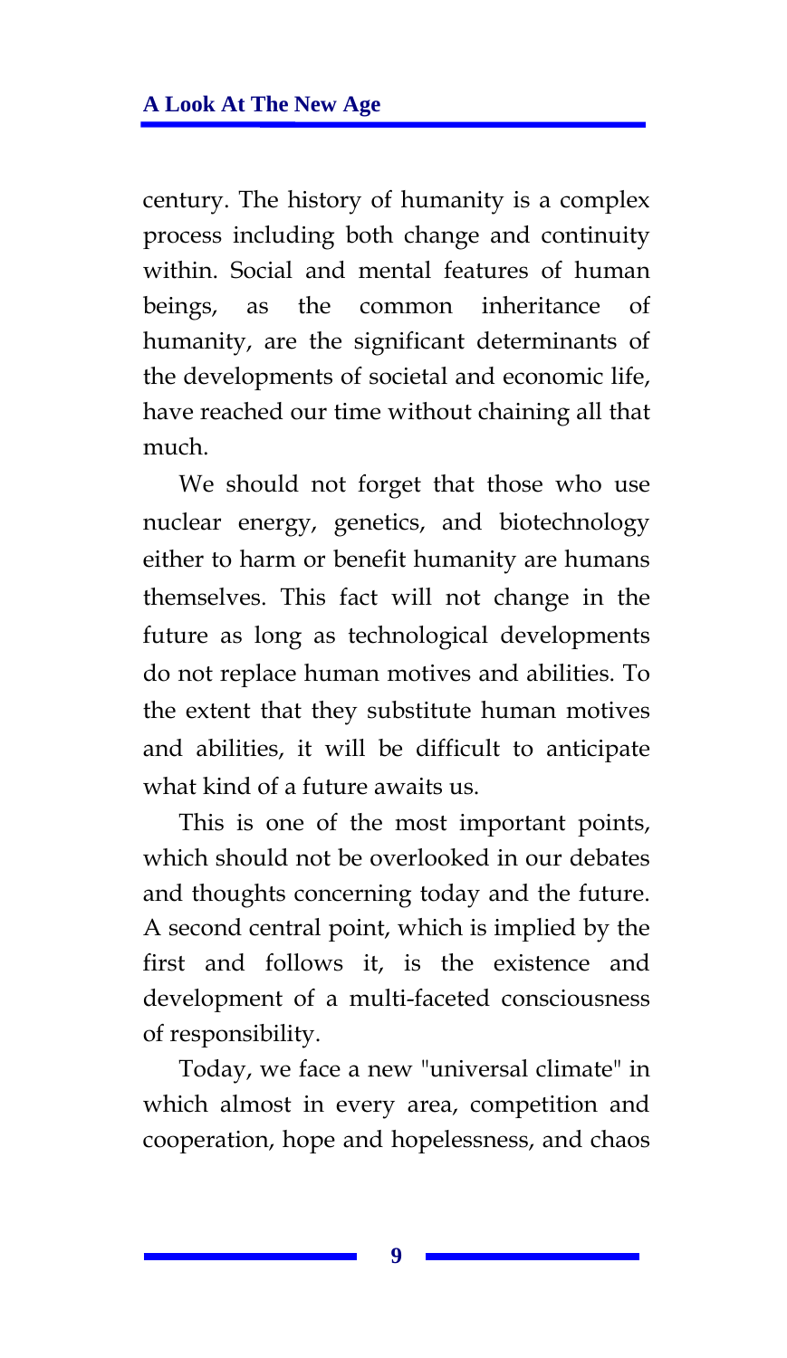century. The history of humanity is a complex process including both change and continuity within. Social and mental features of human beings, as the common inheritance of humanity, are the significant determinants of the developments of societal and economic life, have reached our time without chaining all that much.

We should not forget that those who use nuclear energy, genetics, and biotechnology either to harm or benefit humanity are humans themselves. This fact will not change in the future as long as technological developments do not replace human motives and abilities. To the extent that they substitute human motives and abilities, it will be difficult to anticipate what kind of a future awaits us.

This is one of the most important points, which should not be overlooked in our debates and thoughts concerning today and the future. A second central point, which is implied by the first and follows it, is the existence and development of a multi-faceted consciousness of responsibility.

Today, we face a new "universal climate" in which almost in every area, competition and cooperation, hope and hopelessness, and chaos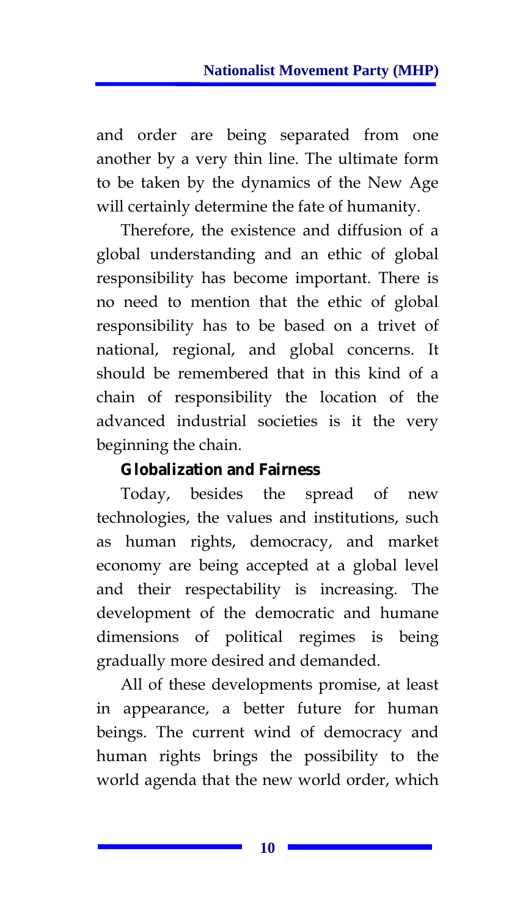and order are being separated from one another by a very thin line. The ultimate form to be taken by the dynamics of the New Age will certainly determine the fate of humanity.

Therefore, the existence and diffusion of a global understanding and an ethic of global responsibility has become important. There is no need to mention that the ethic of global responsibility has to be based on a trivet of national, regional, and global concerns. It should be remembered that in this kind of a chain of responsibility the location of the advanced industrial societies is it the very beginning the chain.

### Globalization and Fairness

Today, besides the spread of new technologies, the values and institutions, such as human rights, democracy, and market economy are being accepted at a global level and their respectability is increasing. The development of the democratic and humane dimensions of political regimes is being gradually more desired and demanded.

All of these developments promise, at least in appearance, a better future for human beings. The current wind of democracy and human rights brings the possibility to the world agenda that the new world order, which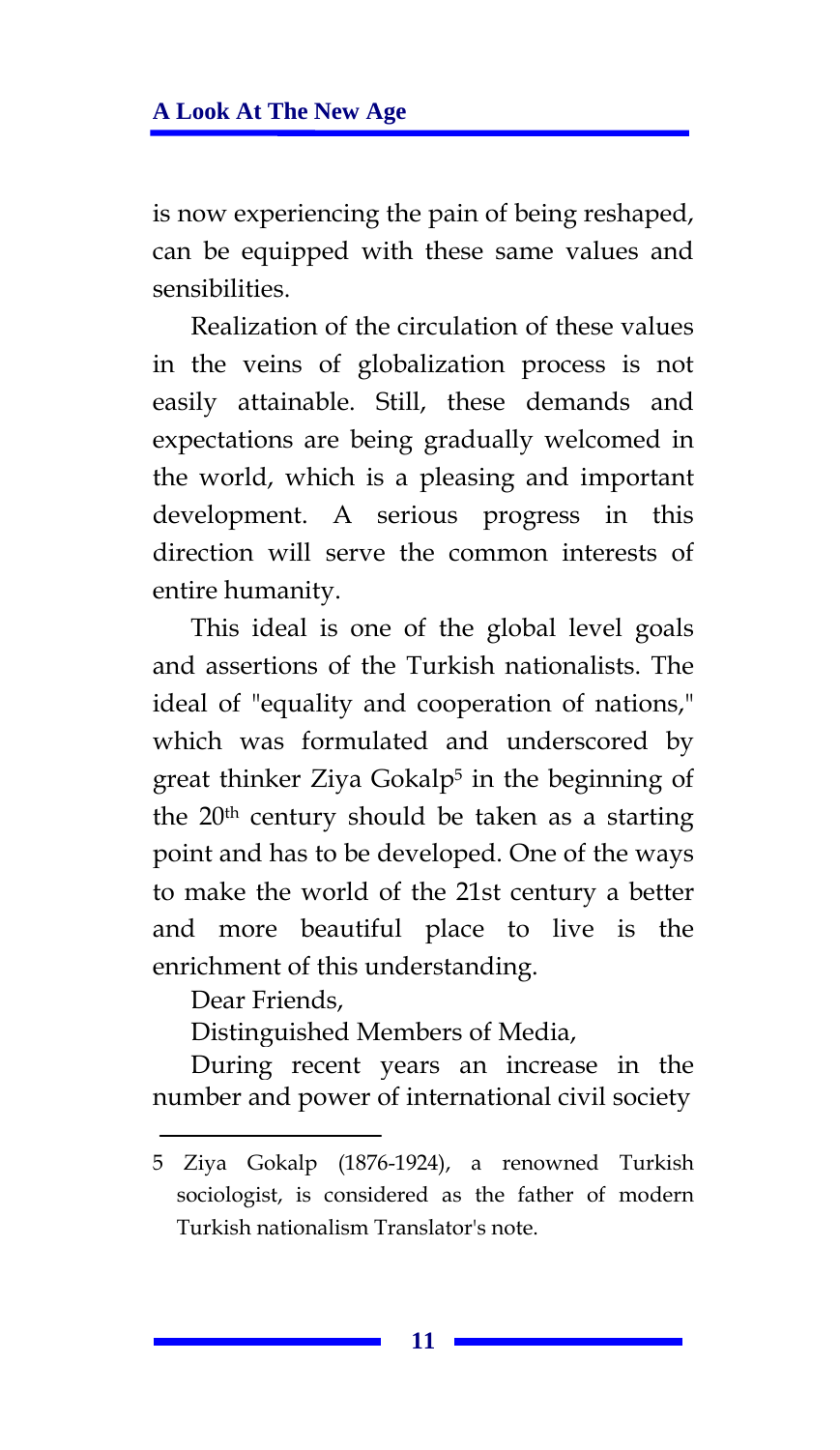is now experiencing the pain of being reshaped, can be equipped with these same values and sensibilities.

Realization of the circulation of these values in the veins of globalization process is not easily attainable. Still, these demands and expectations are being gradually welcomed in the world, which is a pleasing and important development. A serious progress in this direction will serve the common interests of entire humanity.

This ideal is one of the global level goals and assertions of the Turkish nationalists. The ideal of "equality and cooperation of nations," which was formulated and underscored by great thinker Ziya Gokalp[5] in the beginning of the 20th century should be taken as a starting point and has to be developed. One of the ways to make the world of the 21st century a better and more beautiful place to live is the enrichment of this understanding.

Dear Friends,

Distinguished Members of Media,

During recent years an increase in the number and power of international civil society

---

5 Ziya Gokalp (1876-1924), a renowned Turkish sociologist, is considered as the father of modern Turkish nationalism Translator's note.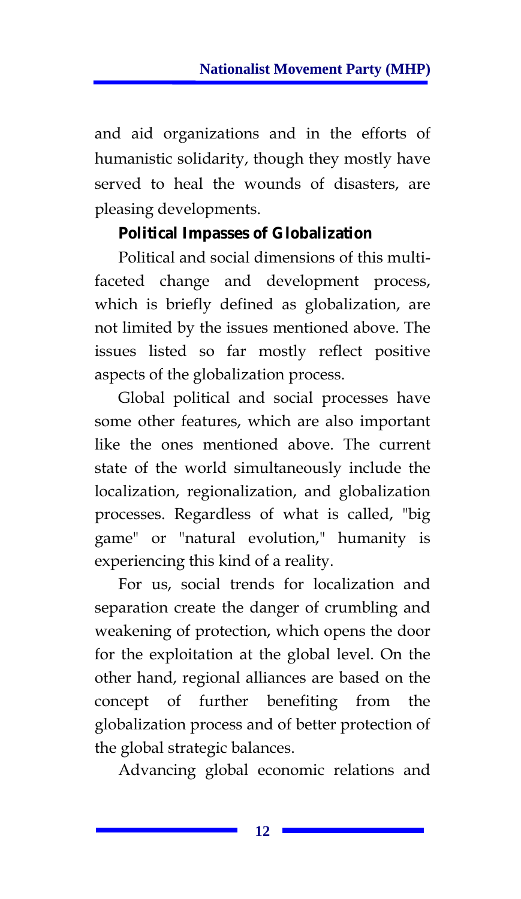and aid organizations and in the efforts of humanistic solidarity, though they mostly have served to heal the wounds of disasters, are pleasing developments.

### Political Impasses of Globalization

Political and social dimensions of this multi-faceted change and development process, which is briefly defined as globalization, are not limited by the issues mentioned above. The issues listed so far mostly reflect positive aspects of the globalization process.

Global political and social processes have some other features, which are also important like the ones mentioned above. The current state of the world simultaneously include the localization, regionalization, and globalization processes. Regardless of what is called, "big game" or "natural evolution," humanity is experiencing this kind of a reality.

For us, social trends for localization and separation create the danger of crumbling and weakening of protection, which opens the door for the exploitation at the global level. On the other hand, regional alliances are based on the concept of further benefiting from the globalization process and of better protection of the global strategic balances.

Advancing global economic relations and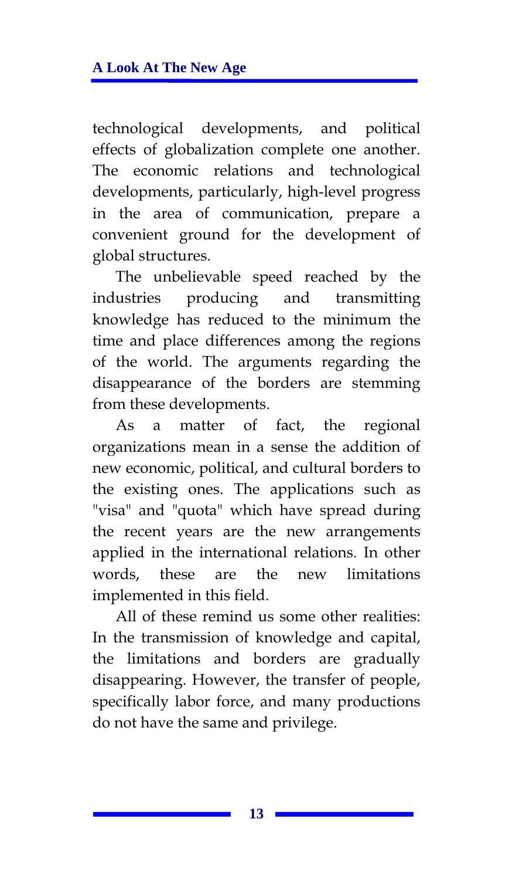technological developments, and political effects of globalization complete one another. The economic relations and technological developments, particularly, high-level progress in the area of communication, prepare a convenient ground for the development of global structures.

The unbelievable speed reached by the industries producing and transmitting knowledge has reduced to the minimum the time and place differences among the regions of the world. The arguments regarding the disappearance of the borders are stemming from these developments.

As a matter of fact, the regional organizations mean in a sense the addition of new economic, political, and cultural borders to the existing ones. The applications such as "visa" and "quota" which have spread during the recent years are the new arrangements applied in the international relations. In other words, these are the new limitations implemented in this field.

All of these remind us some other realities: In the transmission of knowledge and capital, the limitations and borders are gradually disappearing. However, the transfer of people, specifically labor force, and many productions do not have the same and privilege.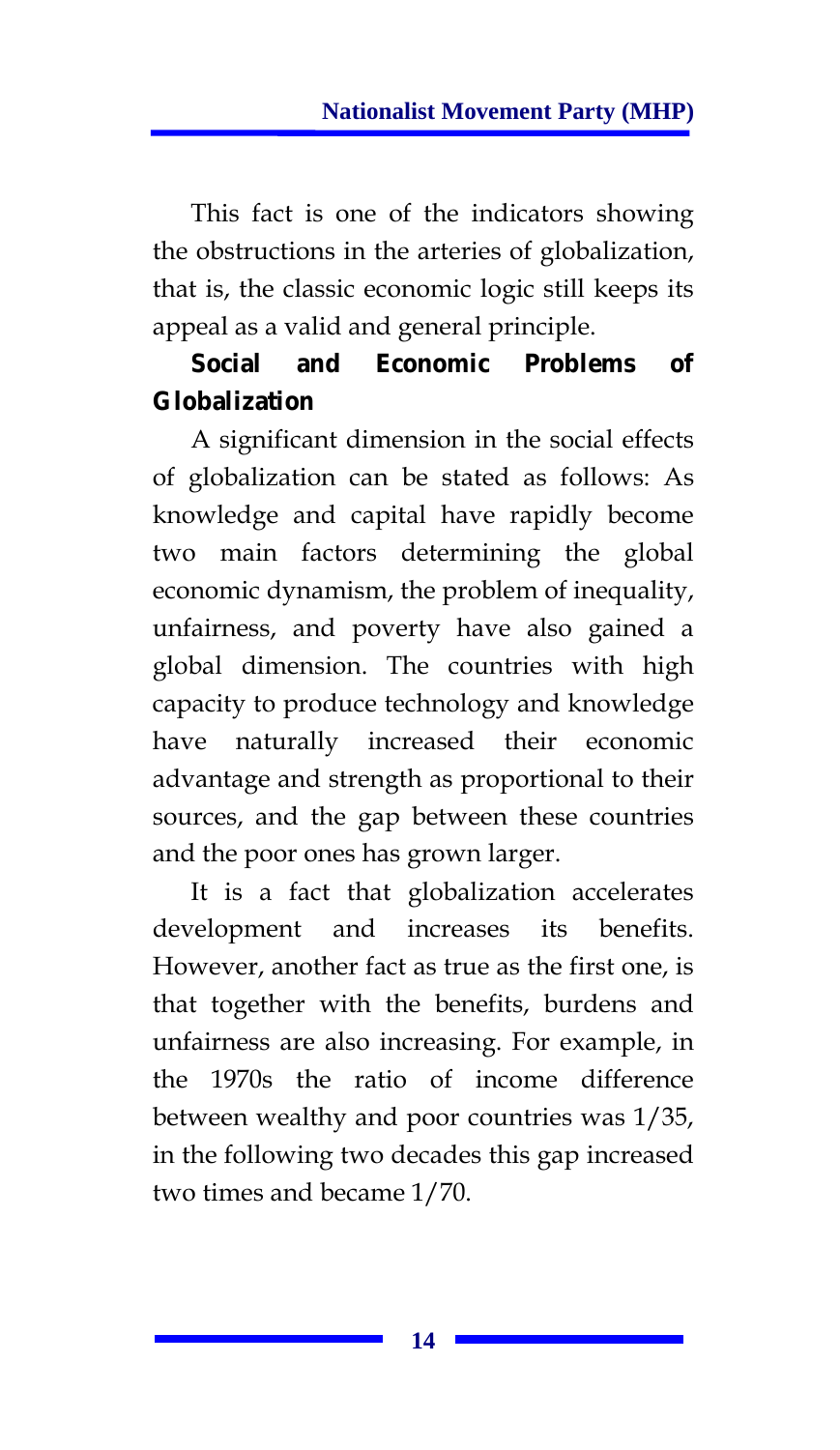This fact is one of the indicators showing the obstructions in the arteries of globalization, that is, the classic economic logic still keeps its appeal as a valid and general principle.

## Social and Economic Problems of Globalization

A significant dimension in the social effects of globalization can be stated as follows: As knowledge and capital have rapidly become two main factors determining the global economic dynamism, the problem of inequality, unfairness, and poverty have also gained a global dimension. The countries with high capacity to produce technology and knowledge have naturally increased their economic advantage and strength as proportional to their sources, and the gap between these countries and the poor ones has grown larger.

It is a fact that globalization accelerates development and increases its benefits. However, another fact as true as the first one, is that together with the benefits, burdens and unfairness are also increasing. For example, in the 1970s the ratio of income difference between wealthy and poor countries was 1/35, in the following two decades this gap increased two times and became 1/70.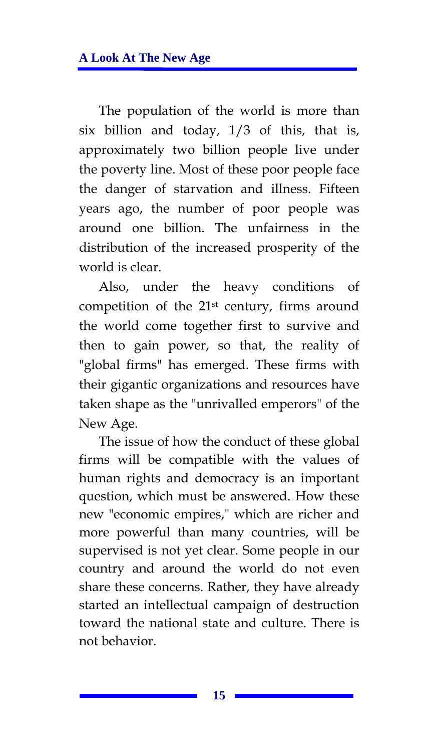The population of the world is more than six billion and today, 1/3 of this, that is, approximately two billion people live under the poverty line. Most of these poor people face the danger of starvation and illness. Fifteen years ago, the number of poor people was around one billion. The unfairness in the distribution of the increased prosperity of the world is clear.

Also, under the heavy conditions of competition of the 21st century, firms around the world come together first to survive and then to gain power, so that, the reality of "global firms" has emerged. These firms with their gigantic organizations and resources have taken shape as the "unrivalled emperors" of the New Age.

The issue of how the conduct of these global firms will be compatible with the values of human rights and democracy is an important question, which must be answered. How these new "economic empires," which are richer and more powerful than many countries, will be supervised is not yet clear. Some people in our country and around the world do not even share these concerns. Rather, they have already started an intellectual campaign of destruction toward the national state and culture. There is not behavior.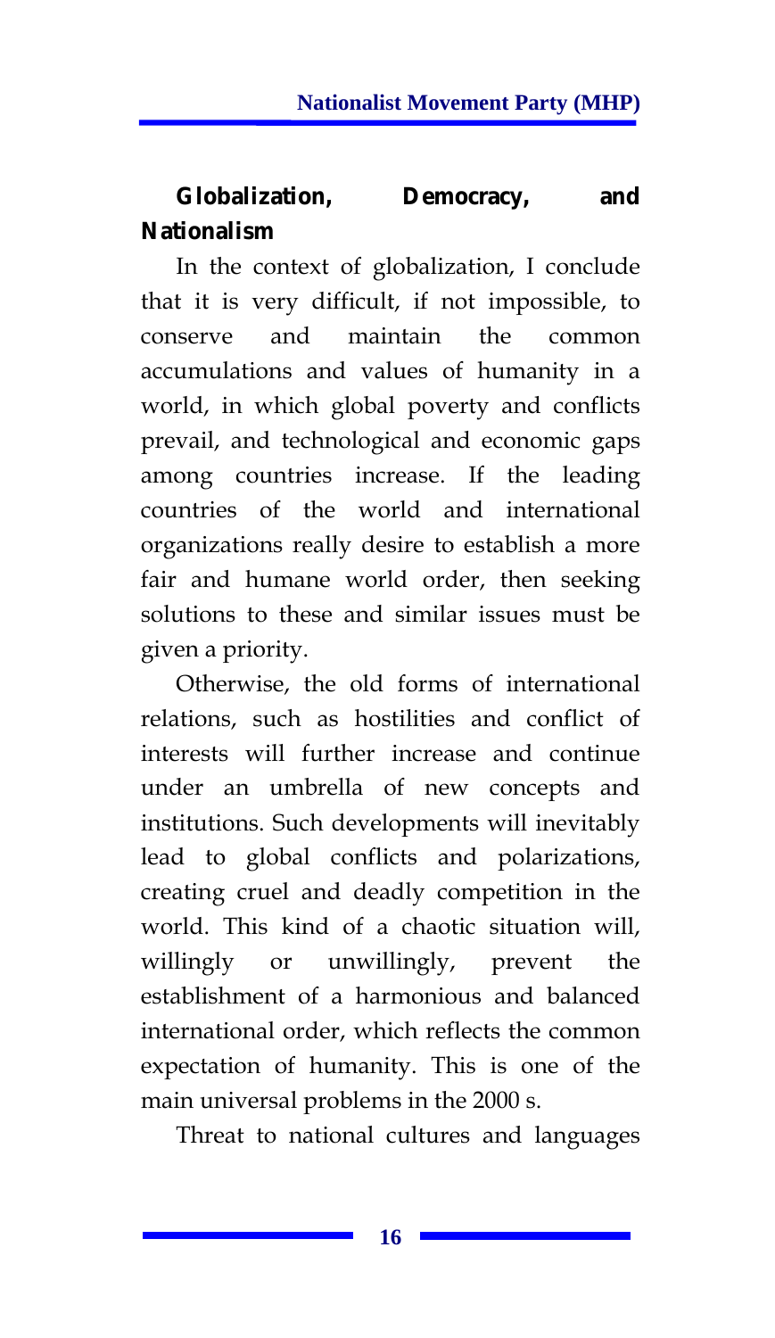## Globalization, Democracy, and Nationalism

In the context of globalization, I conclude that it is very difficult, if not impossible, to conserve and maintain the common accumulations and values of humanity in a world, in which global poverty and conflicts prevail, and technological and economic gaps among countries increase. If the leading countries of the world and international organizations really desire to establish a more fair and humane world order, then seeking solutions to these and similar issues must be given a priority.

Otherwise, the old forms of international relations, such as hostilities and conflict of interests will further increase and continue under an umbrella of new concepts and institutions. Such developments will inevitably lead to global conflicts and polarizations, creating cruel and deadly competition in the world. This kind of a chaotic situation will, willingly or unwillingly, prevent the establishment of a harmonious and balanced international order, which reflects the common expectation of humanity. This is one of the main universal problems in the 2000 s.

Threat to national cultures and languages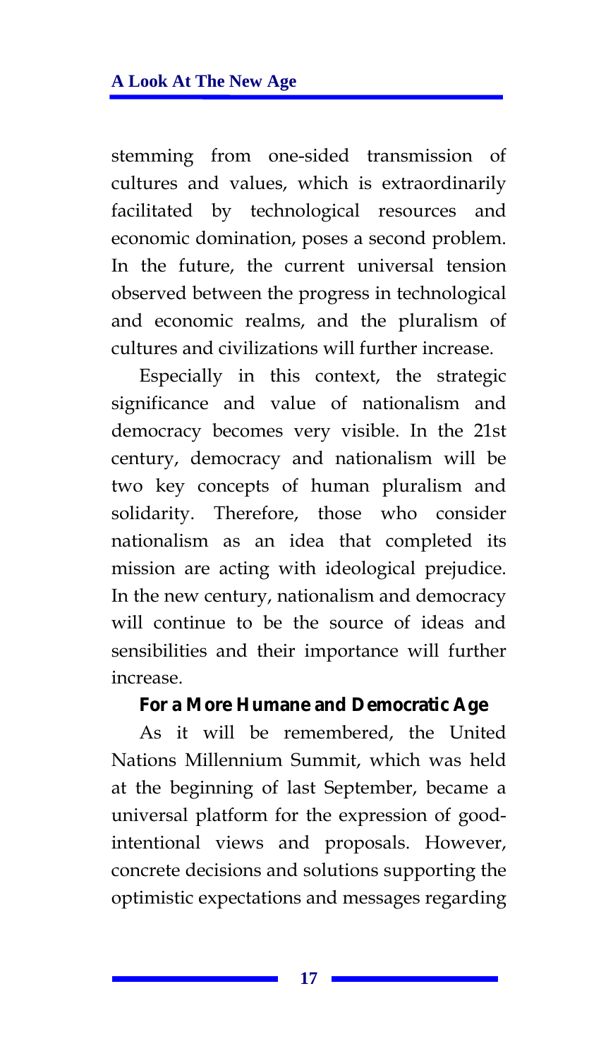stemming from one-sided transmission of cultures and values, which is extraordinarily facilitated by technological resources and economic domination, poses a second problem. In the future, the current universal tension observed between the progress in technological and economic realms, and the pluralism of cultures and civilizations will further increase.

Especially in this context, the strategic significance and value of nationalism and democracy becomes very visible. In the 21st century, democracy and nationalism will be two key concepts of human pluralism and solidarity. Therefore, those who consider nationalism as an idea that completed its mission are acting with ideological prejudice. In the new century, nationalism and democracy will continue to be the source of ideas and sensibilities and their importance will further increase.

### For a More Humane and Democratic Age

As it will be remembered, the United Nations Millennium Summit, which was held at the beginning of last September, became a universal platform for the expression of good-intentional views and proposals. However, concrete decisions and solutions supporting the optimistic expectations and messages regarding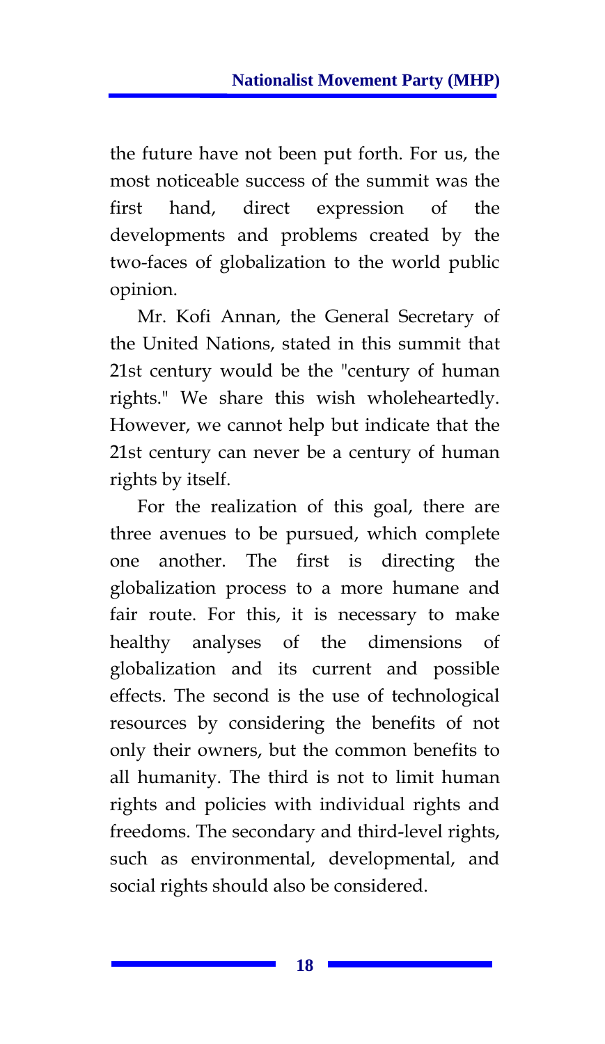the future have not been put forth. For us, the most noticeable success of the summit was the first hand, direct expression of the developments and problems created by the two-faces of globalization to the world public opinion.

Mr. Kofi Annan, the General Secretary of the United Nations, stated in this summit that 21st century would be the "century of human rights." We share this wish wholeheartedly. However, we cannot help but indicate that the 21st century can never be a century of human rights by itself.

For the realization of this goal, there are three avenues to be pursued, which complete one another. The first is directing the globalization process to a more humane and fair route. For this, it is necessary to make healthy analyses of the dimensions of globalization and its current and possible effects. The second is the use of technological resources by considering the benefits of not only their owners, but the common benefits to all humanity. The third is not to limit human rights and policies with individual rights and freedoms. The secondary and third-level rights, such as environmental, developmental, and social rights should also be considered.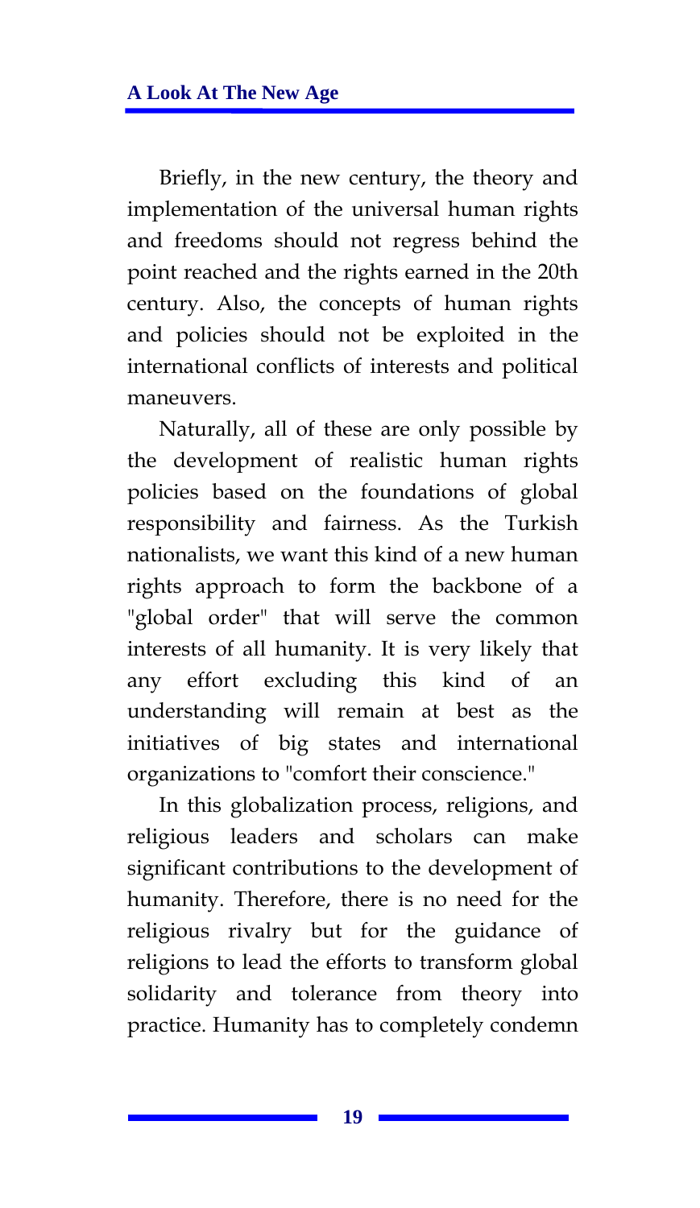Briefly, in the new century, the theory and implementation of the universal human rights and freedoms should not regress behind the point reached and the rights earned in the 20th century. Also, the concepts of human rights and policies should not be exploited in the international conflicts of interests and political maneuvers.

Naturally, all of these are only possible by the development of realistic human rights policies based on the foundations of global responsibility and fairness. As the Turkish nationalists, we want this kind of a new human rights approach to form the backbone of a "global order" that will serve the common interests of all humanity. It is very likely that any effort excluding this kind of an understanding will remain at best as the initiatives of big states and international organizations to "comfort their conscience."

In this globalization process, religions, and religious leaders and scholars can make significant contributions to the development of humanity. Therefore, there is no need for the religious rivalry but for the guidance of religions to lead the efforts to transform global solidarity and tolerance from theory into practice. Humanity has to completely condemn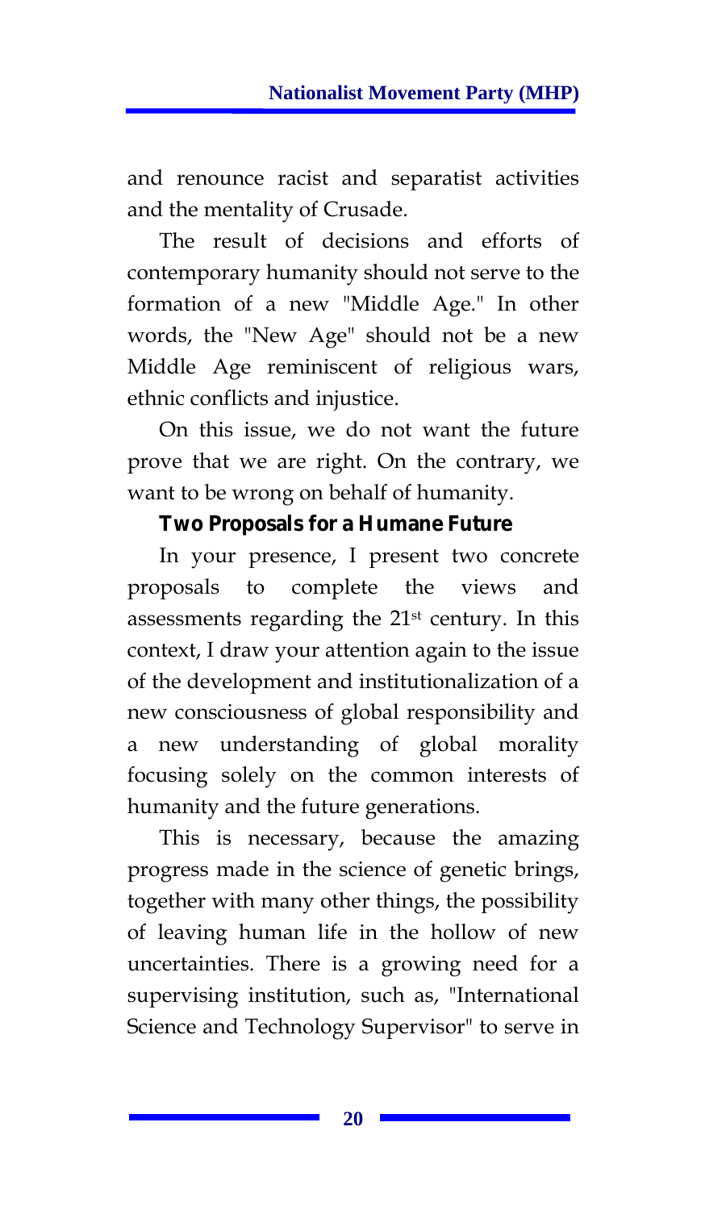and renounce racist and separatist activities and the mentality of Crusade.

The result of decisions and efforts of contemporary humanity should not serve to the formation of a new "Middle Age." In other words, the "New Age" should not be a new Middle Age reminiscent of religious wars, ethnic conflicts and injustice.

On this issue, we do not want the future prove that we are right. On the contrary, we want to be wrong on behalf of humanity.

### Two Proposals for a Humane Future

In your presence, I present two concrete proposals to complete the views and assessments regarding the 21st century. In this context, I draw your attention again to the issue of the development and institutionalization of a new consciousness of global responsibility and a new understanding of global morality focusing solely on the common interests of humanity and the future generations.

This is necessary, because the amazing progress made in the science of genetic brings, together with many other things, the possibility of leaving human life in the hollow of new uncertainties. There is a growing need for a supervising institution, such as, "International Science and Technology Supervisor" to serve in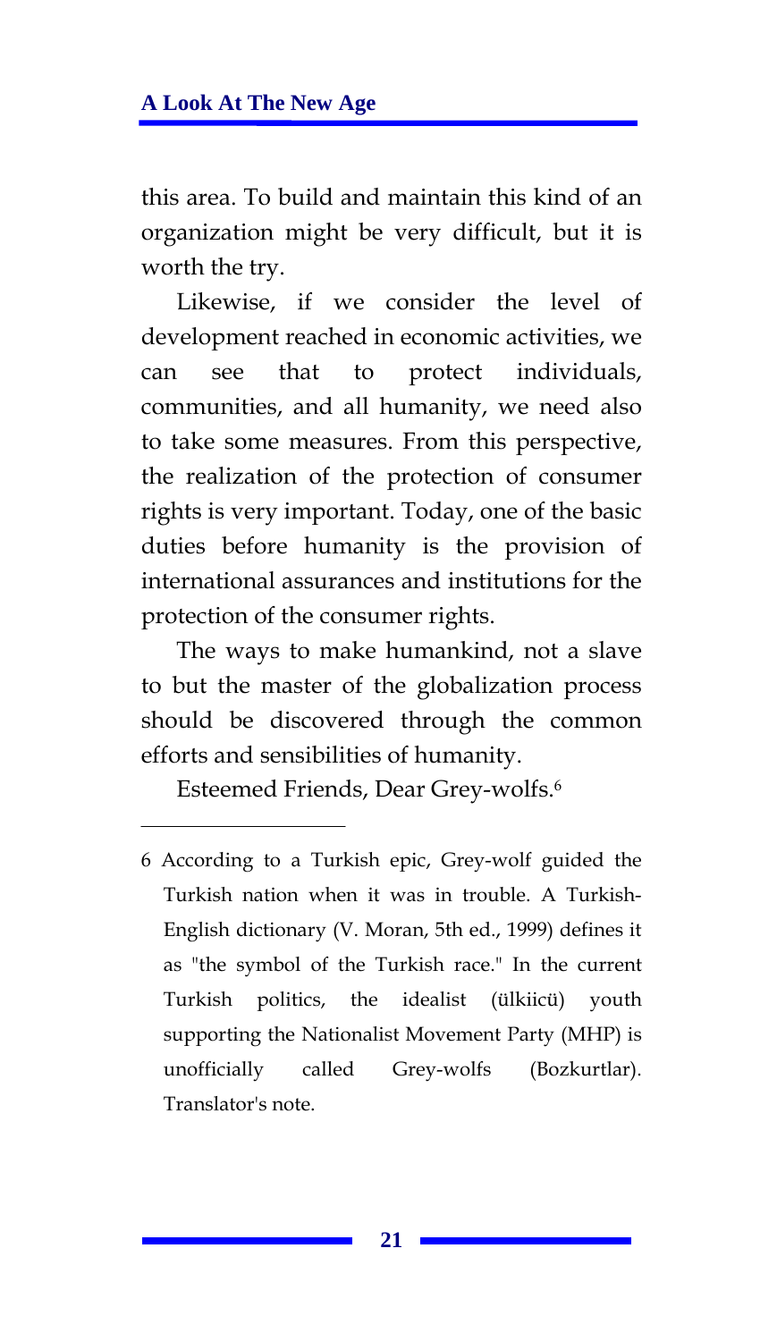this area. To build and maintain this kind of an organization might be very difficult, but it is worth the try.

Likewise, if we consider the level of development reached in economic activities, we can see that to protect individuals, communities, and all humanity, we need also to take some measures. From this perspective, the realization of the protection of consumer rights is very important. Today, one of the basic duties before humanity is the provision of international assurances and institutions for the protection of the consumer rights.

The ways to make humankind, not a slave to but the master of the globalization process should be discovered through the common efforts and sensibilities of humanity.

Esteemed Friends, Dear Grey-wolfs.[6]

---

6 According to a Turkish epic, Grey-wolf guided the Turkish nation when it was in trouble. A Turkish-English dictionary (V. Moran, 5th ed., 1999) defines it as "the symbol of the Turkish race." In the current Turkish politics, the idealist (ülkiicü) youth supporting the Nationalist Movement Party (MHP) is unofficially called Grey-wolfs (Bozkurtlar). Translator's note.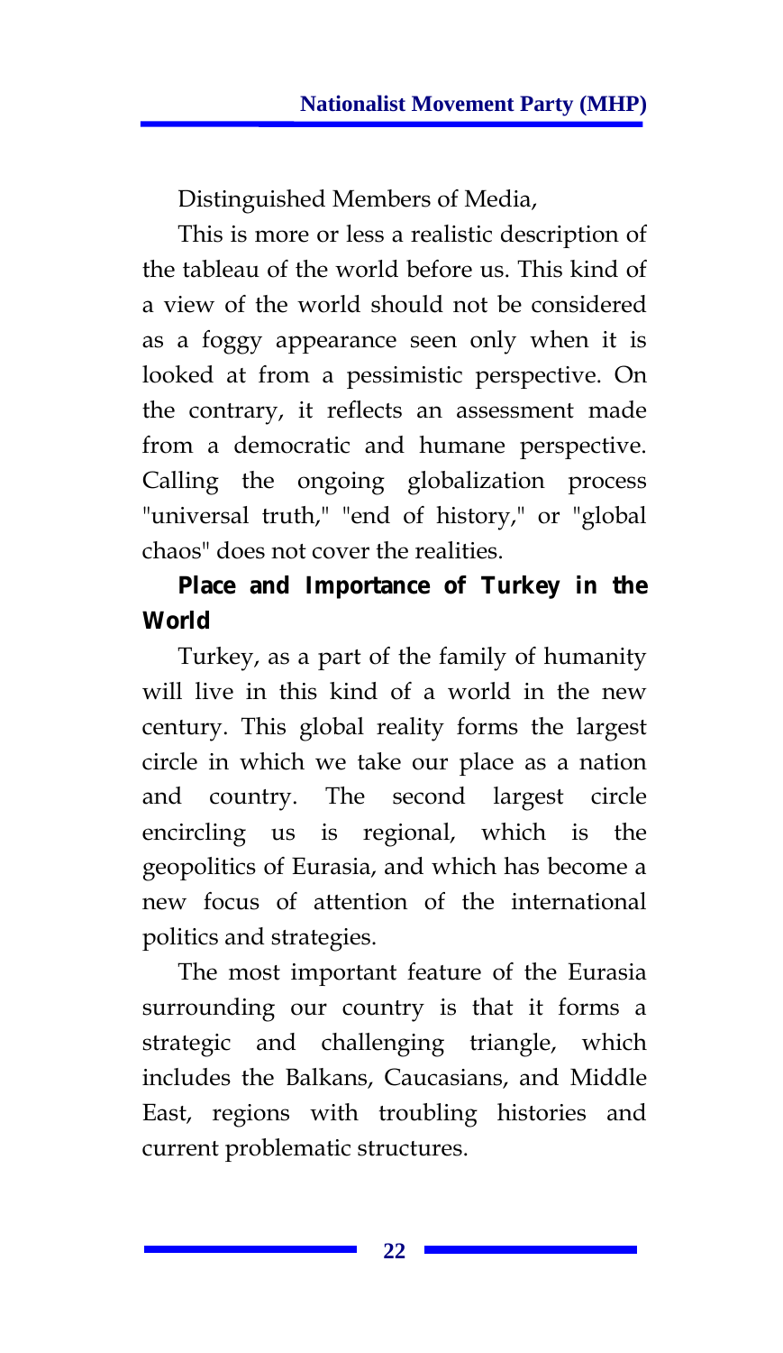Distinguished Members of Media,

This is more or less a realistic description of the tableau of the world before us. This kind of a view of the world should not be considered as a foggy appearance seen only when it is looked at from a pessimistic perspective. On the contrary, it reflects an assessment made from a democratic and humane perspective. Calling the ongoing globalization process "universal truth," "end of history," or "global chaos" does not cover the realities.

## Place and Importance of Turkey in the World

Turkey, as a part of the family of humanity will live in this kind of a world in the new century. This global reality forms the largest circle in which we take our place as a nation and country. The second largest circle encircling us is regional, which is the geopolitics of Eurasia, and which has become a new focus of attention of the international politics and strategies.

The most important feature of the Eurasia surrounding our country is that it forms a strategic and challenging triangle, which includes the Balkans, Caucasians, and Middle East, regions with troubling histories and current problematic structures.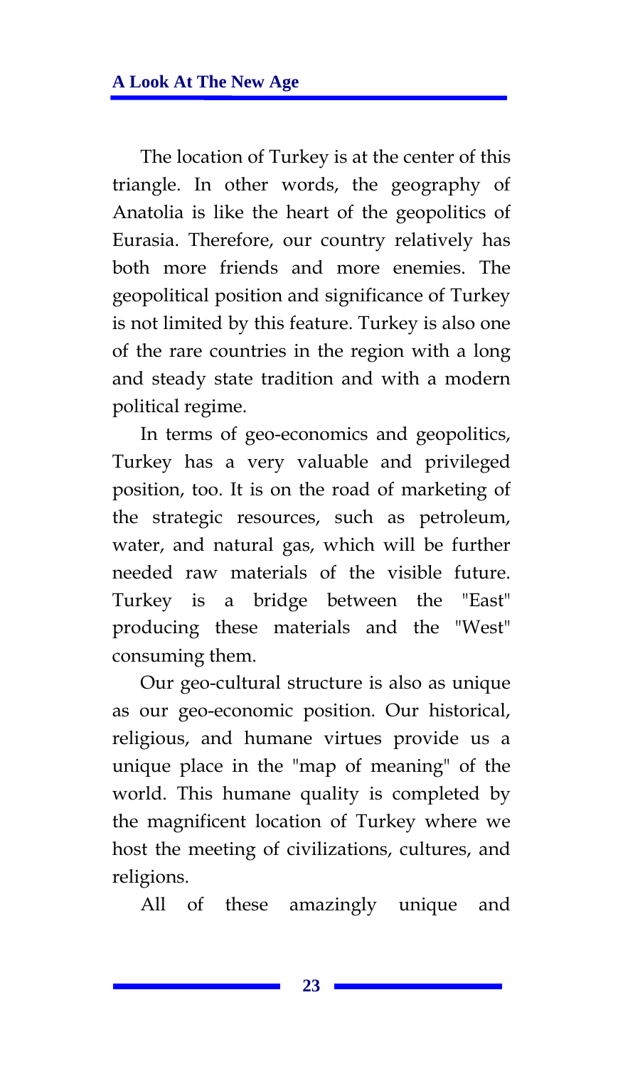The location of Turkey is at the center of this triangle. In other words, the geography of Anatolia is like the heart of the geopolitics of Eurasia. Therefore, our country relatively has both more friends and more enemies. The geopolitical position and significance of Turkey is not limited by this feature. Turkey is also one of the rare countries in the region with a long and steady state tradition and with a modern political regime.

In terms of geo-economics and geopolitics, Turkey has a very valuable and privileged position, too. It is on the road of marketing of the strategic resources, such as petroleum, water, and natural gas, which will be further needed raw materials of the visible future. Turkey is a bridge between the "East" producing these materials and the "West" consuming them.

Our geo-cultural structure is also as unique as our geo-economic position. Our historical, religious, and humane virtues provide us a unique place in the "map of meaning" of the world. This humane quality is completed by the magnificent location of Turkey where we host the meeting of civilizations, cultures, and religions.

All of these amazingly unique and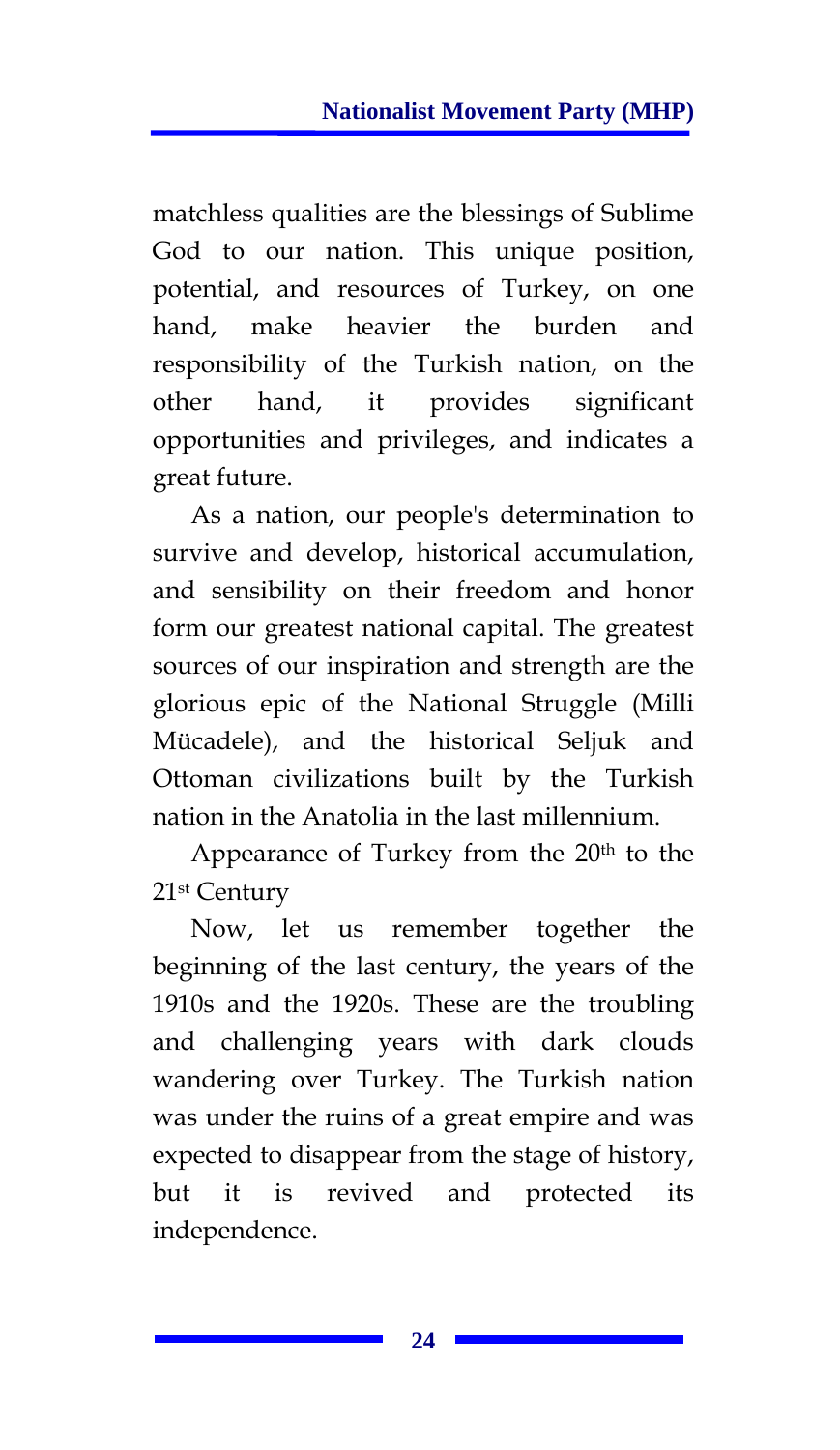matchless qualities are the blessings of Sublime God to our nation. This unique position, potential, and resources of Turkey, on one hand, make heavier the burden and responsibility of the Turkish nation, on the other hand, it provides significant opportunities and privileges, and indicates a great future.

As a nation, our people's determination to survive and develop, historical accumulation, and sensibility on their freedom and honor form our greatest national capital. The greatest sources of our inspiration and strength are the glorious epic of the National Struggle (Milli Mücadele), and the historical Seljuk and Ottoman civilizations built by the Turkish nation in the Anatolia in the last millennium.

Appearance of Turkey from the 20th to the 21st Century

Now, let us remember together the beginning of the last century, the years of the 1910s and the 1920s. These are the troubling and challenging years with dark clouds wandering over Turkey. The Turkish nation was under the ruins of a great empire and was expected to disappear from the stage of history, but it is revived and protected its independence.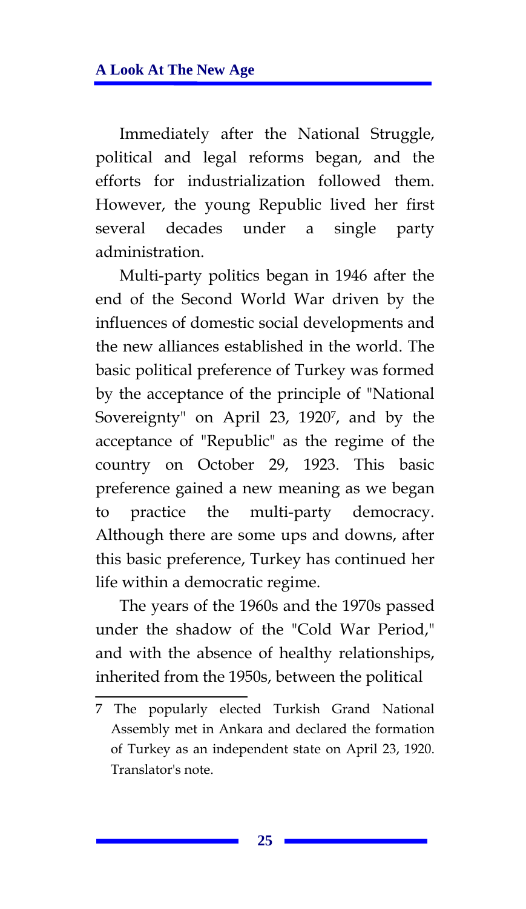Immediately after the National Struggle, political and legal reforms began, and the efforts for industrialization followed them. However, the young Republic lived her first several decades under a single party administration.

Multi-party politics began in 1946 after the end of the Second World War driven by the influences of domestic social developments and the new alliances established in the world. The basic political preference of Turkey was formed by the acceptance of the principle of "National Sovereignty" on April 23, 1920[7], and by the acceptance of "Republic" as the regime of the country on October 29, 1923. This basic preference gained a new meaning as we began to practice the multi-party democracy. Although there are some ups and downs, after this basic preference, Turkey has continued her life within a democratic regime.

The years of the 1960s and the 1970s passed under the shadow of the "Cold War Period," and with the absence of healthy relationships, inherited from the 1950s, between the political

---

7 The popularly elected Turkish Grand National Assembly met in Ankara and declared the formation of Turkey as an independent state on April 23, 1920. Translator's note.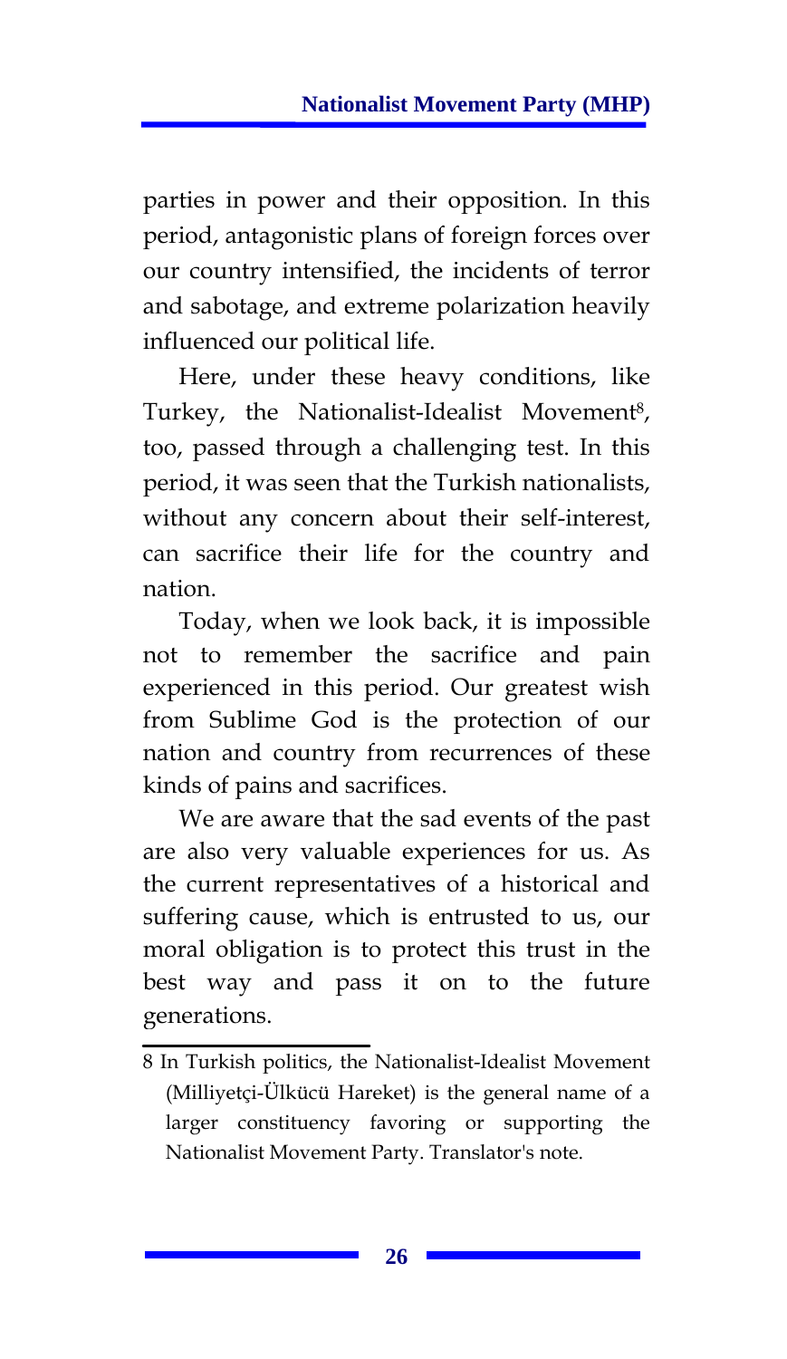parties in power and their opposition. In this period, antagonistic plans of foreign forces over our country intensified, the incidents of terror and sabotage, and extreme polarization heavily influenced our political life.

Here, under these heavy conditions, like Turkey, the Nationalist-Idealist Movement[8], too, passed through a challenging test. In this period, it was seen that the Turkish nationalists, without any concern about their self-interest, can sacrifice their life for the country and nation.

Today, when we look back, it is impossible not to remember the sacrifice and pain experienced in this period. Our greatest wish from Sublime God is the protection of our nation and country from recurrences of these kinds of pains and sacrifices.

We are aware that the sad events of the past are also very valuable experiences for us. As the current representatives of a historical and suffering cause, which is entrusted to us, our moral obligation is to protect this trust in the best way and pass it on to the future generations.

---

8 In Turkish politics, the Nationalist-Idealist Movement (Milliyetçi-Ülkücü Hareket) is the general name of a larger constituency favoring or supporting the Nationalist Movement Party. Translator's note.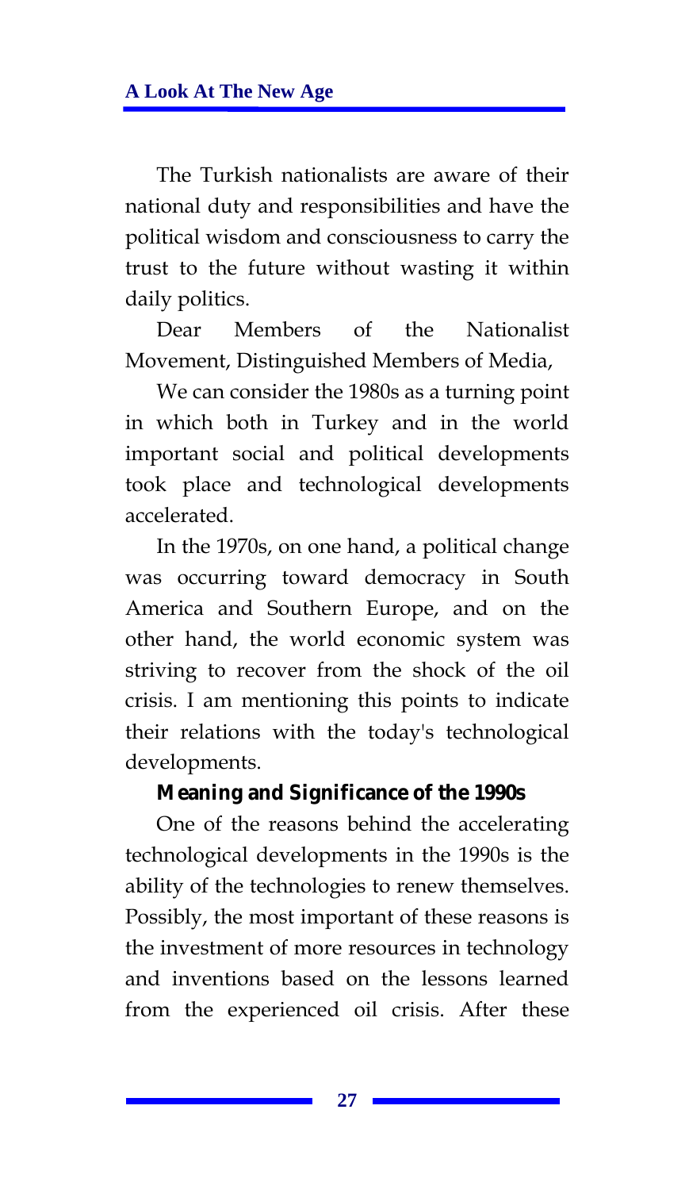The Turkish nationalists are aware of their national duty and responsibilities and have the political wisdom and consciousness to carry the trust to the future without wasting it within daily politics.

Dear Members of the Nationalist Movement, Distinguished Members of Media,

We can consider the 1980s as a turning point in which both in Turkey and in the world important social and political developments took place and technological developments accelerated.

In the 1970s, on one hand, a political change was occurring toward democracy in South America and Southern Europe, and on the other hand, the world economic system was striving to recover from the shock of the oil crisis. I am mentioning this points to indicate their relations with the today's technological developments.

**Meaning and Significance of the 1990s**

One of the reasons behind the accelerating technological developments in the 1990s is the ability of the technologies to renew themselves. Possibly, the most important of these reasons is the investment of more resources in technology and inventions based on the lessons learned from the experienced oil crisis. After these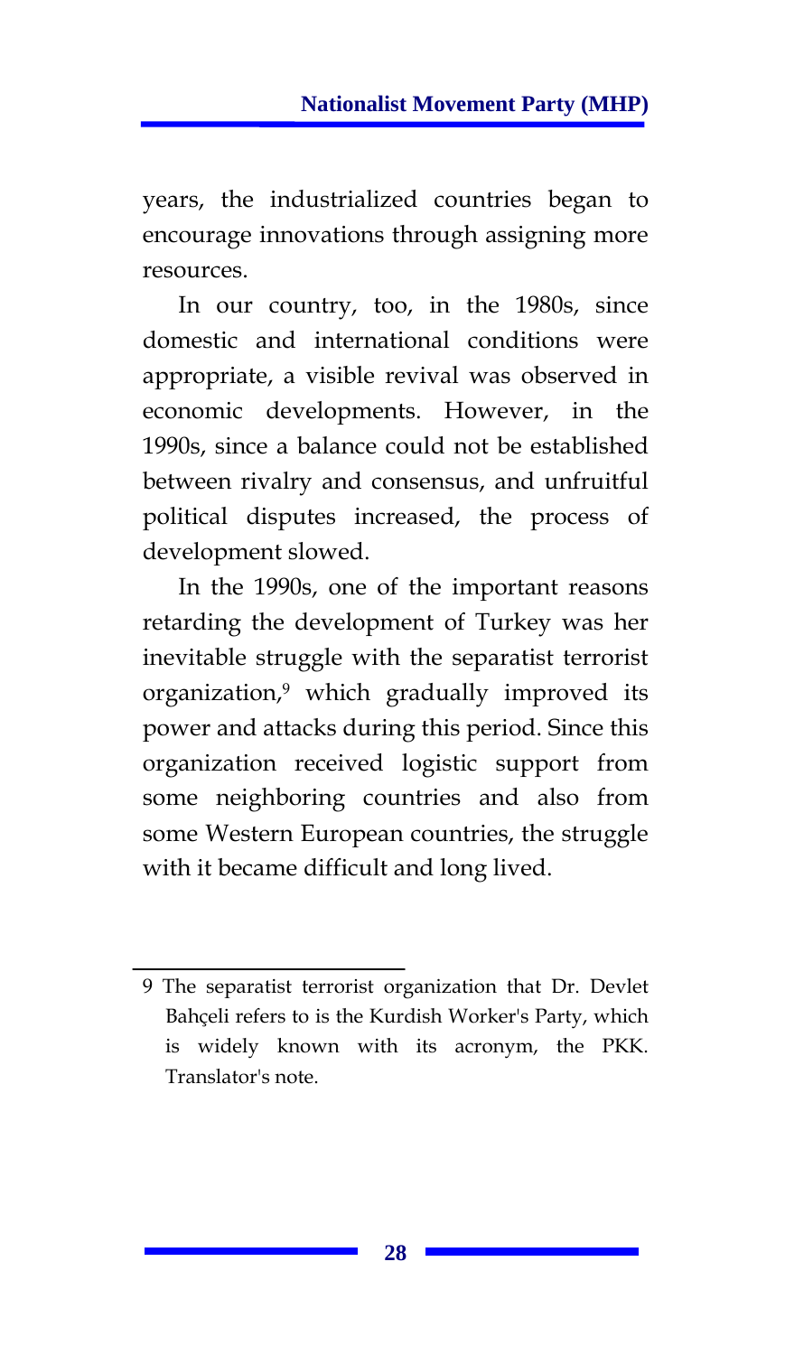years, the industrialized countries began to encourage innovations through assigning more resources.

In our country, too, in the 1980s, since domestic and international conditions were appropriate, a visible revival was observed in economic developments. However, in the 1990s, since a balance could not be established between rivalry and consensus, and unfruitful political disputes increased, the process of development slowed.

In the 1990s, one of the important reasons retarding the development of Turkey was her inevitable struggle with the separatist terrorist organization,[9] which gradually improved its power and attacks during this period. Since this organization received logistic support from some neighboring countries and also from some Western European countries, the struggle with it became difficult and long lived.

---

9 The separatist terrorist organization that Dr. Devlet Bahçeli refers to is the Kurdish Worker's Party, which is widely known with its acronym, the PKK. Translator's note.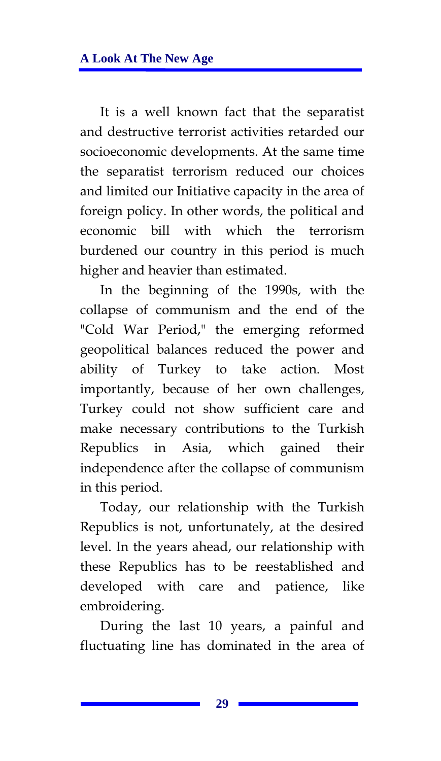It is a well known fact that the separatist and destructive terrorist activities retarded our socioeconomic developments. At the same time the separatist terrorism reduced our choices and limited our Initiative capacity in the area of foreign policy. In other words, the political and economic bill with which the terrorism burdened our country in this period is much higher and heavier than estimated.

In the beginning of the 1990s, with the collapse of communism and the end of the "Cold War Period," the emerging reformed geopolitical balances reduced the power and ability of Turkey to take action. Most importantly, because of her own challenges, Turkey could not show sufficient care and make necessary contributions to the Turkish Republics in Asia, which gained their independence after the collapse of communism in this period.

Today, our relationship with the Turkish Republics is not, unfortunately, at the desired level. In the years ahead, our relationship with these Republics has to be reestablished and developed with care and patience, like embroidering.

During the last 10 years, a painful and fluctuating line has dominated in the area of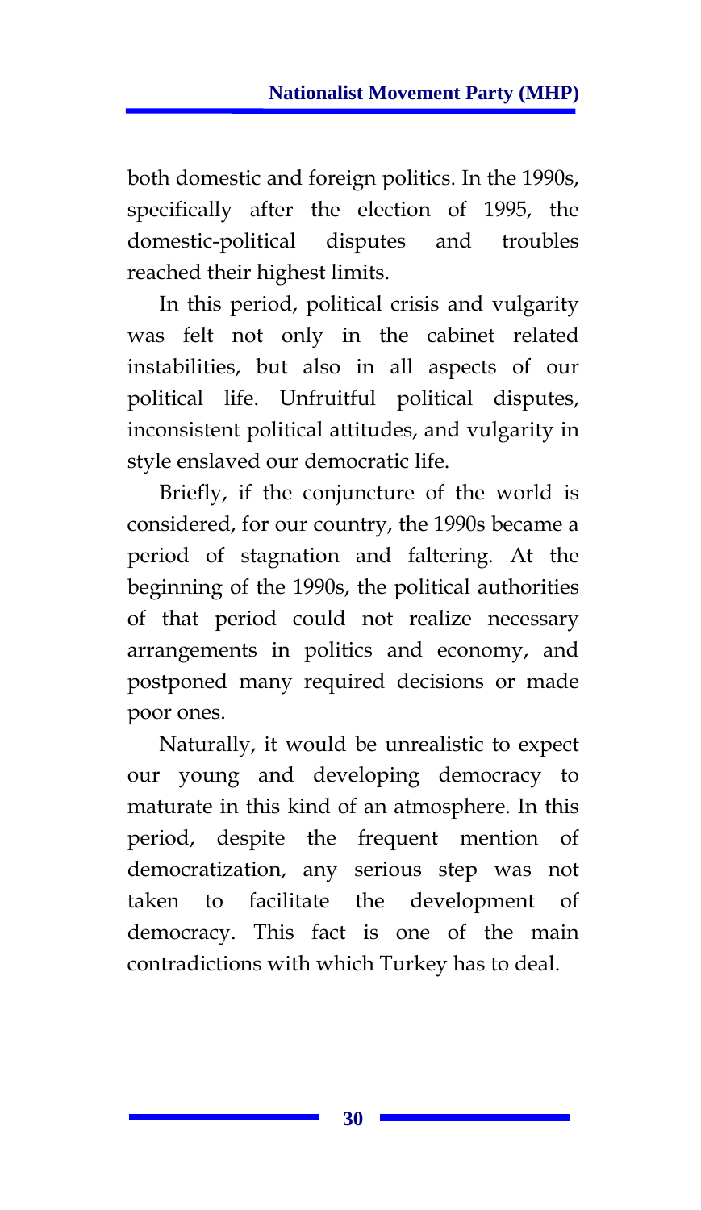both domestic and foreign politics. In the 1990s, specifically after the election of 1995, the domestic-political disputes and troubles reached their highest limits.

In this period, political crisis and vulgarity was felt not only in the cabinet related instabilities, but also in all aspects of our political life. Unfruitful political disputes, inconsistent political attitudes, and vulgarity in style enslaved our democratic life.

Briefly, if the conjuncture of the world is considered, for our country, the 1990s became a period of stagnation and faltering. At the beginning of the 1990s, the political authorities of that period could not realize necessary arrangements in politics and economy, and postponed many required decisions or made poor ones.

Naturally, it would be unrealistic to expect our young and developing democracy to maturate in this kind of an atmosphere. In this period, despite the frequent mention of democratization, any serious step was not taken to facilitate the development of democracy. This fact is one of the main contradictions with which Turkey has to deal.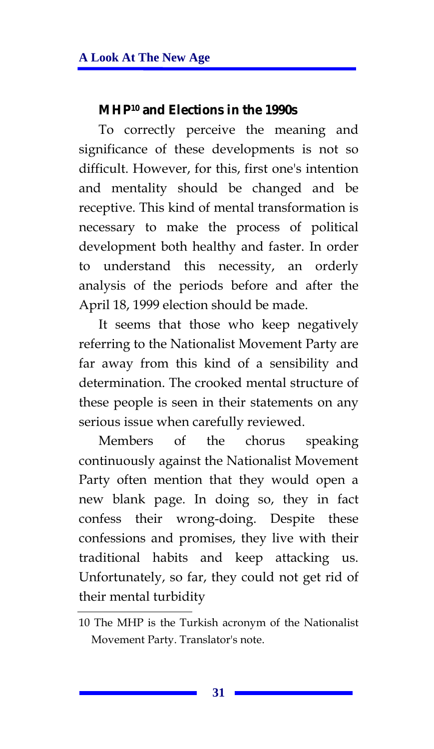## MHP[10] and Elections in the 1990s

To correctly perceive the meaning and significance of these developments is not so difficult. However, for this, first one's intention and mentality should be changed and be receptive. This kind of mental transformation is necessary to make the process of political development both healthy and faster. In order to understand this necessity, an orderly analysis of the periods before and after the April 18, 1999 election should be made.

It seems that those who keep negatively referring to the Nationalist Movement Party are far away from this kind of a sensibility and determination. The crooked mental structure of these people is seen in their statements on any serious issue when carefully reviewed.

Members of the chorus speaking continuously against the Nationalist Movement Party often mention that they would open a new blank page. In doing so, they in fact confess their wrong-doing. Despite these confessions and promises, they live with their traditional habits and keep attacking us. Unfortunately, so far, they could not get rid of their mental turbidity

---

10 The MHP is the Turkish acronym of the Nationalist Movement Party. Translator's note.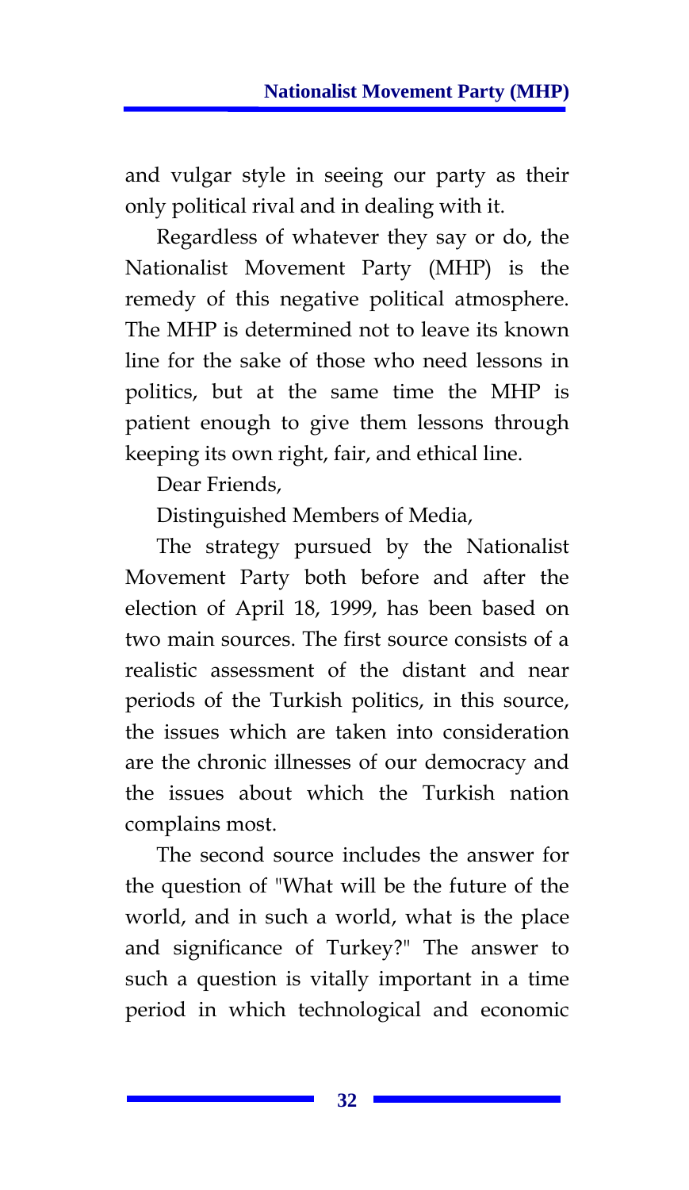and vulgar style in seeing our party as their only political rival and in dealing with it.

Regardless of whatever they say or do, the Nationalist Movement Party (MHP) is the remedy of this negative political atmosphere. The MHP is determined not to leave its known line for the sake of those who need lessons in politics, but at the same time the MHP is patient enough to give them lessons through keeping its own right, fair, and ethical line.

Dear Friends,

Distinguished Members of Media,

The strategy pursued by the Nationalist Movement Party both before and after the election of April 18, 1999, has been based on two main sources. The first source consists of a realistic assessment of the distant and near periods of the Turkish politics, in this source, the issues which are taken into consideration are the chronic illnesses of our democracy and the issues about which the Turkish nation complains most.

The second source includes the answer for the question of "What will be the future of the world, and in such a world, what is the place and significance of Turkey?" The answer to such a question is vitally important in a time period in which technological and economic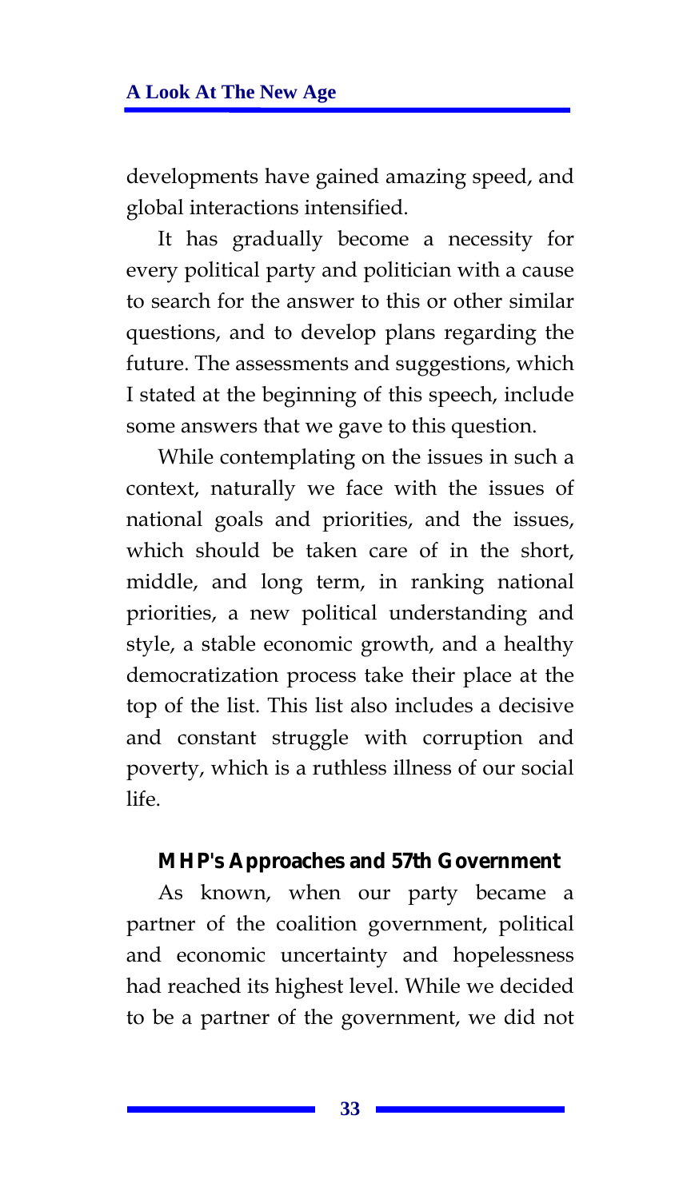developments have gained amazing speed, and global interactions intensified.

It has gradually become a necessity for every political party and politician with a cause to search for the answer to this or other similar questions, and to develop plans regarding the future. The assessments and suggestions, which I stated at the beginning of this speech, include some answers that we gave to this question.

While contemplating on the issues in such a context, naturally we face with the issues of national goals and priorities, and the issues, which should be taken care of in the short, middle, and long term, in ranking national priorities, a new political understanding and style, a stable economic growth, and a healthy democratization process take their place at the top of the list. This list also includes a decisive and constant struggle with corruption and poverty, which is a ruthless illness of our social life.

### MHP's Approaches and 57th Government

As known, when our party became a partner of the coalition government, political and economic uncertainty and hopelessness had reached its highest level. While we decided to be a partner of the government, we did not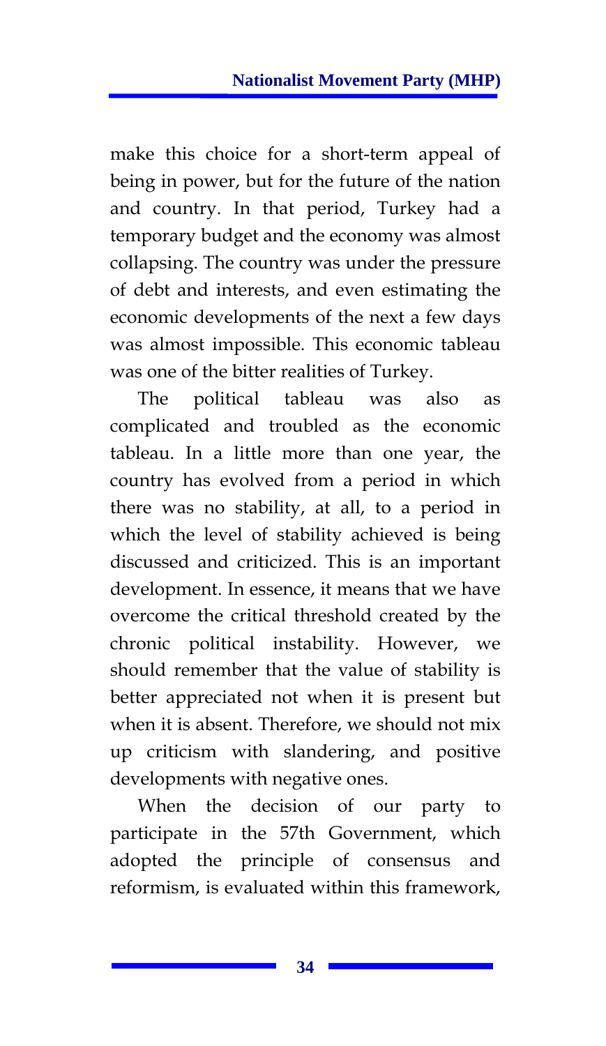make this choice for a short-term appeal of being in power, but for the future of the nation and country. In that period, Turkey had a temporary budget and the economy was almost collapsing. The country was under the pressure of debt and interests, and even estimating the economic developments of the next a few days was almost impossible. This economic tableau was one of the bitter realities of Turkey.

The political tableau was also as complicated and troubled as the economic tableau. In a little more than one year, the country has evolved from a period in which there was no stability, at all, to a period in which the level of stability achieved is being discussed and criticized. This is an important development. In essence, it means that we have overcome the critical threshold created by the chronic political instability. However, we should remember that the value of stability is better appreciated not when it is present but when it is absent. Therefore, we should not mix up criticism with slandering, and positive developments with negative ones.

When the decision of our party to participate in the 57th Government, which adopted the principle of consensus and reformism, is evaluated within this framework,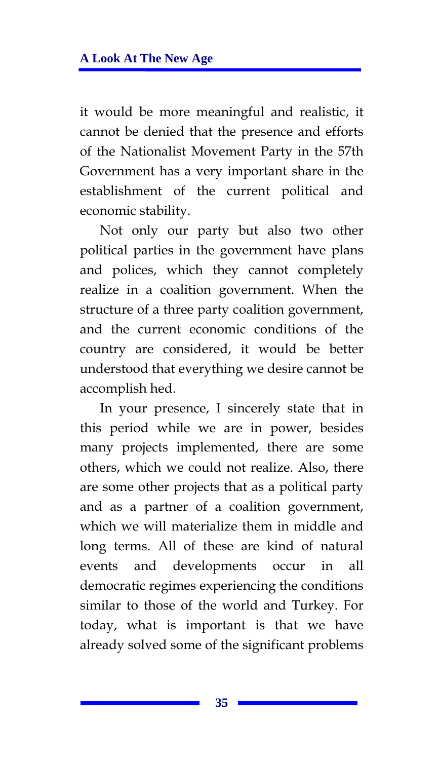it would be more meaningful and realistic, it cannot be denied that the presence and efforts of the Nationalist Movement Party in the 57th Government has a very important share in the establishment of the current political and economic stability.

Not only our party but also two other political parties in the government have plans and polices, which they cannot completely realize in a coalition government. When the structure of a three party coalition government, and the current economic conditions of the country are considered, it would be better understood that everything we desire cannot be accomplish hed.

In your presence, I sincerely state that in this period while we are in power, besides many projects implemented, there are some others, which we could not realize. Also, there are some other projects that as a political party and as a partner of a coalition government, which we will materialize them in middle and long terms. All of these are kind of natural events and developments occur in all democratic regimes experiencing the conditions similar to those of the world and Turkey. For today, what is important is that we have already solved some of the significant problems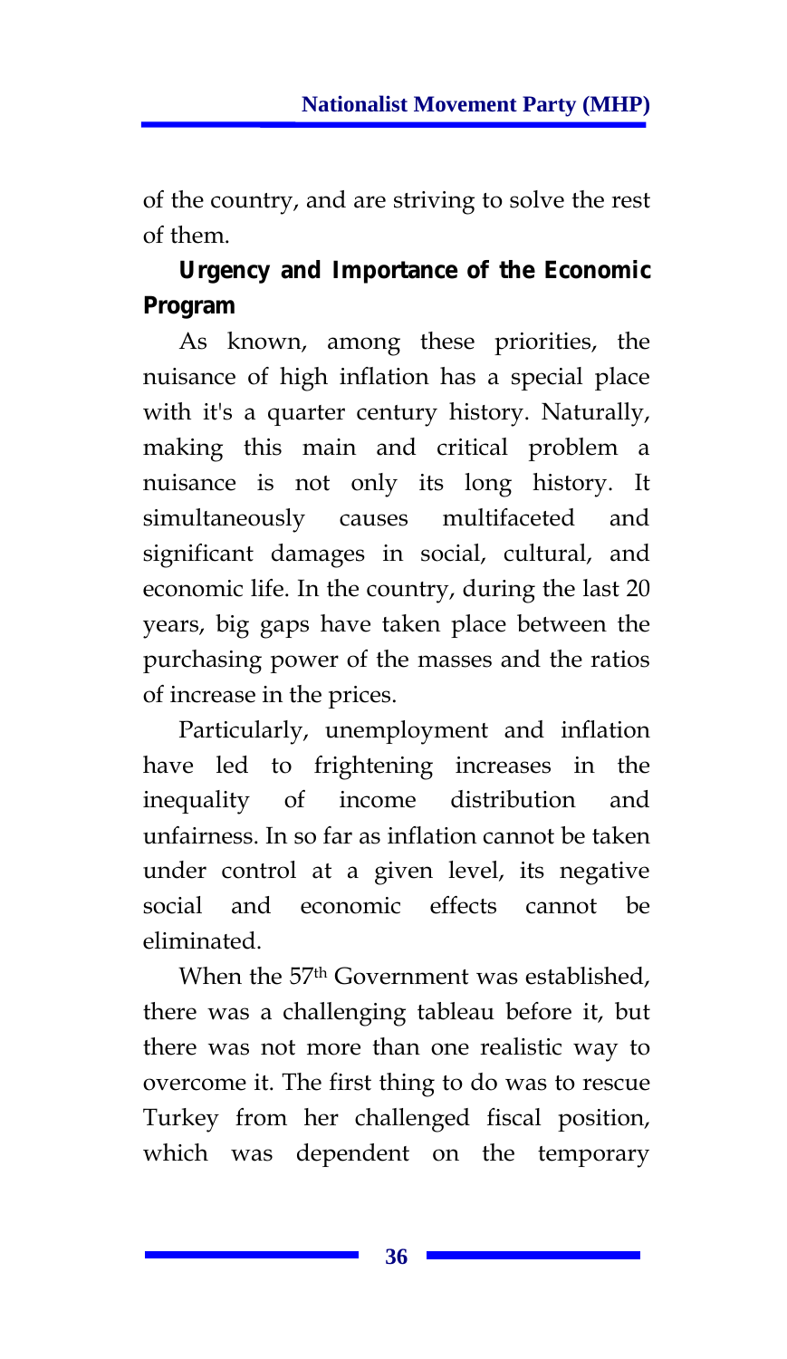of the country, and are striving to solve the rest of them.

**Urgency and Importance of the Economic Program**

As known, among these priorities, the nuisance of high inflation has a special place with it's a quarter century history. Naturally, making this main and critical problem a nuisance is not only its long history. It simultaneously causes multifaceted and significant damages in social, cultural, and economic life. In the country, during the last 20 years, big gaps have taken place between the purchasing power of the masses and the ratios of increase in the prices.

Particularly, unemployment and inflation have led to frightening increases in the inequality of income distribution and unfairness. In so far as inflation cannot be taken under control at a given level, its negative social and economic effects cannot be eliminated.

When the 57th Government was established, there was a challenging tableau before it, but there was not more than one realistic way to overcome it. The first thing to do was to rescue Turkey from her challenged fiscal position, which was dependent on the temporary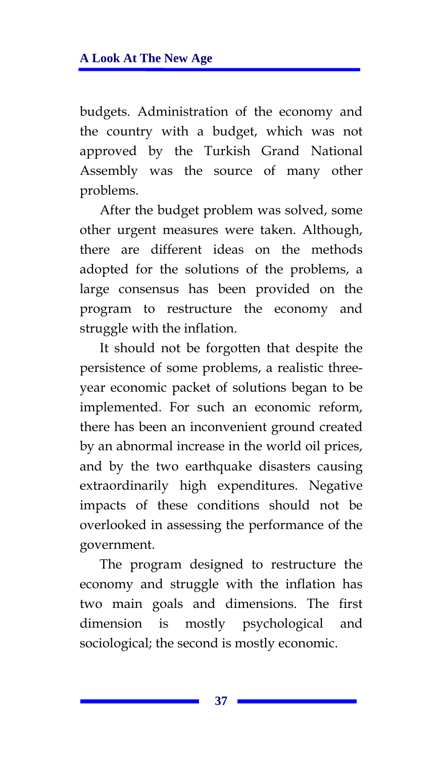budgets. Administration of the economy and the country with a budget, which was not approved by the Turkish Grand National Assembly was the source of many other problems.

After the budget problem was solved, some other urgent measures were taken. Although, there are different ideas on the methods adopted for the solutions of the problems, a large consensus has been provided on the program to restructure the economy and struggle with the inflation.

It should not be forgotten that despite the persistence of some problems, a realistic three-year economic packet of solutions began to be implemented. For such an economic reform, there has been an inconvenient ground created by an abnormal increase in the world oil prices, and by the two earthquake disasters causing extraordinarily high expenditures. Negative impacts of these conditions should not be overlooked in assessing the performance of the government.

The program designed to restructure the economy and struggle with the inflation has two main goals and dimensions. The first dimension is mostly psychological and sociological; the second is mostly economic.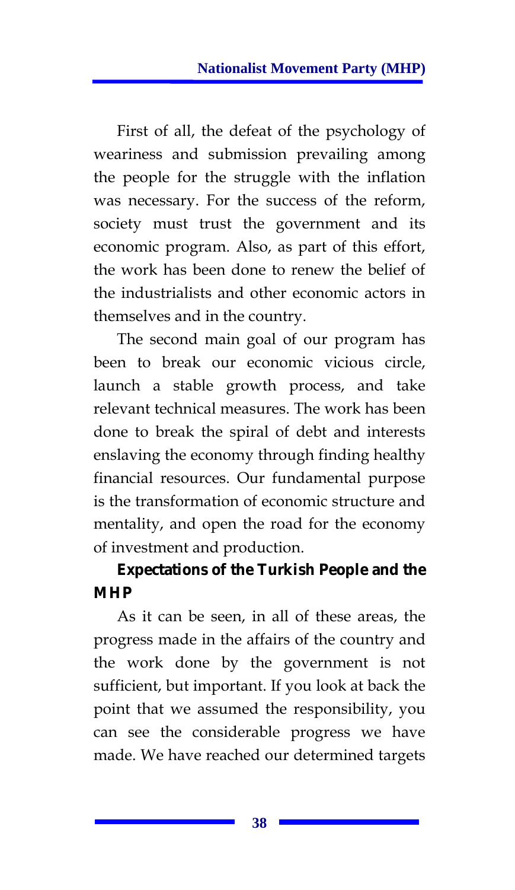First of all, the defeat of the psychology of weariness and submission prevailing among the people for the struggle with the inflation was necessary. For the success of the reform, society must trust the government and its economic program. Also, as part of this effort, the work has been done to renew the belief of the industrialists and other economic actors in themselves and in the country.

The second main goal of our program has been to break our economic vicious circle, launch a stable growth process, and take relevant technical measures. The work has been done to break the spiral of debt and interests enslaving the economy through finding healthy financial resources. Our fundamental purpose is the transformation of economic structure and mentality, and open the road for the economy of investment and production.

### Expectations of the Turkish People and the MHP

As it can be seen, in all of these areas, the progress made in the affairs of the country and the work done by the government is not sufficient, but important. If you look at back the point that we assumed the responsibility, you can see the considerable progress we have made. We have reached our determined targets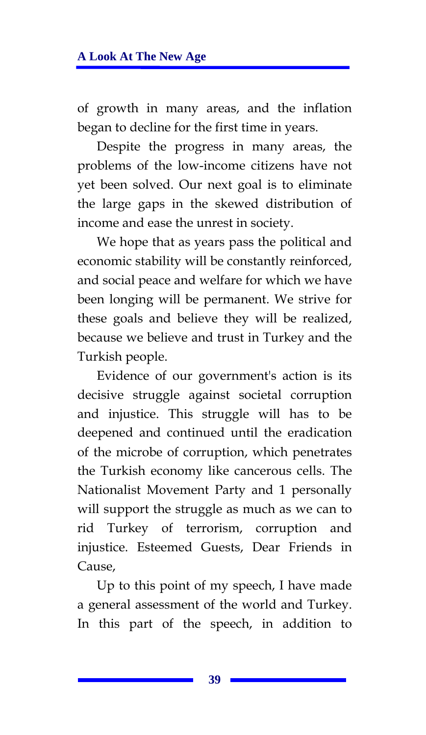of growth in many areas, and the inflation began to decline for the first time in years.

Despite the progress in many areas, the problems of the low-income citizens have not yet been solved. Our next goal is to eliminate the large gaps in the skewed distribution of income and ease the unrest in society.

We hope that as years pass the political and economic stability will be constantly reinforced, and social peace and welfare for which we have been longing will be permanent. We strive for these goals and believe they will be realized, because we believe and trust in Turkey and the Turkish people.

Evidence of our government's action is its decisive struggle against societal corruption and injustice. This struggle will has to be deepened and continued until the eradication of the microbe of corruption, which penetrates the Turkish economy like cancerous cells. The Nationalist Movement Party and 1 personally will support the struggle as much as we can to rid Turkey of terrorism, corruption and injustice. Esteemed Guests, Dear Friends in Cause,

Up to this point of my speech, I have made a general assessment of the world and Turkey. In this part of the speech, in addition to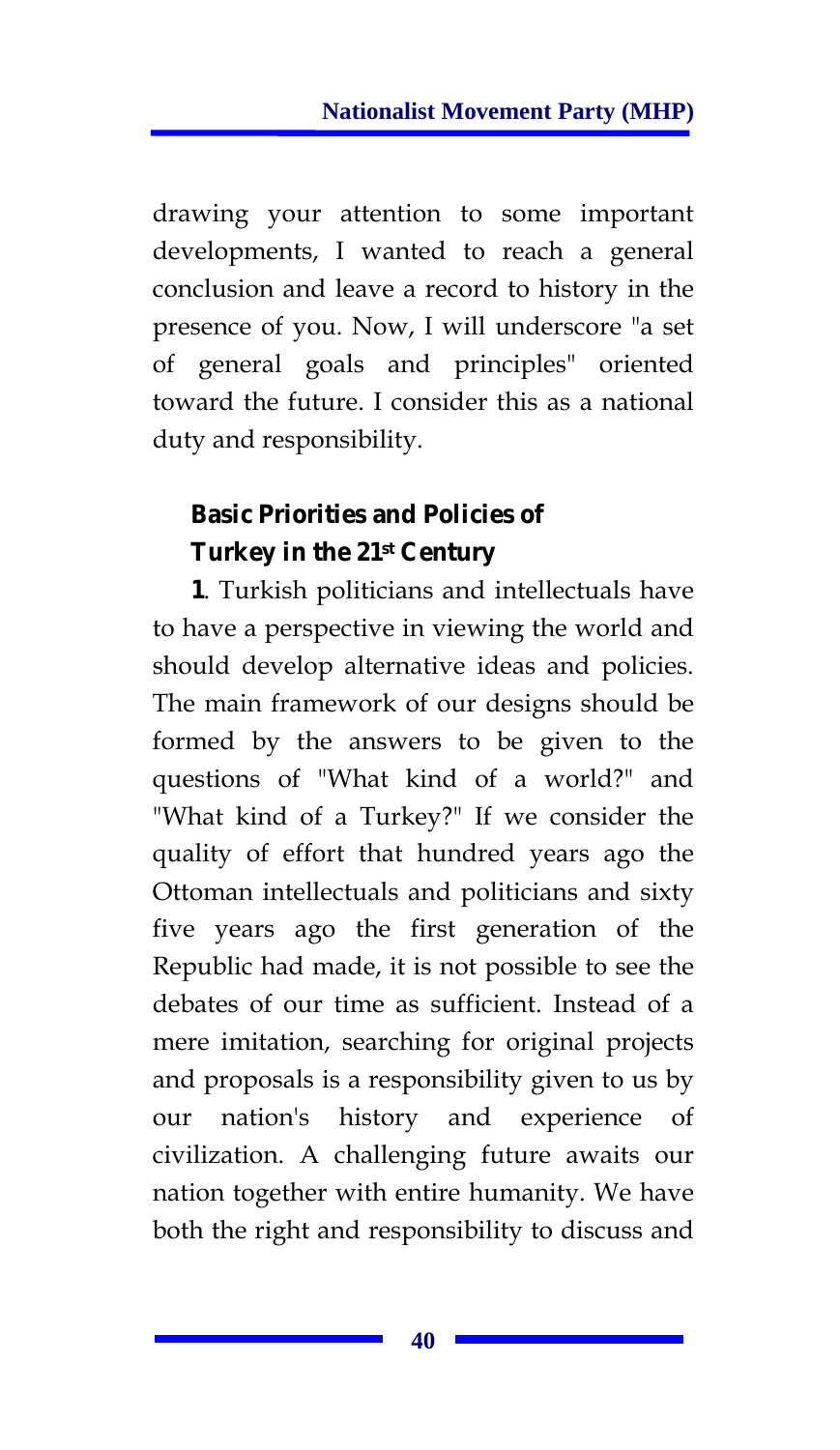drawing your attention to some important developments, I wanted to reach a general conclusion and leave a record to history in the presence of you. Now, I will underscore "a set of general goals and principles" oriented toward the future. I consider this as a national duty and responsibility.

### Basic Priorities and Policies of Turkey in the 21st Century

**1**. Turkish politicians and intellectuals have to have a perspective in viewing the world and should develop alternative ideas and policies. The main framework of our designs should be formed by the answers to be given to the questions of "What kind of a world?" and "What kind of a Turkey?" If we consider the quality of effort that hundred years ago the Ottoman intellectuals and politicians and sixty five years ago the first generation of the Republic had made, it is not possible to see the debates of our time as sufficient. Instead of a mere imitation, searching for original projects and proposals is a responsibility given to us by our nation's history and experience of civilization. A challenging future awaits our nation together with entire humanity. We have both the right and responsibility to discuss and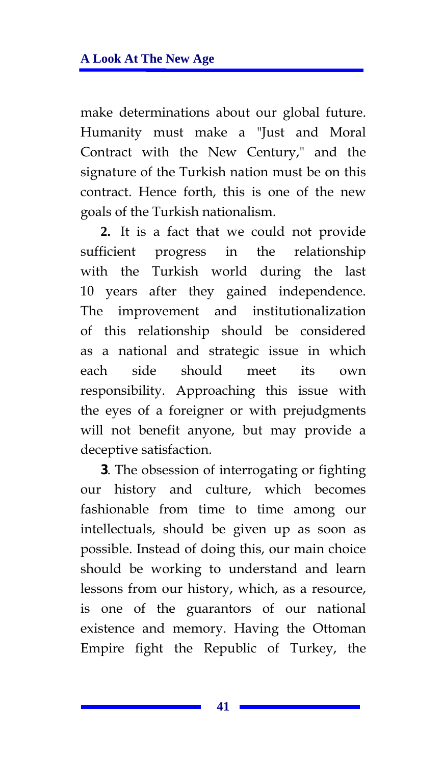make determinations about our global future. Humanity must make a "Just and Moral Contract with the New Century," and the signature of the Turkish nation must be on this contract. Hence forth, this is one of the new goals of the Turkish nationalism.

**2.** It is a fact that we could not provide sufficient progress in the relationship with the Turkish world during the last 10 years after they gained independence. The improvement and institutionalization of this relationship should be considered as a national and strategic issue in which each side should meet its own responsibility. Approaching this issue with the eyes of a foreigner or with prejudgments will not benefit anyone, but may provide a deceptive satisfaction.

**3**. The obsession of interrogating or fighting our history and culture, which becomes fashionable from time to time among our intellectuals, should be given up as soon as possible. Instead of doing this, our main choice should be working to understand and learn lessons from our history, which, as a resource, is one of the guarantors of our national existence and memory. Having the Ottoman Empire fight the Republic of Turkey, the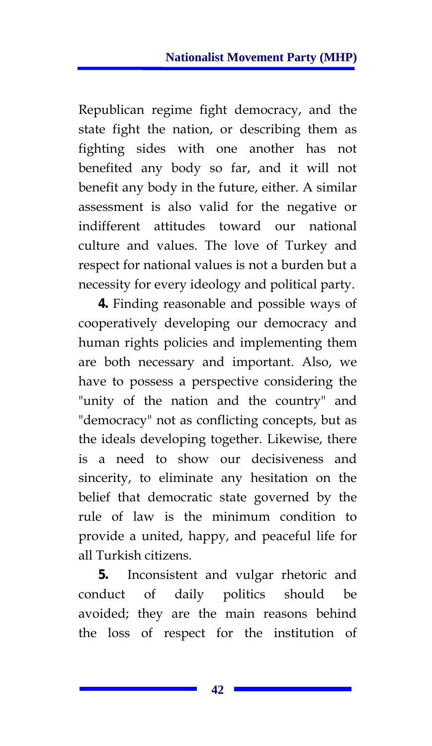Republican regime fight democracy, and the state fight the nation, or describing them as fighting sides with one another has not benefited any body so far, and it will not benefit any body in the future, either. A similar assessment is also valid for the negative or indifferent attitudes toward our national culture and values. The love of Turkey and respect for national values is not a burden but a necessity for every ideology and political party.

**4.** Finding reasonable and possible ways of cooperatively developing our democracy and human rights policies and implementing them are both necessary and important. Also, we have to possess a perspective considering the "unity of the nation and the country" and "democracy" not as conflicting concepts, but as the ideals developing together. Likewise, there is a need to show our decisiveness and sincerity, to eliminate any hesitation on the belief that democratic state governed by the rule of law is the minimum condition to provide a united, happy, and peaceful life for all Turkish citizens.

**5.** Inconsistent and vulgar rhetoric and conduct of daily politics should be avoided; they are the main reasons behind the loss of respect for the institution of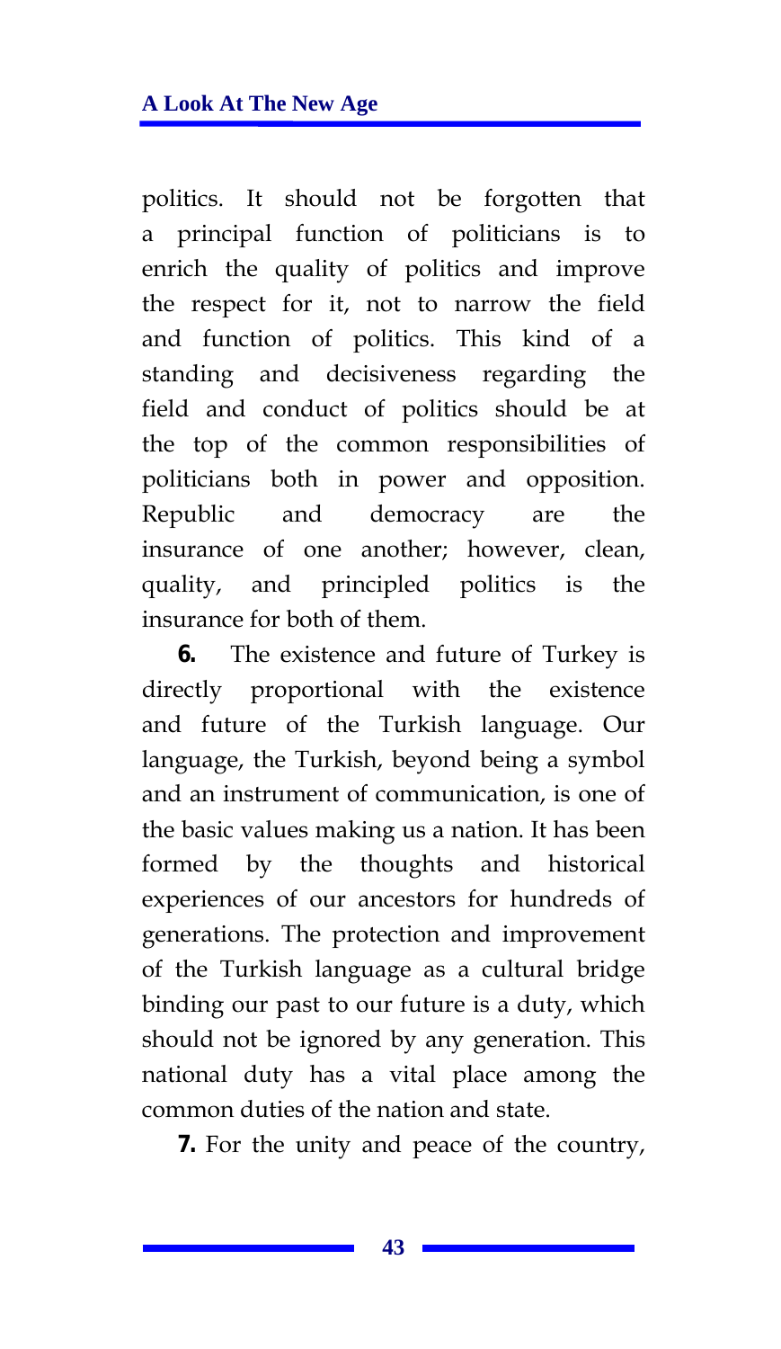politics. It should not be forgotten that a principal function of politicians is to enrich the quality of politics and improve the respect for it, not to narrow the field and function of politics. This kind of a standing and decisiveness regarding the field and conduct of politics should be at the top of the common responsibilities of politicians both in power and opposition. Republic and democracy are the insurance of one another; however, clean, quality, and principled politics is the insurance for both of them.

**6.** The existence and future of Turkey is directly proportional with the existence and future of the Turkish language. Our language, the Turkish, beyond being a symbol and an instrument of communication, is one of the basic values making us a nation. It has been formed by the thoughts and historical experiences of our ancestors for hundreds of generations. The protection and improvement of the Turkish language as a cultural bridge binding our past to our future is a duty, which should not be ignored by any generation. This national duty has a vital place among the common duties of the nation and state.

**7.** For the unity and peace of the country,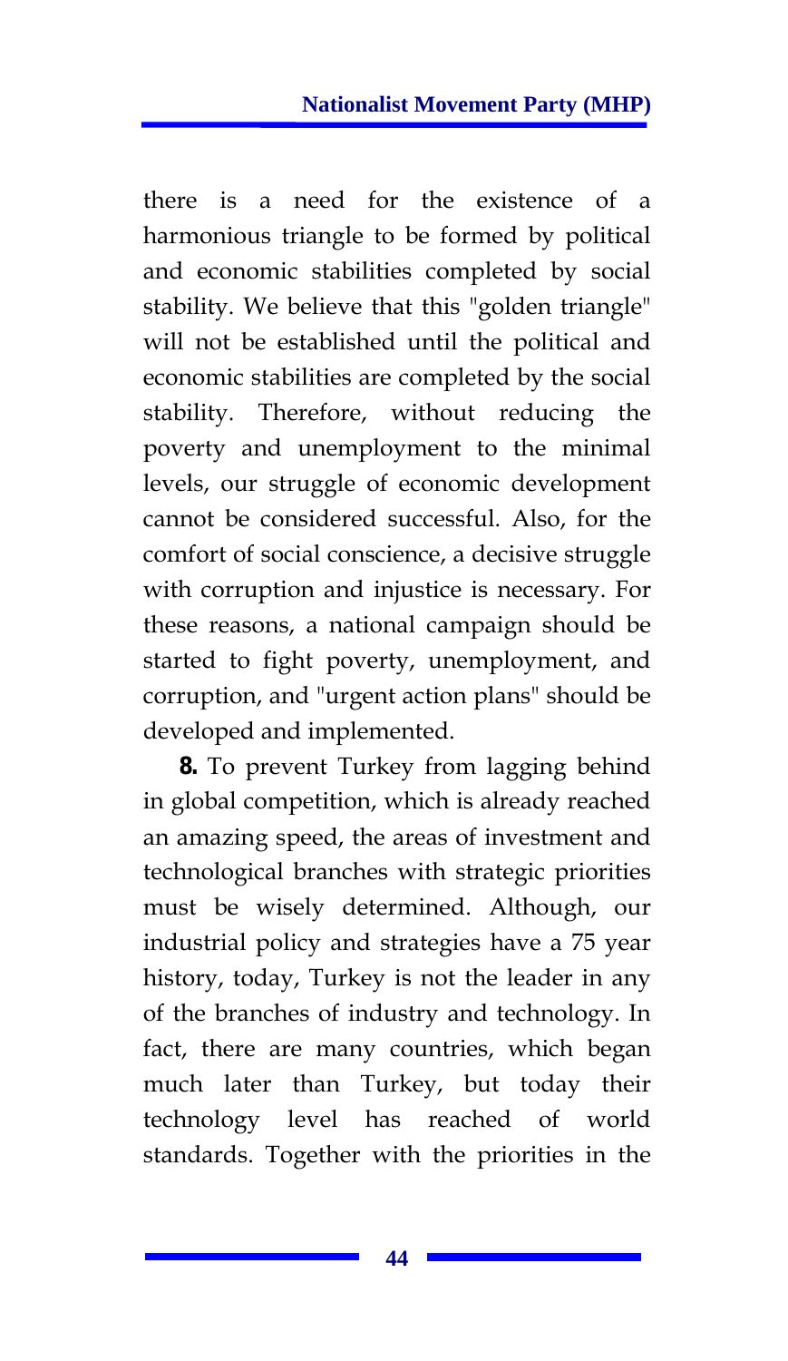there is a need for the existence of a harmonious triangle to be formed by political and economic stabilities completed by social stability. We believe that this "golden triangle" will not be established until the political and economic stabilities are completed by the social stability. Therefore, without reducing the poverty and unemployment to the minimal levels, our struggle of economic development cannot be considered successful. Also, for the comfort of social conscience, a decisive struggle with corruption and injustice is necessary. For these reasons, a national campaign should be started to fight poverty, unemployment, and corruption, and "urgent action plans" should be developed and implemented.

**8.** To prevent Turkey from lagging behind in global competition, which is already reached an amazing speed, the areas of investment and technological branches with strategic priorities must be wisely determined. Although, our industrial policy and strategies have a 75 year history, today, Turkey is not the leader in any of the branches of industry and technology. In fact, there are many countries, which began much later than Turkey, but today their technology level has reached of world standards. Together with the priorities in the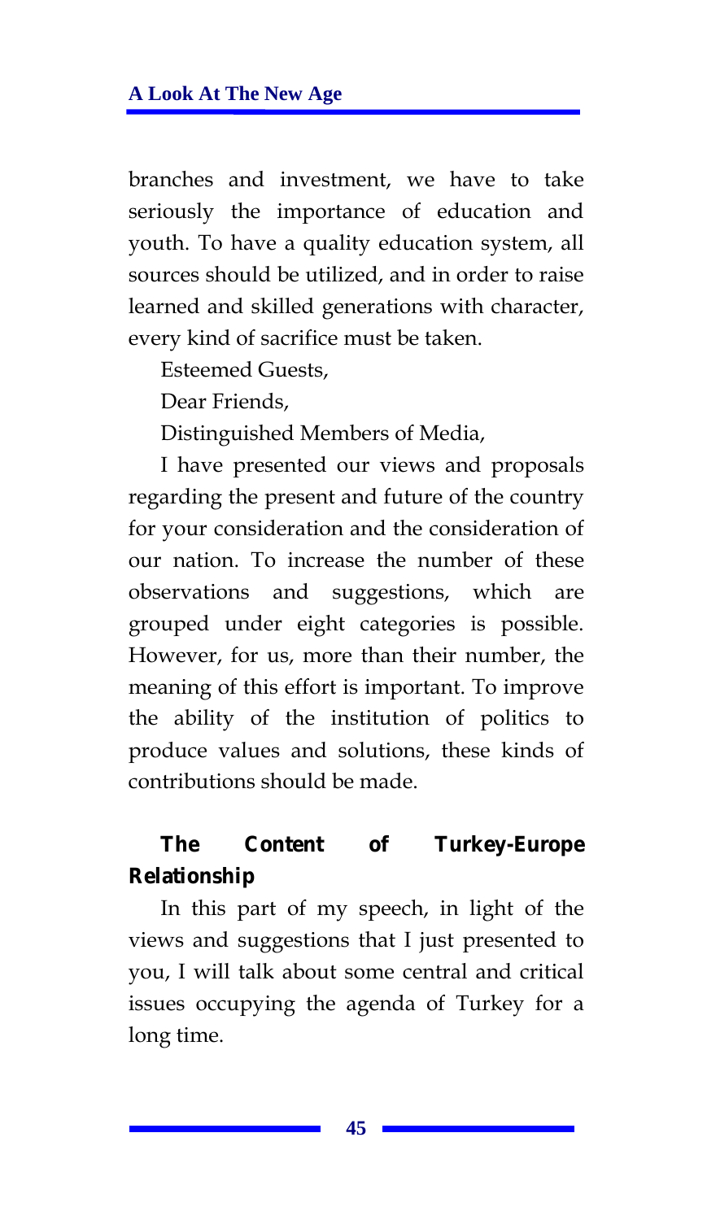branches and investment, we have to take seriously the importance of education and youth. To have a quality education system, all sources should be utilized, and in order to raise learned and skilled generations with character, every kind of sacrifice must be taken.

Esteemed Guests,

Dear Friends,

Distinguished Members of Media,

I have presented our views and proposals regarding the present and future of the country for your consideration and the consideration of our nation. To increase the number of these observations and suggestions, which are grouped under eight categories is possible. However, for us, more than their number, the meaning of this effort is important. To improve the ability of the institution of politics to produce values and solutions, these kinds of contributions should be made.

## The Content of Turkey-Europe Relationship

In this part of my speech, in light of the views and suggestions that I just presented to you, I will talk about some central and critical issues occupying the agenda of Turkey for a long time.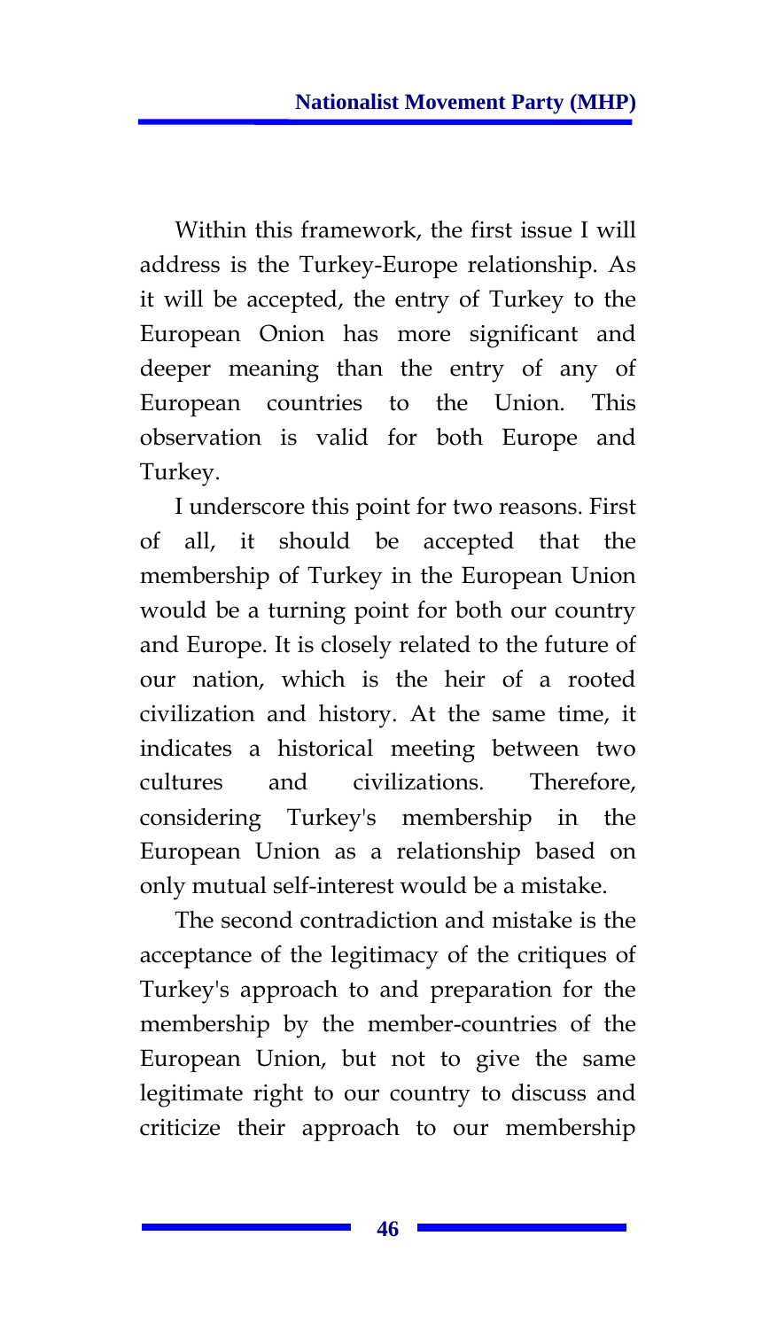Within this framework, the first issue I will address is the Turkey-Europe relationship. As it will be accepted, the entry of Turkey to the European Onion has more significant and deeper meaning than the entry of any of European countries to the Union. This observation is valid for both Europe and Turkey.

I underscore this point for two reasons. First of all, it should be accepted that the membership of Turkey in the European Union would be a turning point for both our country and Europe. It is closely related to the future of our nation, which is the heir of a rooted civilization and history. At the same time, it indicates a historical meeting between two cultures and civilizations. Therefore, considering Turkey's membership in the European Union as a relationship based on only mutual self-interest would be a mistake.

The second contradiction and mistake is the acceptance of the legitimacy of the critiques of Turkey's approach to and preparation for the membership by the member-countries of the European Union, but not to give the same legitimate right to our country to discuss and criticize their approach to our membership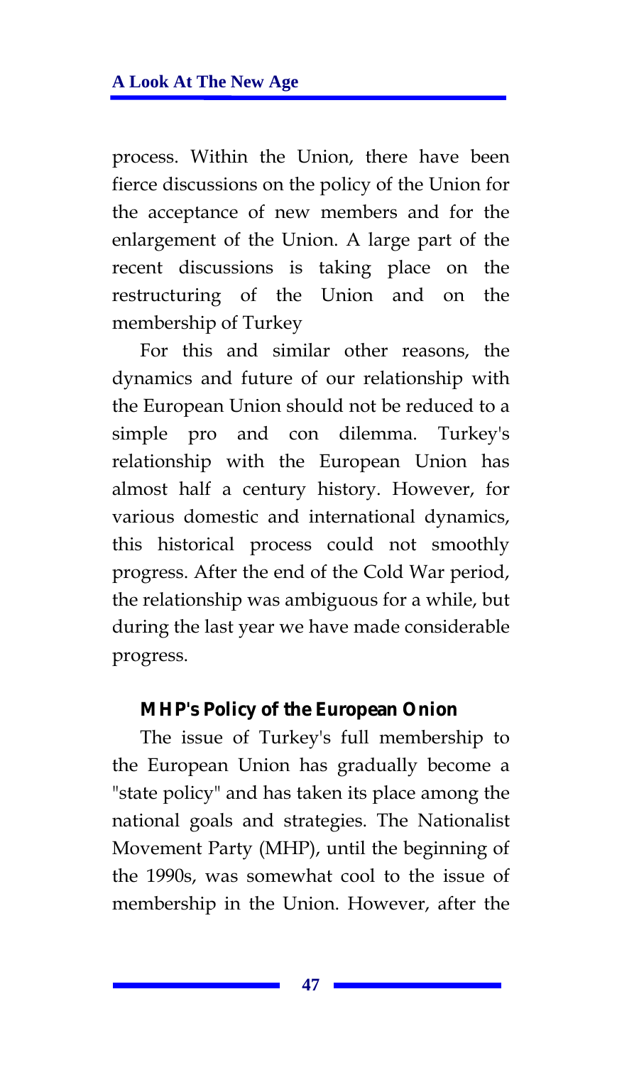process. Within the Union, there have been fierce discussions on the policy of the Union for the acceptance of new members and for the enlargement of the Union. A large part of the recent discussions is taking place on the restructuring of the Union and on the membership of Turkey

For this and similar other reasons, the dynamics and future of our relationship with the European Union should not be reduced to a simple pro and con dilemma. Turkey's relationship with the European Union has almost half a century history. However, for various domestic and international dynamics, this historical process could not smoothly progress. After the end of the Cold War period, the relationship was ambiguous for a while, but during the last year we have made considerable progress.

### MHP's Policy of the European Onion

The issue of Turkey's full membership to the European Union has gradually become a "state policy" and has taken its place among the national goals and strategies. The Nationalist Movement Party (MHP), until the beginning of the 1990s, was somewhat cool to the issue of membership in the Union. However, after the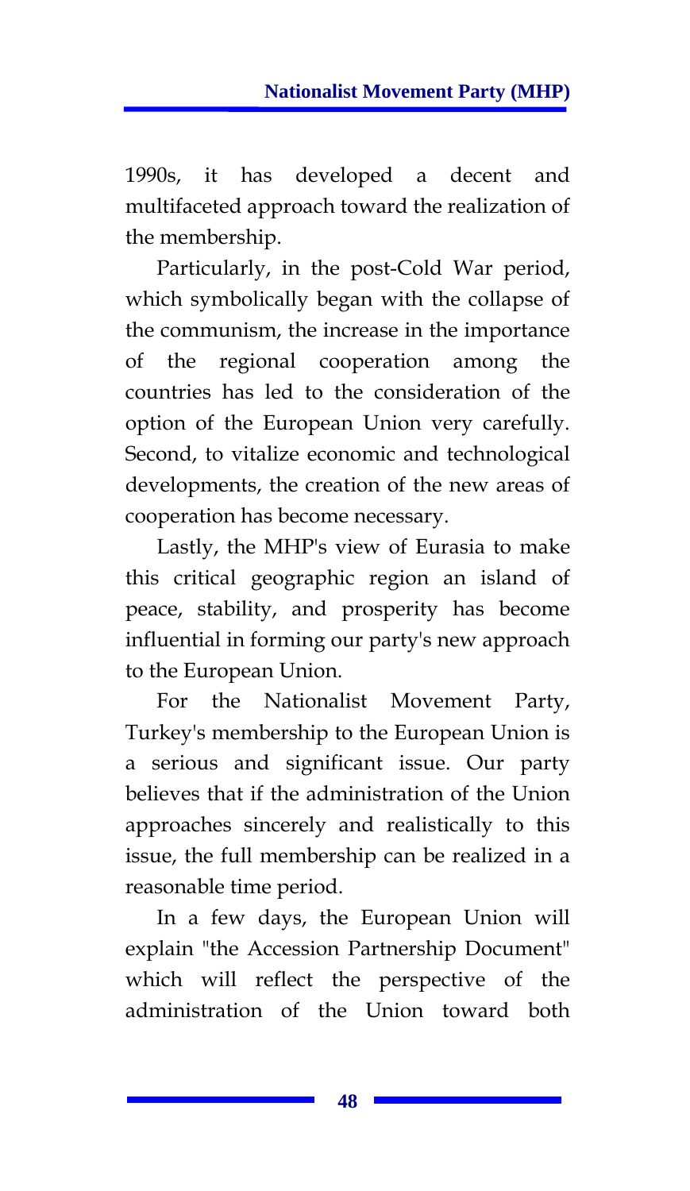1990s, it has developed a decent and multifaceted approach toward the realization of the membership.

Particularly, in the post-Cold War period, which symbolically began with the collapse of the communism, the increase in the importance of the regional cooperation among the countries has led to the consideration of the option of the European Union very carefully. Second, to vitalize economic and technological developments, the creation of the new areas of cooperation has become necessary.

Lastly, the MHP's view of Eurasia to make this critical geographic region an island of peace, stability, and prosperity has become influential in forming our party's new approach to the European Union.

For the Nationalist Movement Party, Turkey's membership to the European Union is a serious and significant issue. Our party believes that if the administration of the Union approaches sincerely and realistically to this issue, the full membership can be realized in a reasonable time period.

In a few days, the European Union will explain "the Accession Partnership Document" which will reflect the perspective of the administration of the Union toward both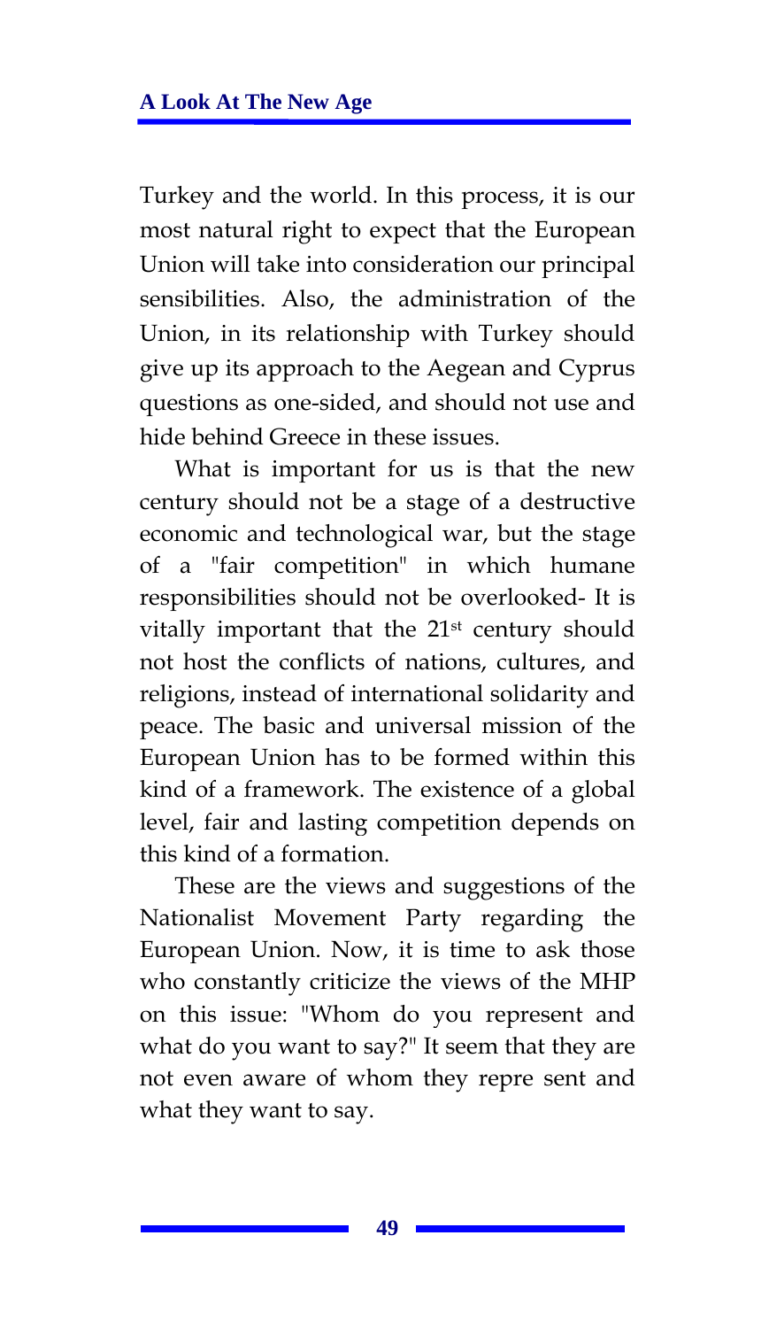Turkey and the world. In this process, it is our most natural right to expect that the European Union will take into consideration our principal sensibilities. Also, the administration of the Union, in its relationship with Turkey should give up its approach to the Aegean and Cyprus questions as one-sided, and should not use and hide behind Greece in these issues.

What is important for us is that the new century should not be a stage of a destructive economic and technological war, but the stage of a "fair competition" in which humane responsibilities should not be overlooked- It is vitally important that the 21st century should not host the conflicts of nations, cultures, and religions, instead of international solidarity and peace. The basic and universal mission of the European Union has to be formed within this kind of a framework. The existence of a global level, fair and lasting competition depends on this kind of a formation.

These are the views and suggestions of the Nationalist Movement Party regarding the European Union. Now, it is time to ask those who constantly criticize the views of the MHP on this issue: "Whom do you represent and what do you want to say?" It seem that they are not even aware of whom they repre sent and what they want to say.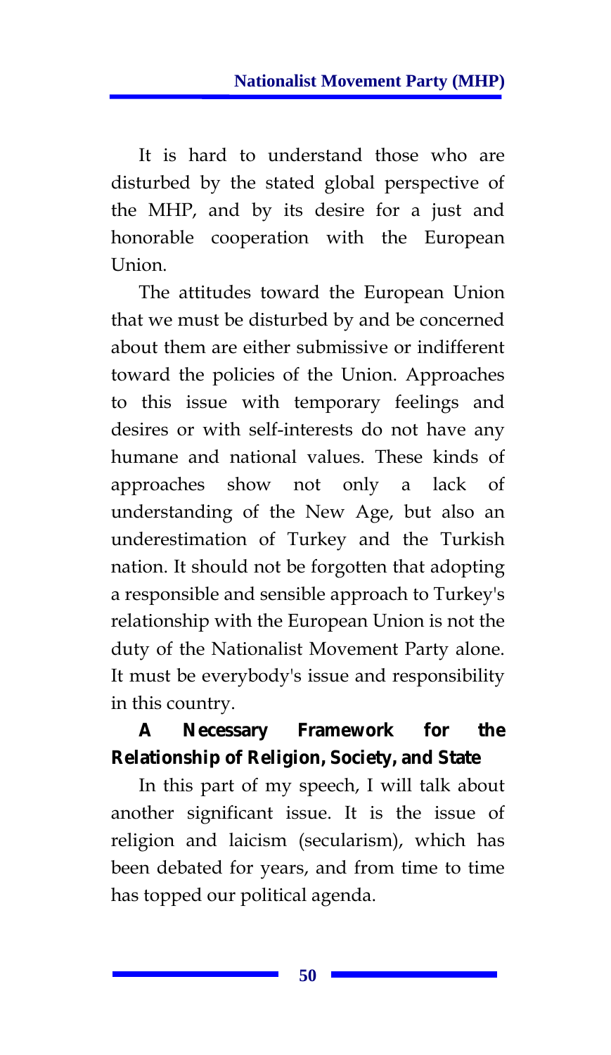It is hard to understand those who are disturbed by the stated global perspective of the MHP, and by its desire for a just and honorable cooperation with the European Union.

The attitudes toward the European Union that we must be disturbed by and be concerned about them are either submissive or indifferent toward the policies of the Union. Approaches to this issue with temporary feelings and desires or with self-interests do not have any humane and national values. These kinds of approaches show not only a lack of understanding of the New Age, but also an underestimation of Turkey and the Turkish nation. It should not be forgotten that adopting a responsible and sensible approach to Turkey's relationship with the European Union is not the duty of the Nationalist Movement Party alone. It must be everybody's issue and responsibility in this country.

## A Necessary Framework for the Relationship of Religion, Society, and State

In this part of my speech, I will talk about another significant issue. It is the issue of religion and laicism (secularism), which has been debated for years, and from time to time has topped our political agenda.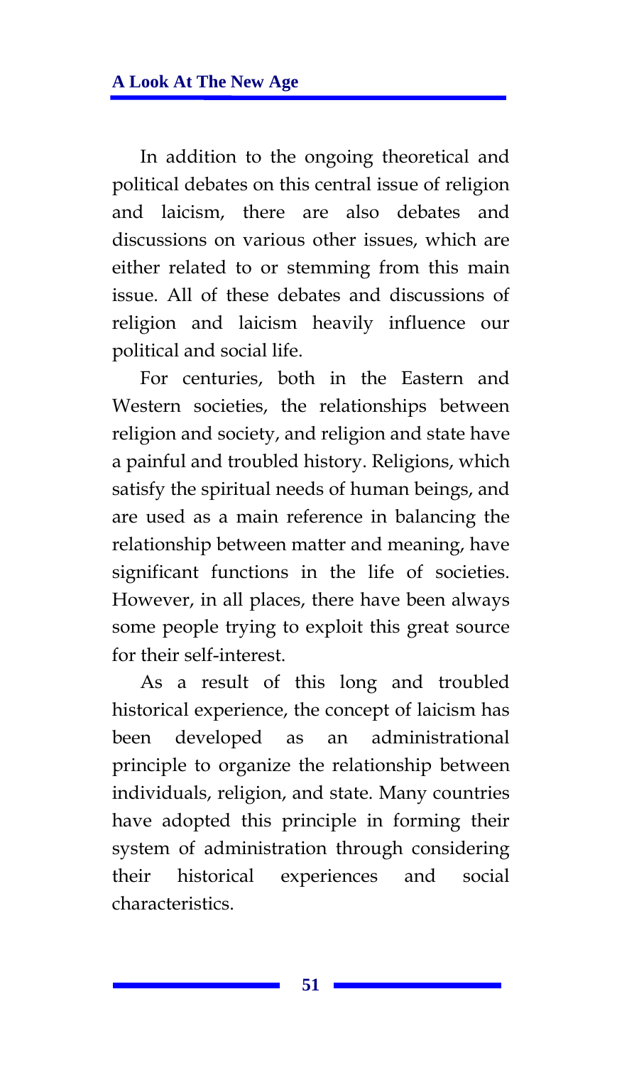In addition to the ongoing theoretical and political debates on this central issue of religion and laicism, there are also debates and discussions on various other issues, which are either related to or stemming from this main issue. All of these debates and discussions of religion and laicism heavily influence our political and social life.

For centuries, both in the Eastern and Western societies, the relationships between religion and society, and religion and state have a painful and troubled history. Religions, which satisfy the spiritual needs of human beings, and are used as a main reference in balancing the relationship between matter and meaning, have significant functions in the life of societies. However, in all places, there have been always some people trying to exploit this great source for their self-interest.

As a result of this long and troubled historical experience, the concept of laicism has been developed as an administrational principle to organize the relationship between individuals, religion, and state. Many countries have adopted this principle in forming their system of administration through considering their historical experiences and social characteristics.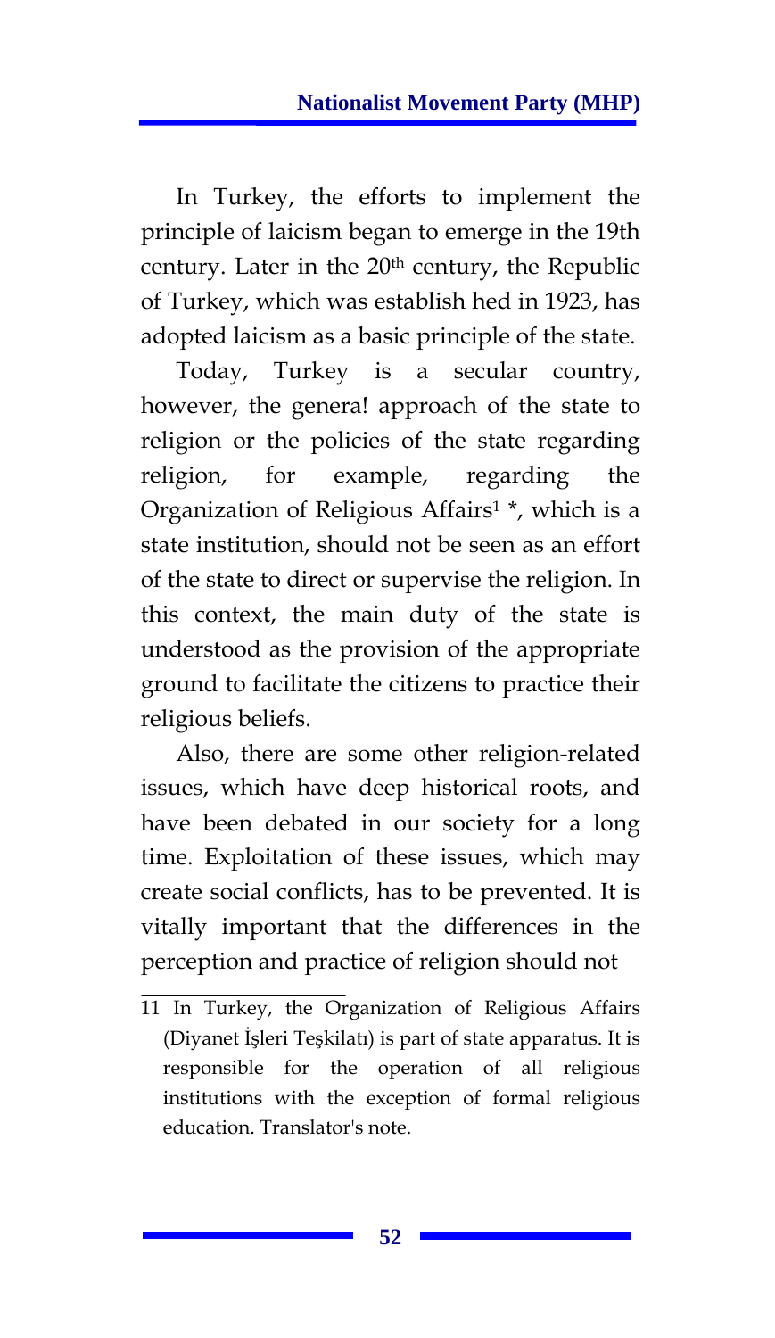In Turkey, the efforts to implement the principle of laicism began to emerge in the 19th century. Later in the 20th century, the Republic of Turkey, which was establish hed in 1923, has adopted laicism as a basic principle of the state.

Today, Turkey is a secular country, however, the genera! approach of the state to religion or the policies of the state regarding religion, for example, regarding the Organization of Religious Affairs[1] *, which is a state institution, should not be seen as an effort of the state to direct or supervise the religion. In this context, the main duty of the state is understood as the provision of the appropriate ground to facilitate the citizens to practice their religious beliefs.

Also, there are some other religion-related issues, which have deep historical roots, and have been debated in our society for a long time. Exploitation of these issues, which may create social conflicts, has to be prevented. It is vitally important that the differences in the perception and practice of religion should not

---

11 In Turkey, the Organization of Religious Affairs (Diyanet İşleri Teşkilatı) is part of state apparatus. It is responsible for the operation of all religious institutions with the exception of formal religious education. Translator's note.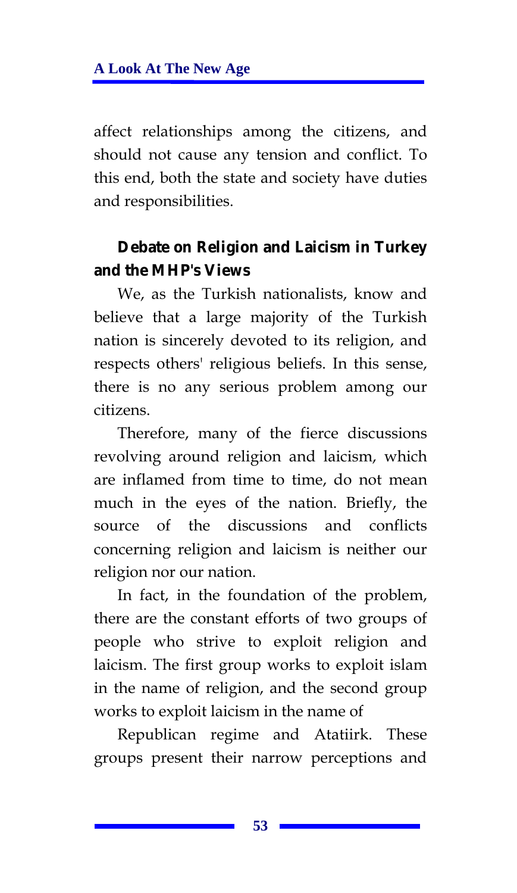affect relationships among the citizens, and should not cause any tension and conflict. To this end, both the state and society have duties and responsibilities.

## Debate on Religion and Laicism in Turkey and the MHP's Views

We, as the Turkish nationalists, know and believe that a large majority of the Turkish nation is sincerely devoted to its religion, and respects others' religious beliefs. In this sense, there is no any serious problem among our citizens.

Therefore, many of the fierce discussions revolving around religion and laicism, which are inflamed from time to time, do not mean much in the eyes of the nation. Briefly, the source of the discussions and conflicts concerning religion and laicism is neither our religion nor our nation.

In fact, in the foundation of the problem, there are the constant efforts of two groups of people who strive to exploit religion and laicism. The first group works to exploit islam in the name of religion, and the second group works to exploit laicism in the name of

Republican regime and Atatiirk. These groups present their narrow perceptions and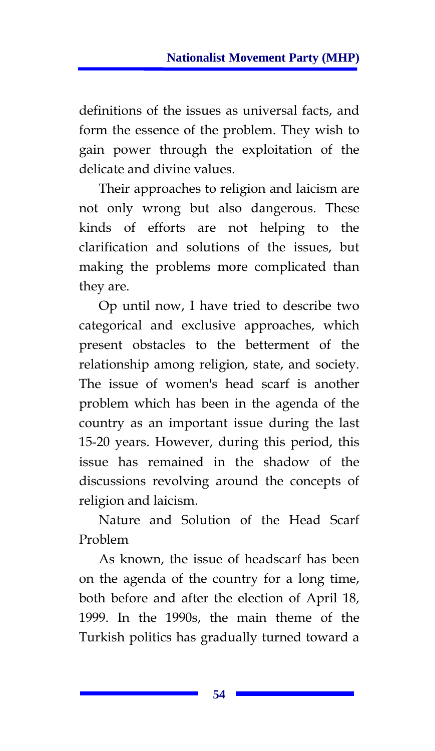definitions of the issues as universal facts, and form the essence of the problem. They wish to gain power through the exploitation of the delicate and divine values.

Their approaches to religion and laicism are not only wrong but also dangerous. These kinds of efforts are not helping to the clarification and solutions of the issues, but making the problems more complicated than they are.

Op until now, I have tried to describe two categorical and exclusive approaches, which present obstacles to the betterment of the relationship among religion, state, and society. The issue of women's head scarf is another problem which has been in the agenda of the country as an important issue during the last 15-20 years. However, during this period, this issue has remained in the shadow of the discussions revolving around the concepts of religion and laicism.

## Nature and Solution of the Head Scarf Problem

As known, the issue of headscarf has been on the agenda of the country for a long time, both before and after the election of April 18, 1999. In the 1990s, the main theme of the Turkish politics has gradually turned toward a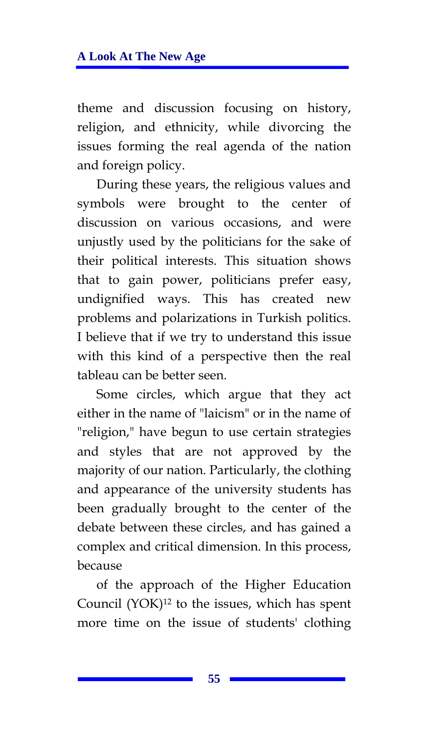theme and discussion focusing on history, religion, and ethnicity, while divorcing the issues forming the real agenda of the nation and foreign policy.

During these years, the religious values and symbols were brought to the center of discussion on various occasions, and were unjustly used by the politicians for the sake of their political interests. This situation shows that to gain power, politicians prefer easy, undignified ways. This has created new problems and polarizations in Turkish politics. I believe that if we try to understand this issue with this kind of a perspective then the real tableau can be better seen.

Some circles, which argue that they act either in the name of "laicism" or in the name of "religion," have begun to use certain strategies and styles that are not approved by the majority of our nation. Particularly, the clothing and appearance of the university students has been gradually brought to the center of the debate between these circles, and has gained a complex and critical dimension. In this process, because

of the approach of the Higher Education Council (YOK)[12] to the issues, which has spent more time on the issue of students' clothing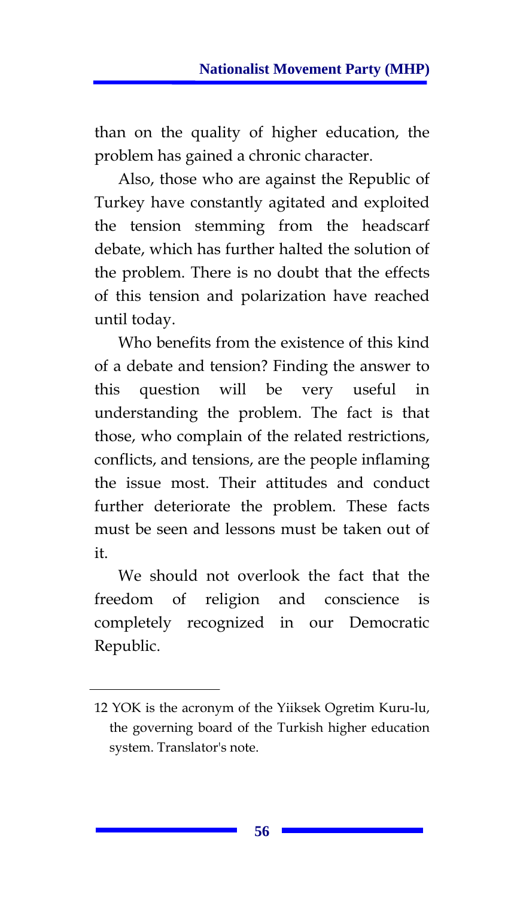than on the quality of higher education, the problem has gained a chronic character.

Also, those who are against the Republic of Turkey have constantly agitated and exploited the tension stemming from the headscarf debate, which has further halted the solution of the problem. There is no doubt that the effects of this tension and polarization have reached until today.

Who benefits from the existence of this kind of a debate and tension? Finding the answer to this question will be very useful in understanding the problem. The fact is that those, who complain of the related restrictions, conflicts, and tensions, are the people inflaming the issue most. Their attitudes and conduct further deteriorate the problem. These facts must be seen and lessons must be taken out of it.

We should not overlook the fact that the freedom of religion and conscience is completely recognized in our Democratic Republic.

---

12 YOK is the acronym of the Yiiksek Ogretim Kuru-lu, the governing board of the Turkish higher education system. Translator's note.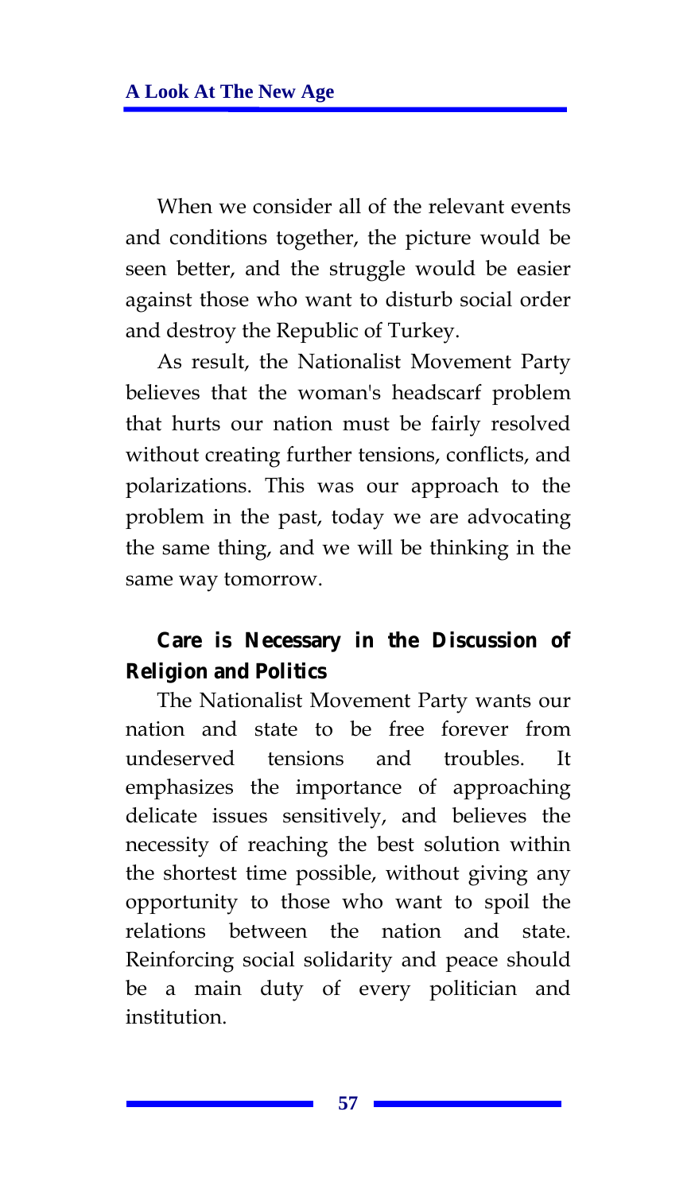When we consider all of the relevant events and conditions together, the picture would be seen better, and the struggle would be easier against those who want to disturb social order and destroy the Republic of Turkey.

As result, the Nationalist Movement Party believes that the woman's headscarf problem that hurts our nation must be fairly resolved without creating further tensions, conflicts, and polarizations. This was our approach to the problem in the past, today we are advocating the same thing, and we will be thinking in the same way tomorrow.

### Care is Necessary in the Discussion of Religion and Politics

The Nationalist Movement Party wants our nation and state to be free forever from undeserved tensions and troubles. It emphasizes the importance of approaching delicate issues sensitively, and believes the necessity of reaching the best solution within the shortest time possible, without giving any opportunity to those who want to spoil the relations between the nation and state. Reinforcing social solidarity and peace should be a main duty of every politician and institution.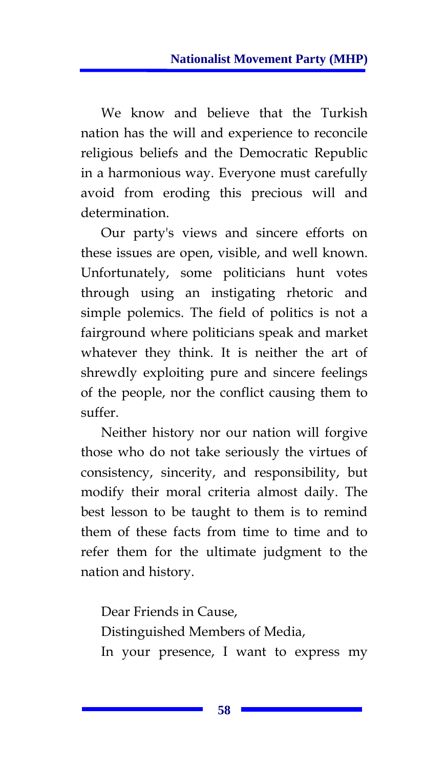We know and believe that the Turkish nation has the will and experience to reconcile religious beliefs and the Democratic Republic in a harmonious way. Everyone must carefully avoid from eroding this precious will and determination.

Our party's views and sincere efforts on these issues are open, visible, and well known. Unfortunately, some politicians hunt votes through using an instigating rhetoric and simple polemics. The field of politics is not a fairground where politicians speak and market whatever they think. It is neither the art of shrewdly exploiting pure and sincere feelings of the people, nor the conflict causing them to suffer.

Neither history nor our nation will forgive those who do not take seriously the virtues of consistency, sincerity, and responsibility, but modify their moral criteria almost daily. The best lesson to be taught to them is to remind them of these facts from time to time and to refer them for the ultimate judgment to the nation and history.

Dear Friends in Cause,

Distinguished Members of Media,

In your presence, I want to express my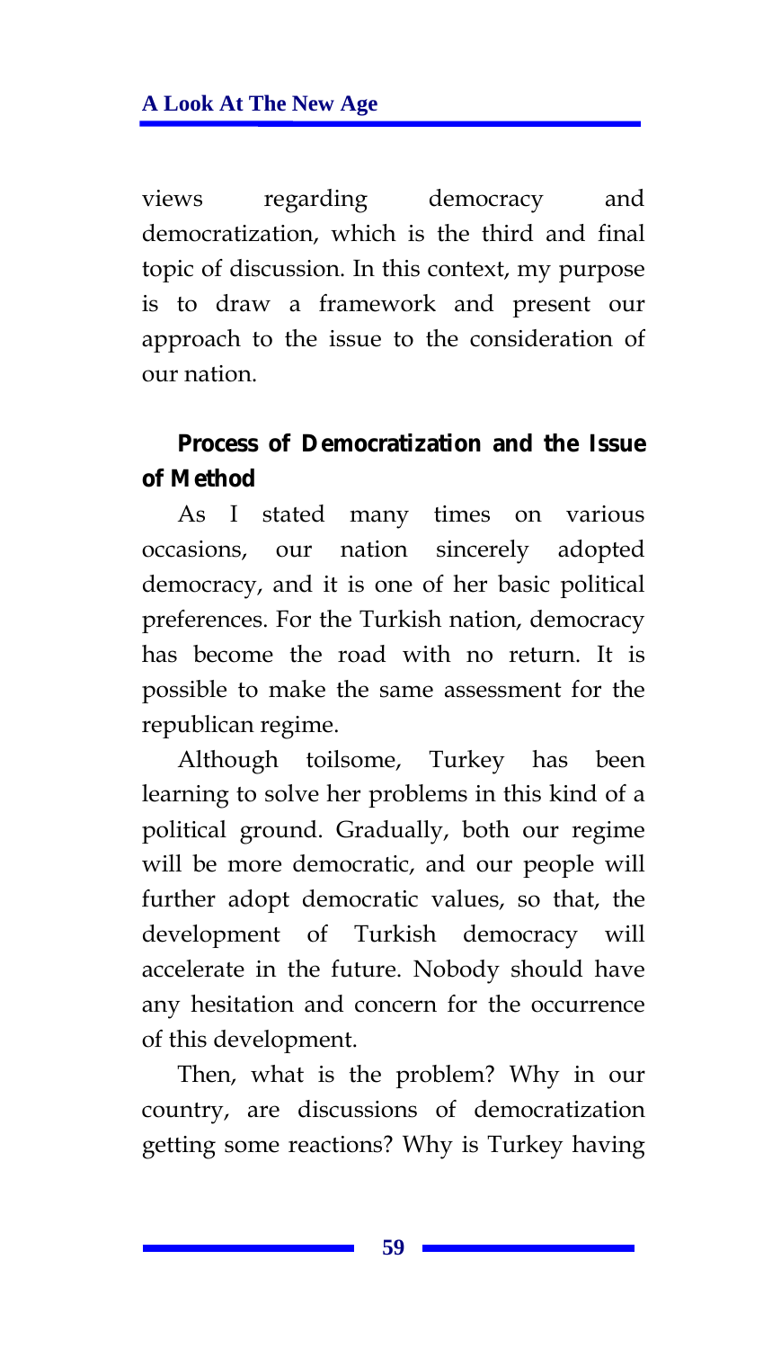views regarding democracy and democratization, which is the third and final topic of discussion. In this context, my purpose is to draw a framework and present our approach to the issue to the consideration of our nation.

**Process of Democratization and the Issue of Method**

As I stated many times on various occasions, our nation sincerely adopted democracy, and it is one of her basic political preferences. For the Turkish nation, democracy has become the road with no return. It is possible to make the same assessment for the republican regime.

Although toilsome, Turkey has been learning to solve her problems in this kind of a political ground. Gradually, both our regime will be more democratic, and our people will further adopt democratic values, so that, the development of Turkish democracy will accelerate in the future. Nobody should have any hesitation and concern for the occurrence of this development.

Then, what is the problem? Why in our country, are discussions of democratization getting some reactions? Why is Turkey having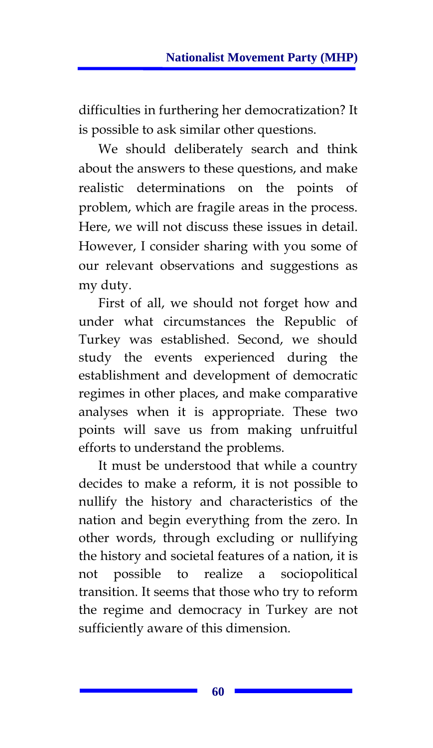difficulties in furthering her democratization? It is possible to ask similar other questions.

We should deliberately search and think about the answers to these questions, and make realistic determinations on the points of problem, which are fragile areas in the process. Here, we will not discuss these issues in detail. However, I consider sharing with you some of our relevant observations and suggestions as my duty.

First of all, we should not forget how and under what circumstances the Republic of Turkey was established. Second, we should study the events experienced during the establishment and development of democratic regimes in other places, and make comparative analyses when it is appropriate. These two points will save us from making unfruitful efforts to understand the problems.

It must be understood that while a country decides to make a reform, it is not possible to nullify the history and characteristics of the nation and begin everything from the zero. In other words, through excluding or nullifying the history and societal features of a nation, it is not possible to realize a sociopolitical transition. It seems that those who try to reform the regime and democracy in Turkey are not sufficiently aware of this dimension.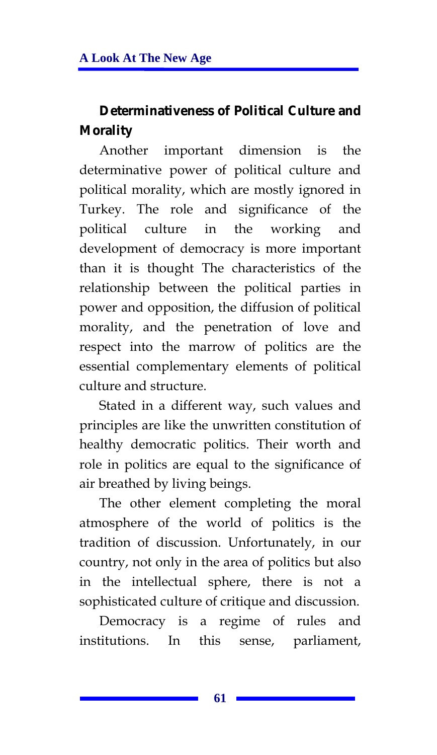## Determinativeness of Political Culture and Morality

Another important dimension is the determinative power of political culture and political morality, which are mostly ignored in Turkey. The role and significance of the political culture in the working and development of democracy is more important than it is thought The characteristics of the relationship between the political parties in power and opposition, the diffusion of political morality, and the penetration of love and respect into the marrow of politics are the essential complementary elements of political culture and structure.

Stated in a different way, such values and principles are like the unwritten constitution of healthy democratic politics. Their worth and role in politics are equal to the significance of air breathed by living beings.

The other element completing the moral atmosphere of the world of politics is the tradition of discussion. Unfortunately, in our country, not only in the area of politics but also in the intellectual sphere, there is not a sophisticated culture of critique and discussion.

Democracy is a regime of rules and institutions. In this sense, parliament,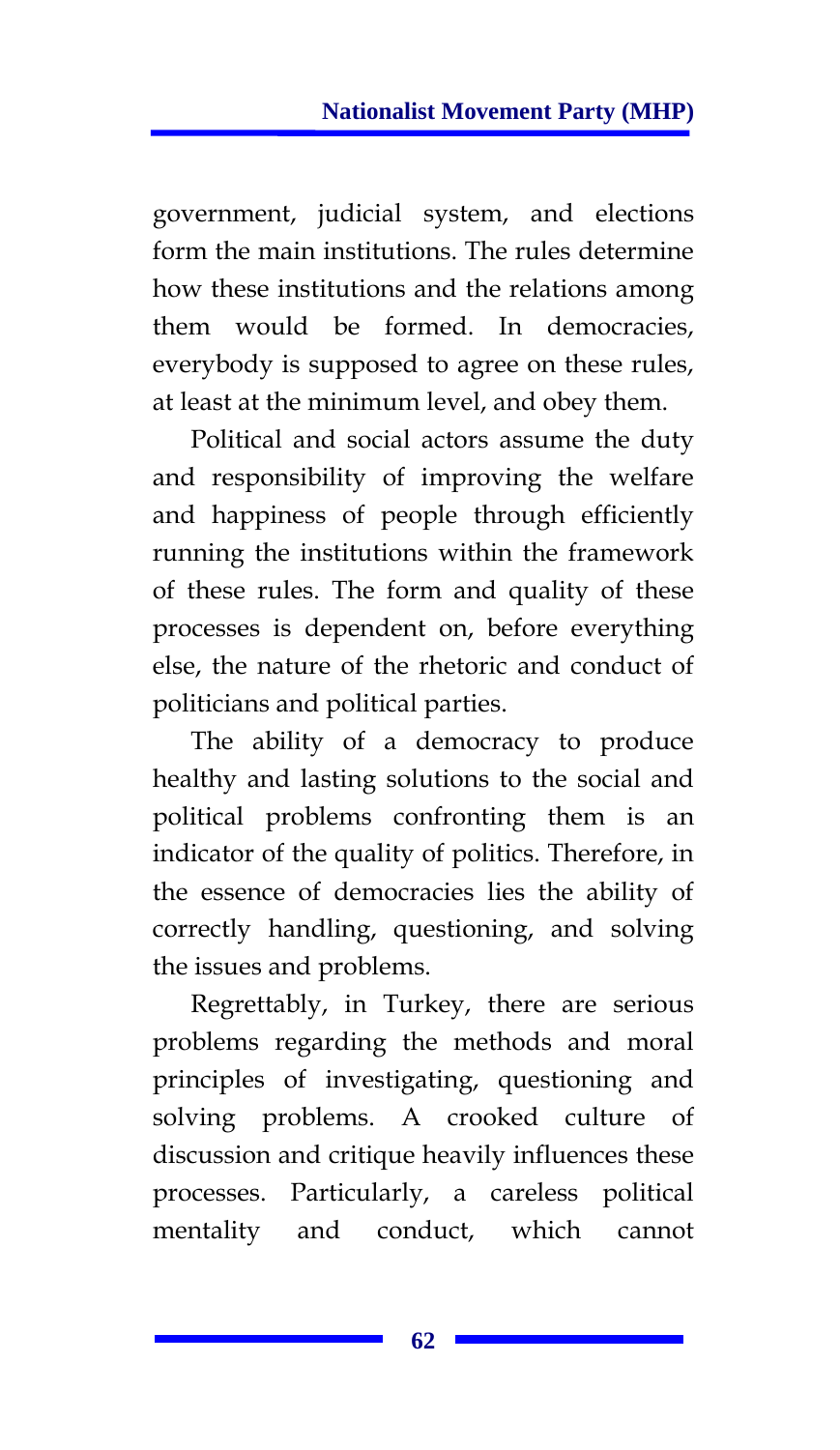government, judicial system, and elections form the main institutions. The rules determine how these institutions and the relations among them would be formed. In democracies, everybody is supposed to agree on these rules, at least at the minimum level, and obey them.

Political and social actors assume the duty and responsibility of improving the welfare and happiness of people through efficiently running the institutions within the framework of these rules. The form and quality of these processes is dependent on, before everything else, the nature of the rhetoric and conduct of politicians and political parties.

The ability of a democracy to produce healthy and lasting solutions to the social and political problems confronting them is an indicator of the quality of politics. Therefore, in the essence of democracies lies the ability of correctly handling, questioning, and solving the issues and problems.

Regrettably, in Turkey, there are serious problems regarding the methods and moral principles of investigating, questioning and solving problems. A crooked culture of discussion and critique heavily influences these processes. Particularly, a careless political mentality and conduct, which cannot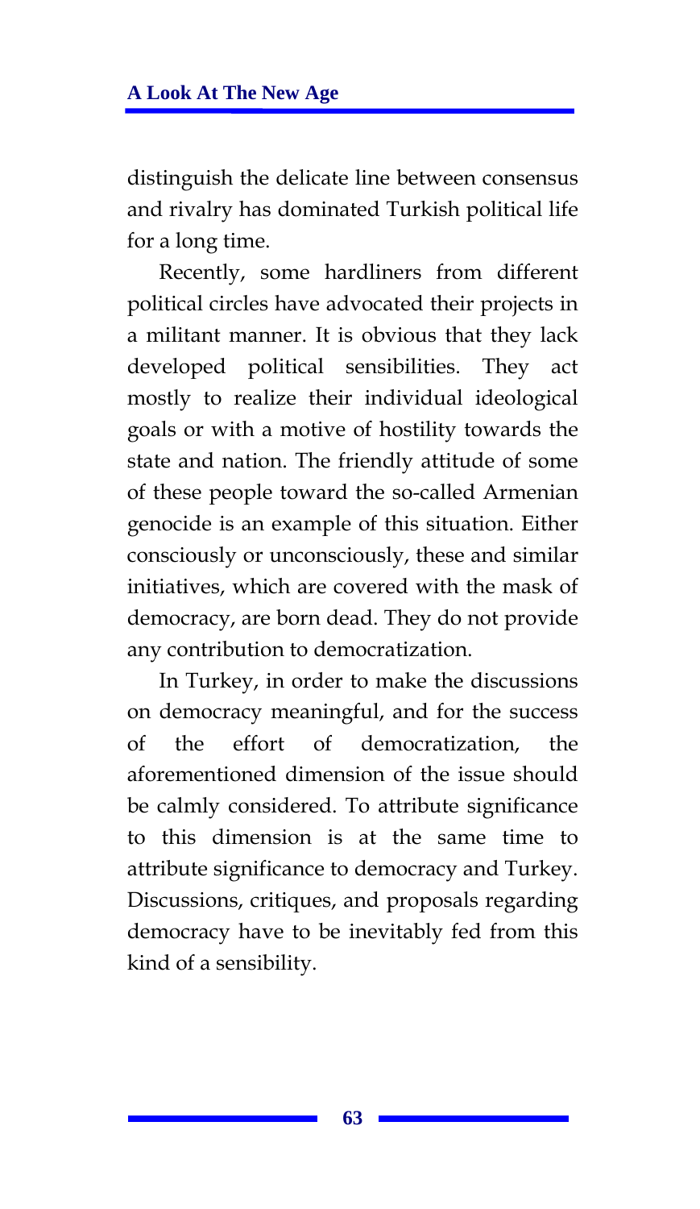distinguish the delicate line between consensus and rivalry has dominated Turkish political life for a long time.

Recently, some hardliners from different political circles have advocated their projects in a militant manner. It is obvious that they lack developed political sensibilities. They act mostly to realize their individual ideological goals or with a motive of hostility towards the state and nation. The friendly attitude of some of these people toward the so-called Armenian genocide is an example of this situation. Either consciously or unconsciously, these and similar initiatives, which are covered with the mask of democracy, are born dead. They do not provide any contribution to democratization.

In Turkey, in order to make the discussions on democracy meaningful, and for the success of the effort of democratization, the aforementioned dimension of the issue should be calmly considered. To attribute significance to this dimension is at the same time to attribute significance to democracy and Turkey. Discussions, critiques, and proposals regarding democracy have to be inevitably fed from this kind of a sensibility.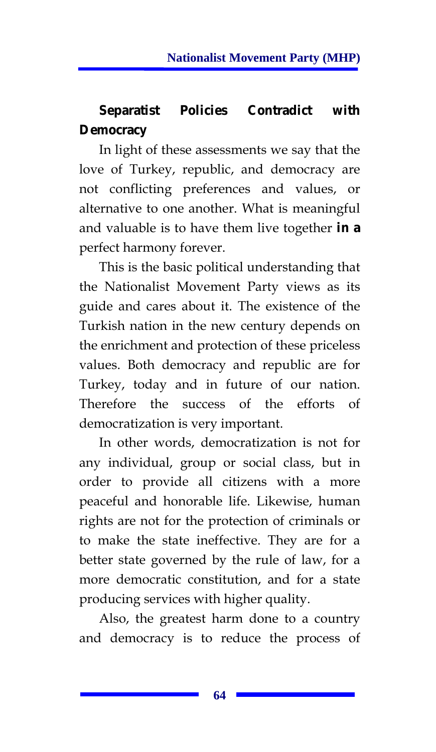## Separatist Policies Contradict with Democracy

In light of these assessments we say that the love of Turkey, republic, and democracy are not conflicting preferences and values, or alternative to one another. What is meaningful and valuable is to have them live together **in a** perfect harmony forever.

This is the basic political understanding that the Nationalist Movement Party views as its guide and cares about it. The existence of the Turkish nation in the new century depends on the enrichment and protection of these priceless values. Both democracy and republic are for Turkey, today and in future of our nation. Therefore the success of the efforts of democratization is very important.

In other words, democratization is not for any individual, group or social class, but in order to provide all citizens with a more peaceful and honorable life. Likewise, human rights are not for the protection of criminals or to make the state ineffective. They are for a better state governed by the rule of law, for a more democratic constitution, and for a state producing services with higher quality.

Also, the greatest harm done to a country and democracy is to reduce the process of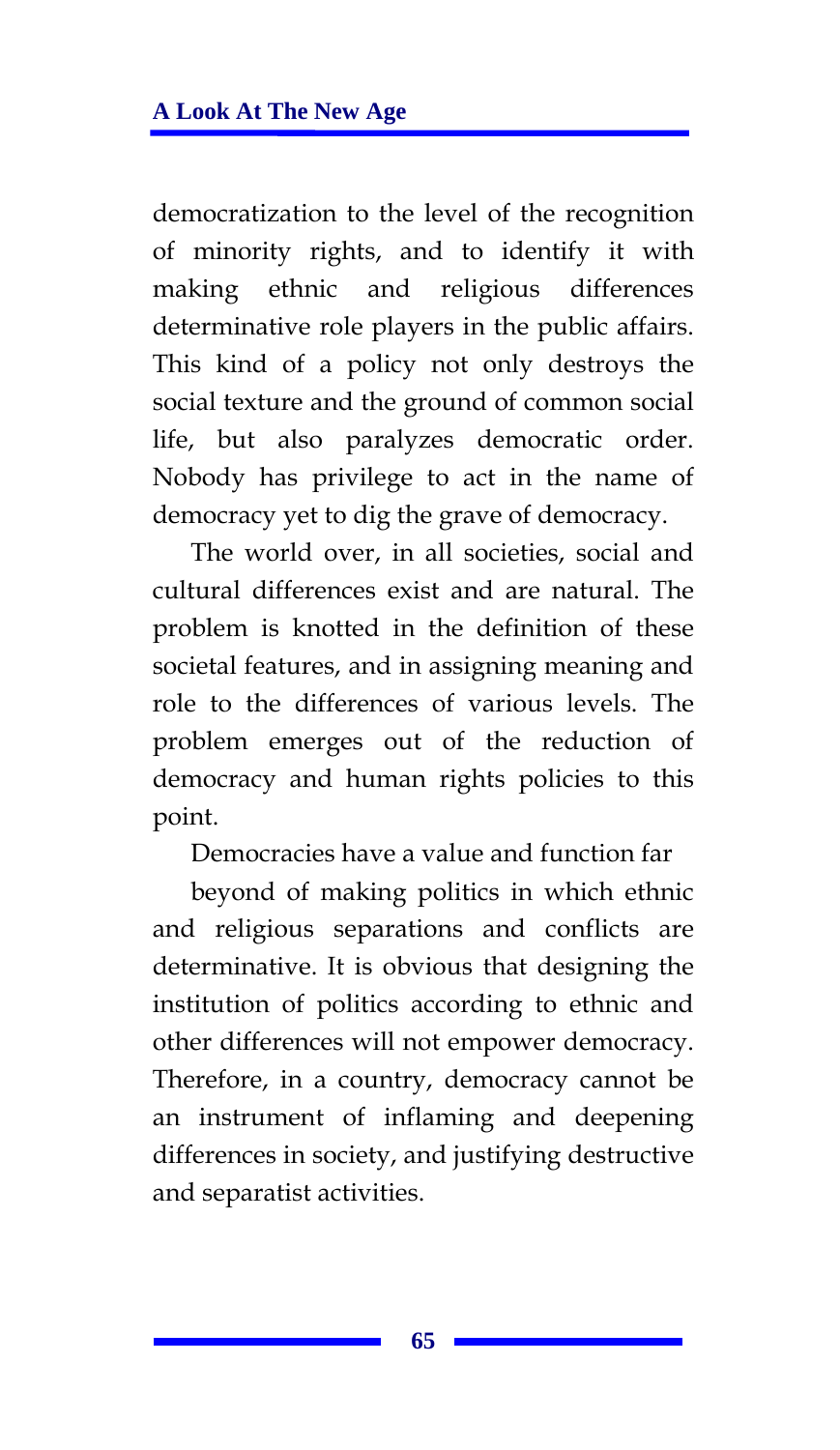democratization to the level of the recognition of minority rights, and to identify it with making ethnic and religious differences determinative role players in the public affairs. This kind of a policy not only destroys the social texture and the ground of common social life, but also paralyzes democratic order. Nobody has privilege to act in the name of democracy yet to dig the grave of democracy.

The world over, in all societies, social and cultural differences exist and are natural. The problem is knotted in the definition of these societal features, and in assigning meaning and role to the differences of various levels. The problem emerges out of the reduction of democracy and human rights policies to this point.

Democracies have a value and function far

beyond of making politics in which ethnic and religious separations and conflicts are determinative. It is obvious that designing the institution of politics according to ethnic and other differences will not empower democracy. Therefore, in a country, democracy cannot be an instrument of inflaming and deepening differences in society, and justifying destructive and separatist activities.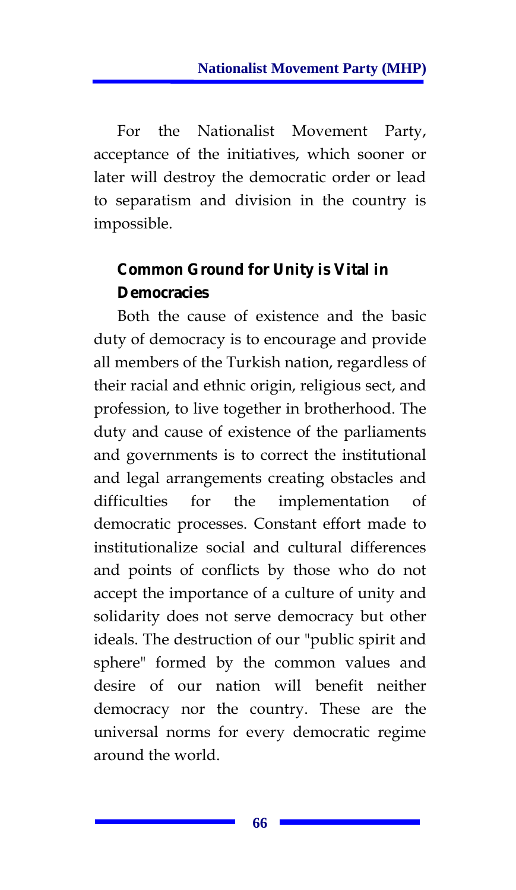For the Nationalist Movement Party, acceptance of the initiatives, which sooner or later will destroy the democratic order or lead to separatism and division in the country is impossible.

### Common Ground for Unity is Vital in Democracies

Both the cause of existence and the basic duty of democracy is to encourage and provide all members of the Turkish nation, regardless of their racial and ethnic origin, religious sect, and profession, to live together in brotherhood. The duty and cause of existence of the parliaments and governments is to correct the institutional and legal arrangements creating obstacles and difficulties for the implementation of democratic processes. Constant effort made to institutionalize social and cultural differences and points of conflicts by those who do not accept the importance of a culture of unity and solidarity does not serve democracy but other ideals. The destruction of our "public spirit and sphere" formed by the common values and desire of our nation will benefit neither democracy nor the country. These are the universal norms for every democratic regime around the world.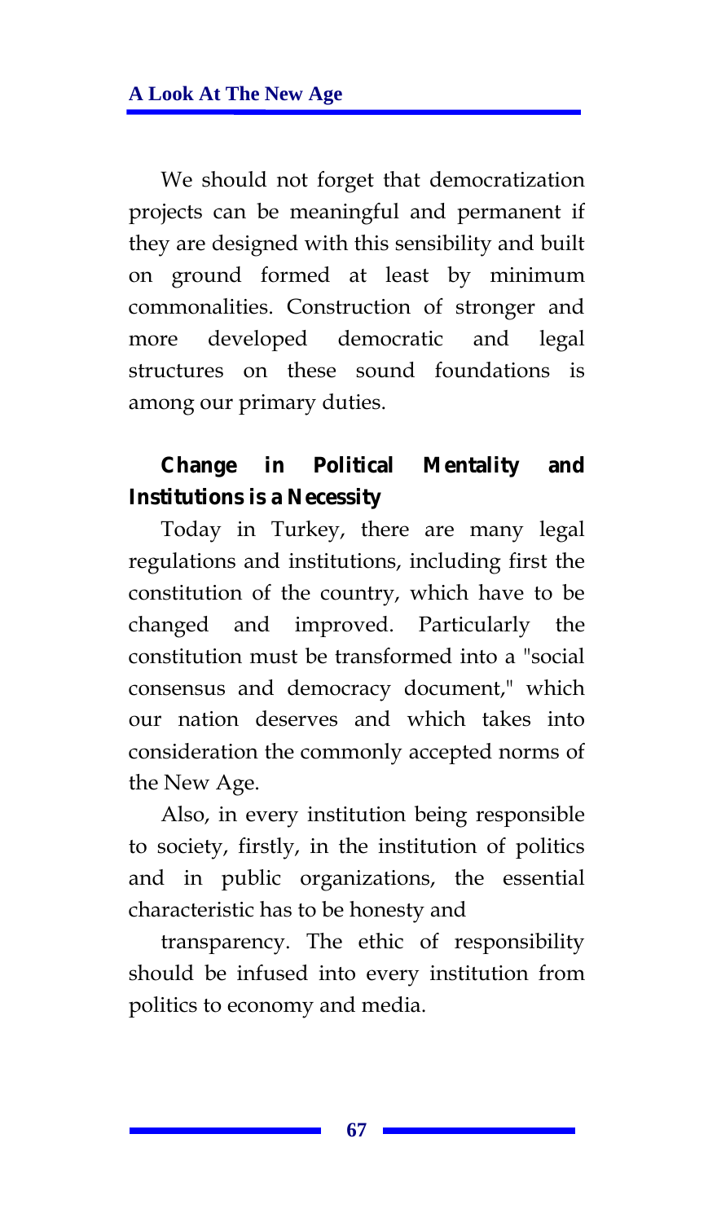We should not forget that democratization projects can be meaningful and permanent if they are designed with this sensibility and built on ground formed at least by minimum commonalities. Construction of stronger and more developed democratic and legal structures on these sound foundations is among our primary duties.

## Change in Political Mentality and Institutions is a Necessity

Today in Turkey, there are many legal regulations and institutions, including first the constitution of the country, which have to be changed and improved. Particularly the constitution must be transformed into a "social consensus and democracy document," which our nation deserves and which takes into consideration the commonly accepted norms of the New Age.

Also, in every institution being responsible to society, firstly, in the institution of politics and in public organizations, the essential characteristic has to be honesty and transparency. The ethic of responsibility should be infused into every institution from politics to economy and media.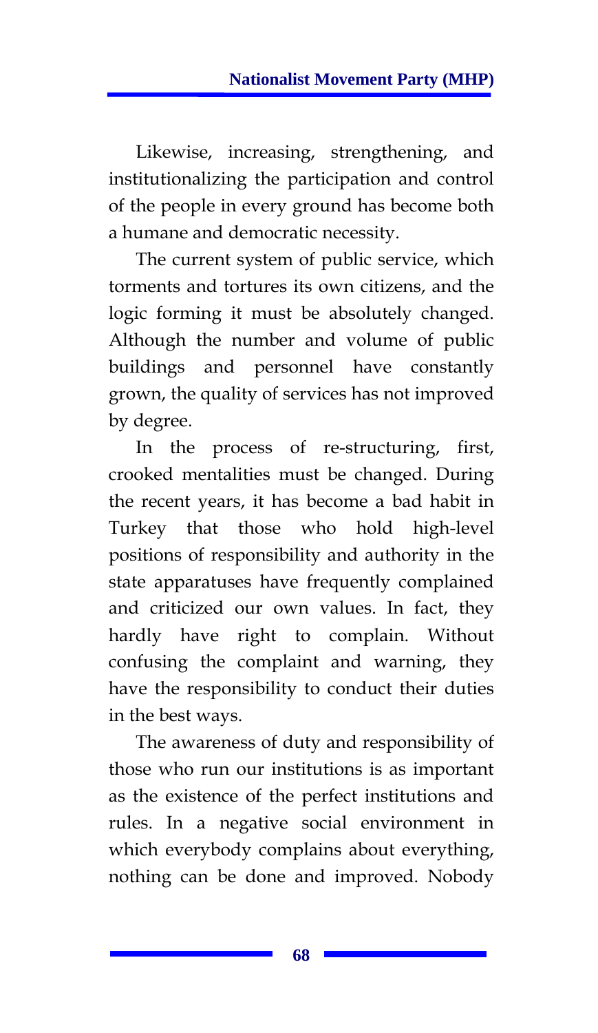Likewise, increasing, strengthening, and institutionalizing the participation and control of the people in every ground has become both a humane and democratic necessity.

The current system of public service, which torments and tortures its own citizens, and the logic forming it must be absolutely changed. Although the number and volume of public buildings and personnel have constantly grown, the quality of services has not improved by degree.

In the process of re-structuring, first, crooked mentalities must be changed. During the recent years, it has become a bad habit in Turkey that those who hold high-level positions of responsibility and authority in the state apparatuses have frequently complained and criticized our own values. In fact, they hardly have right to complain. Without confusing the complaint and warning, they have the responsibility to conduct their duties in the best ways.

The awareness of duty and responsibility of those who run our institutions is as important as the existence of the perfect institutions and rules. In a negative social environment in which everybody complains about everything, nothing can be done and improved. Nobody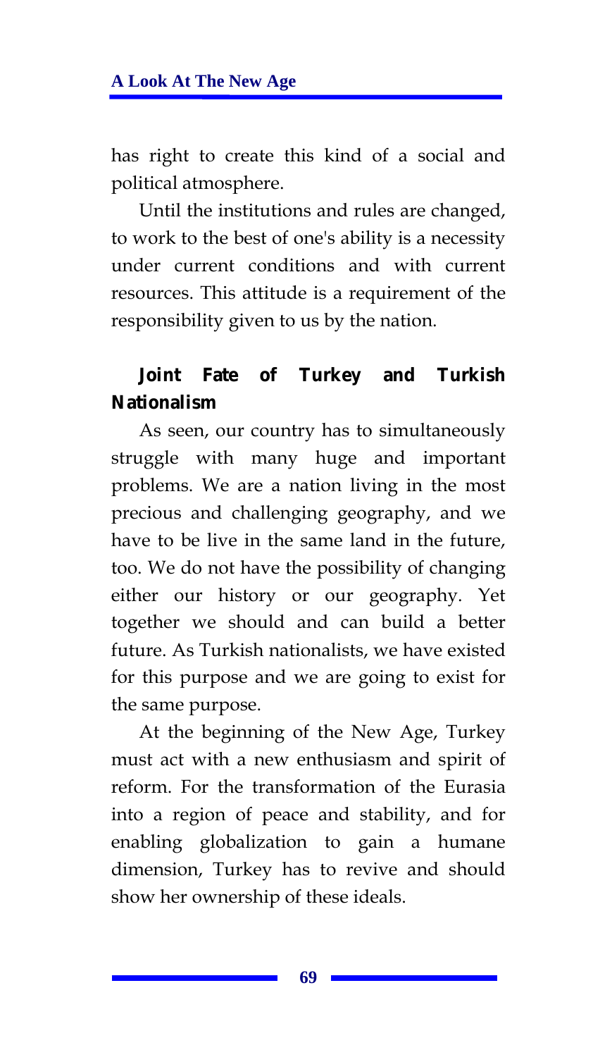has right to create this kind of a social and political atmosphere.

Until the institutions and rules are changed, to work to the best of one's ability is a necessity under current conditions and with current resources. This attitude is a requirement of the responsibility given to us by the nation.

### Joint Fate of Turkey and Turkish Nationalism

As seen, our country has to simultaneously struggle with many huge and important problems. We are a nation living in the most precious and challenging geography, and we have to be live in the same land in the future, too. We do not have the possibility of changing either our history or our geography. Yet together we should and can build a better future. As Turkish nationalists, we have existed for this purpose and we are going to exist for the same purpose.

At the beginning of the New Age, Turkey must act with a new enthusiasm and spirit of reform. For the transformation of the Eurasia into a region of peace and stability, and for enabling globalization to gain a humane dimension, Turkey has to revive and should show her ownership of these ideals.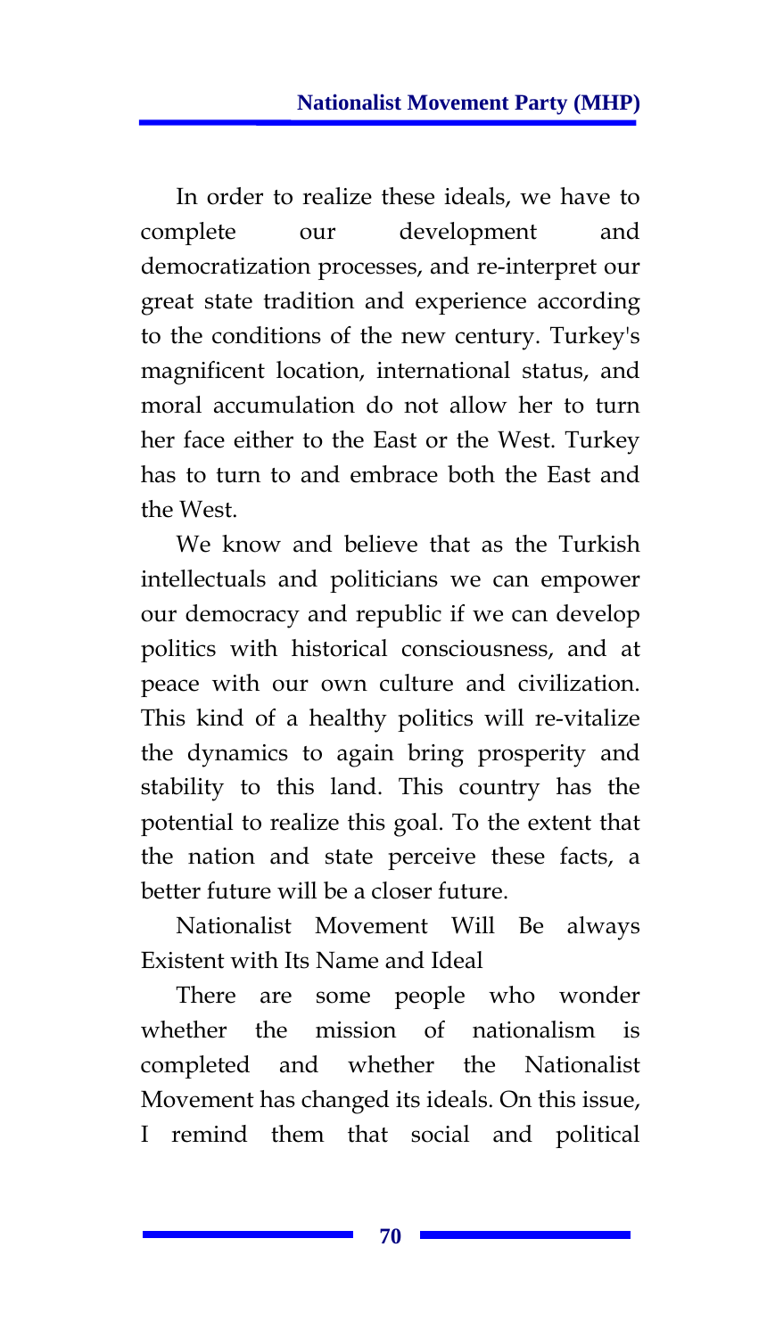In order to realize these ideals, we have to complete our development and democratization processes, and re-interpret our great state tradition and experience according to the conditions of the new century. Turkey's magnificent location, international status, and moral accumulation do not allow her to turn her face either to the East or the West. Turkey has to turn to and embrace both the East and the West.

We know and believe that as the Turkish intellectuals and politicians we can empower our democracy and republic if we can develop politics with historical consciousness, and at peace with our own culture and civilization. This kind of a healthy politics will re-vitalize the dynamics to again bring prosperity and stability to this land. This country has the potential to realize this goal. To the extent that the nation and state perceive these facts, a better future will be a closer future.

## Nationalist Movement Will Be always Existent with Its Name and Ideal

There are some people who wonder whether the mission of nationalism is completed and whether the Nationalist Movement has changed its ideals. On this issue, I remind them that social and political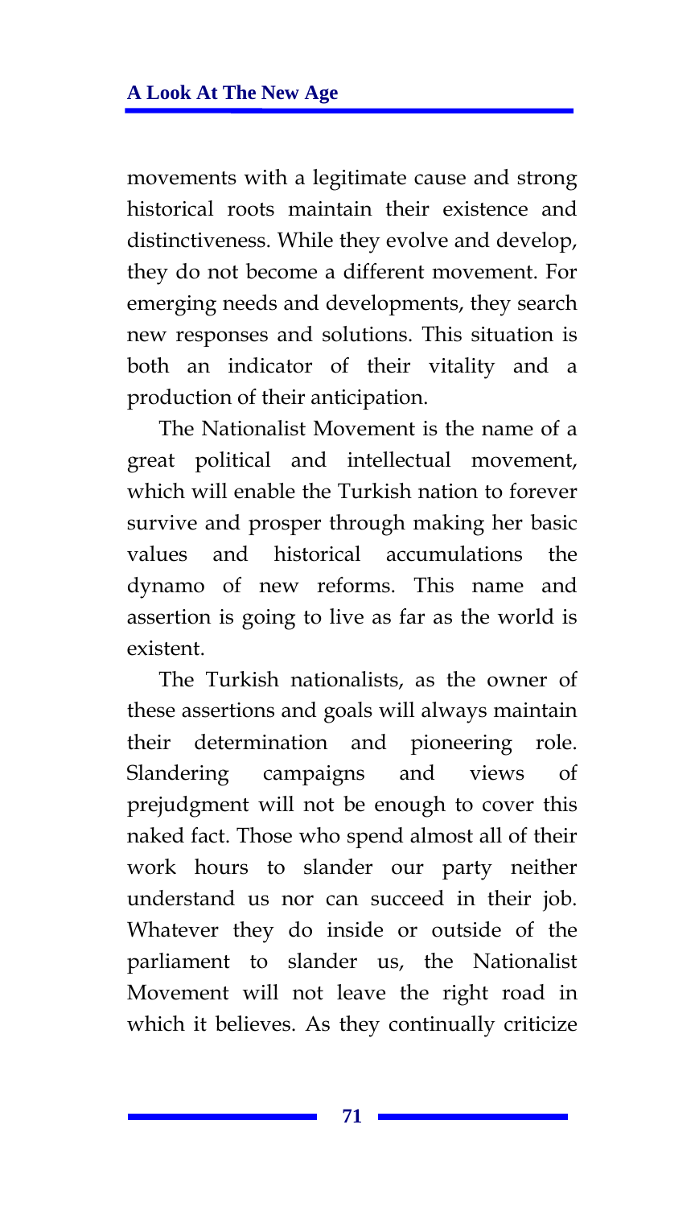movements with a legitimate cause and strong historical roots maintain their existence and distinctiveness. While they evolve and develop, they do not become a different movement. For emerging needs and developments, they search new responses and solutions. This situation is both an indicator of their vitality and a production of their anticipation.

The Nationalist Movement is the name of a great political and intellectual movement, which will enable the Turkish nation to forever survive and prosper through making her basic values and historical accumulations the dynamo of new reforms. This name and assertion is going to live as far as the world is existent.

The Turkish nationalists, as the owner of these assertions and goals will always maintain their determination and pioneering role. Slandering campaigns and views of prejudgment will not be enough to cover this naked fact. Those who spend almost all of their work hours to slander our party neither understand us nor can succeed in their job. Whatever they do inside or outside of the parliament to slander us, the Nationalist Movement will not leave the right road in which it believes. As they continually criticize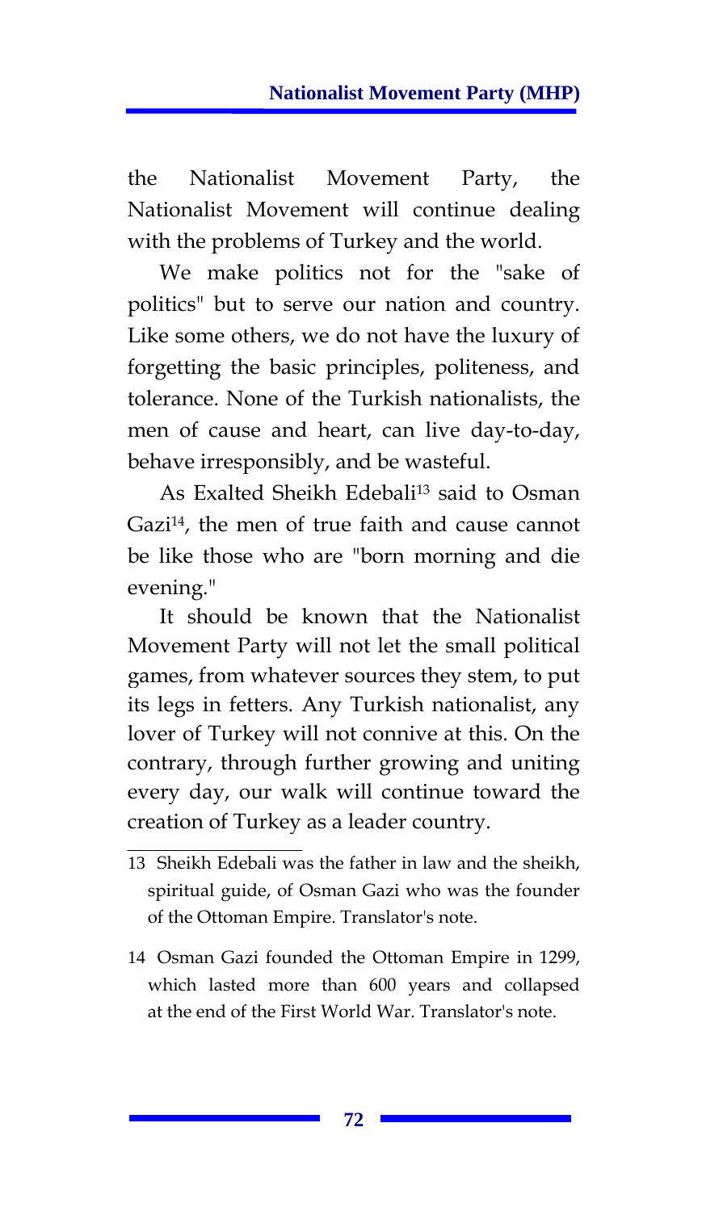the Nationalist Movement Party, the Nationalist Movement will continue dealing with the problems of Turkey and the world.

We make politics not for the "sake of politics" but to serve our nation and country. Like some others, we do not have the luxury of forgetting the basic principles, politeness, and tolerance. None of the Turkish nationalists, the men of cause and heart, can live day-to-day, behave irresponsibly, and be wasteful.

As Exalted Sheikh Edebali[13] said to Osman Gazi[14], the men of true faith and cause cannot be like those who are "born morning and die evening."

It should be known that the Nationalist Movement Party will not let the small political games, from whatever sources they stem, to put its legs in fetters. Any Turkish nationalist, any lover of Turkey will not connive at this. On the contrary, through further growing and uniting every day, our walk will continue toward the creation of Turkey as a leader country.

---

13 Sheikh Edebali was the father in law and the sheikh, spiritual guide, of Osman Gazi who was the founder of the Ottoman Empire. Translator's note.

14 Osman Gazi founded the Ottoman Empire in 1299, which lasted more than 600 years and collapsed at the end of the First World War. Translator's note.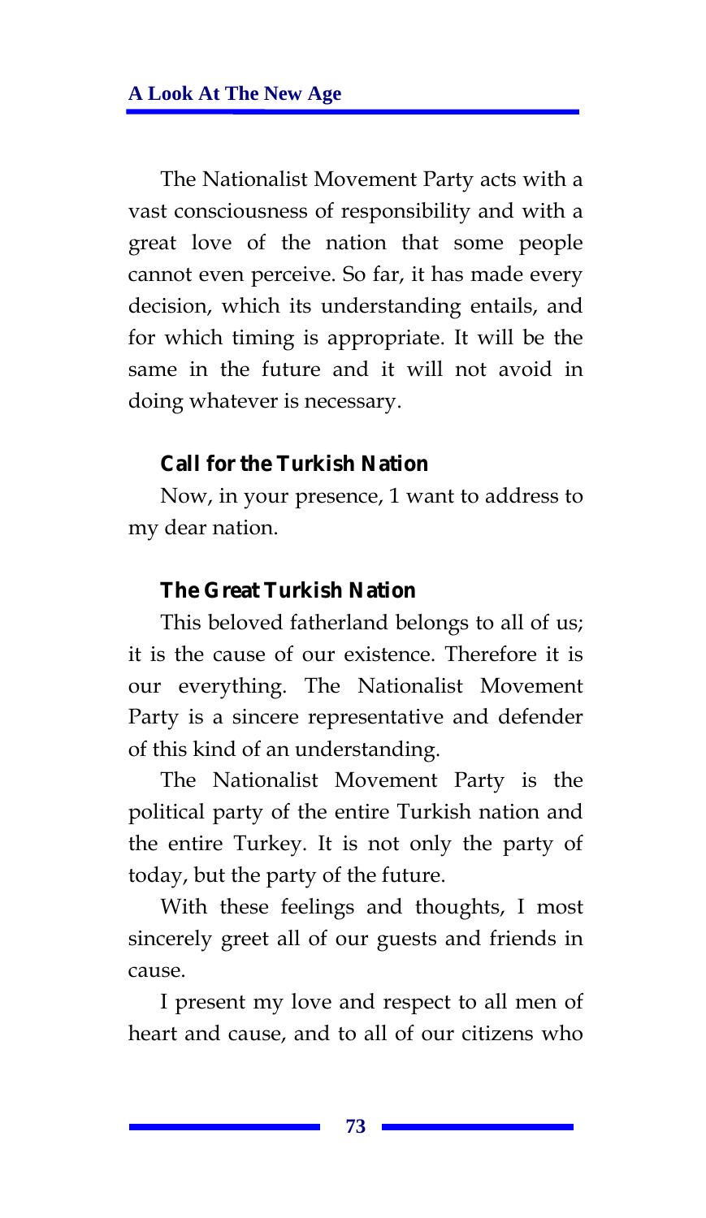The Nationalist Movement Party acts with a vast consciousness of responsibility and with a great love of the nation that some people cannot even perceive. So far, it has made every decision, which its understanding entails, and for which timing is appropriate. It will be the same in the future and it will not avoid in doing whatever is necessary.

### Call for the Turkish Nation

Now, in your presence, 1 want to address to my dear nation.

### The Great Turkish Nation

This beloved fatherland belongs to all of us; it is the cause of our existence. Therefore it is our everything. The Nationalist Movement Party is a sincere representative and defender of this kind of an understanding.

The Nationalist Movement Party is the political party of the entire Turkish nation and the entire Turkey. It is not only the party of today, but the party of the future.

With these feelings and thoughts, I most sincerely greet all of our guests and friends in cause.

I present my love and respect to all men of heart and cause, and to all of our citizens who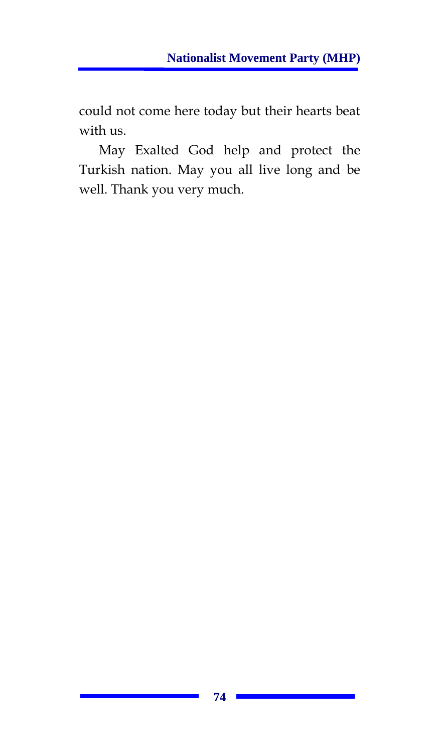could not come here today but their hearts beat with us.

May Exalted God help and protect the Turkish nation. May you all live long and be well. Thank you very much.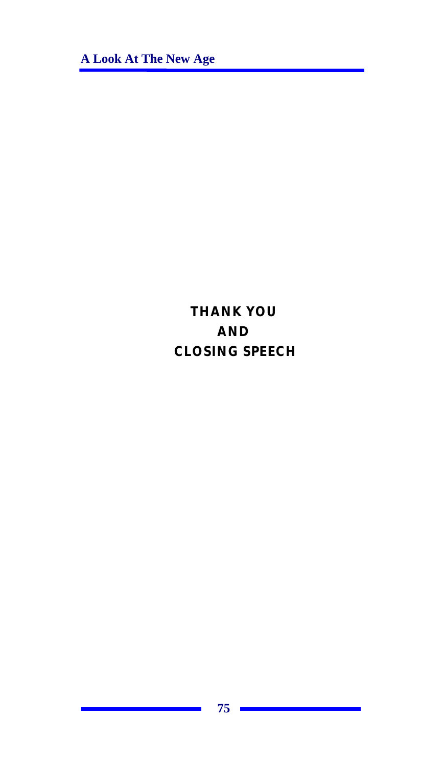# THANK YOU AND CLOSING SPEECH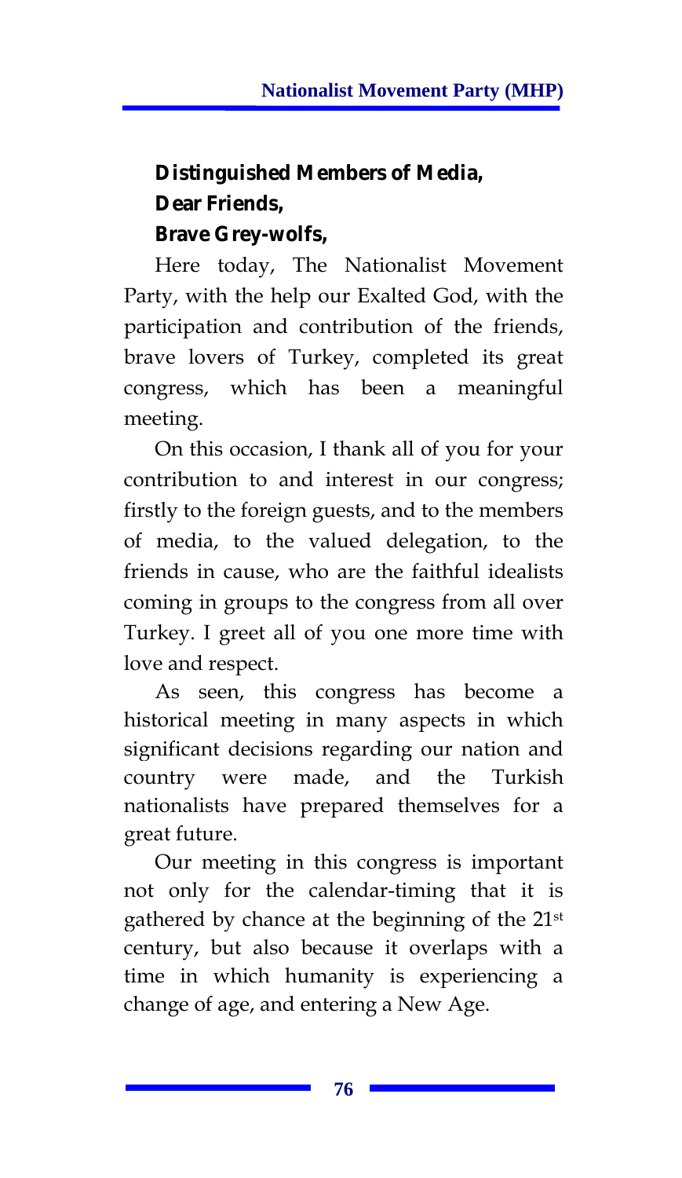**Distinguished Members of Media,**
**Dear Friends,**
**Brave Grey-wolfs,**

Here today, The Nationalist Movement Party, with the help our Exalted God, with the participation and contribution of the friends, brave lovers of Turkey, completed its great congress, which has been a meaningful meeting.

On this occasion, I thank all of you for your contribution to and interest in our congress; firstly to the foreign guests, and to the members of media, to the valued delegation, to the friends in cause, who are the faithful idealists coming in groups to the congress from all over Turkey. I greet all of you one more time with love and respect.

As seen, this congress has become a historical meeting in many aspects in which significant decisions regarding our nation and country were made, and the Turkish nationalists have prepared themselves for a great future.

Our meeting in this congress is important not only for the calendar-timing that it is gathered by chance at the beginning of the 21st century, but also because it overlaps with a time in which humanity is experiencing a change of age, and entering a New Age.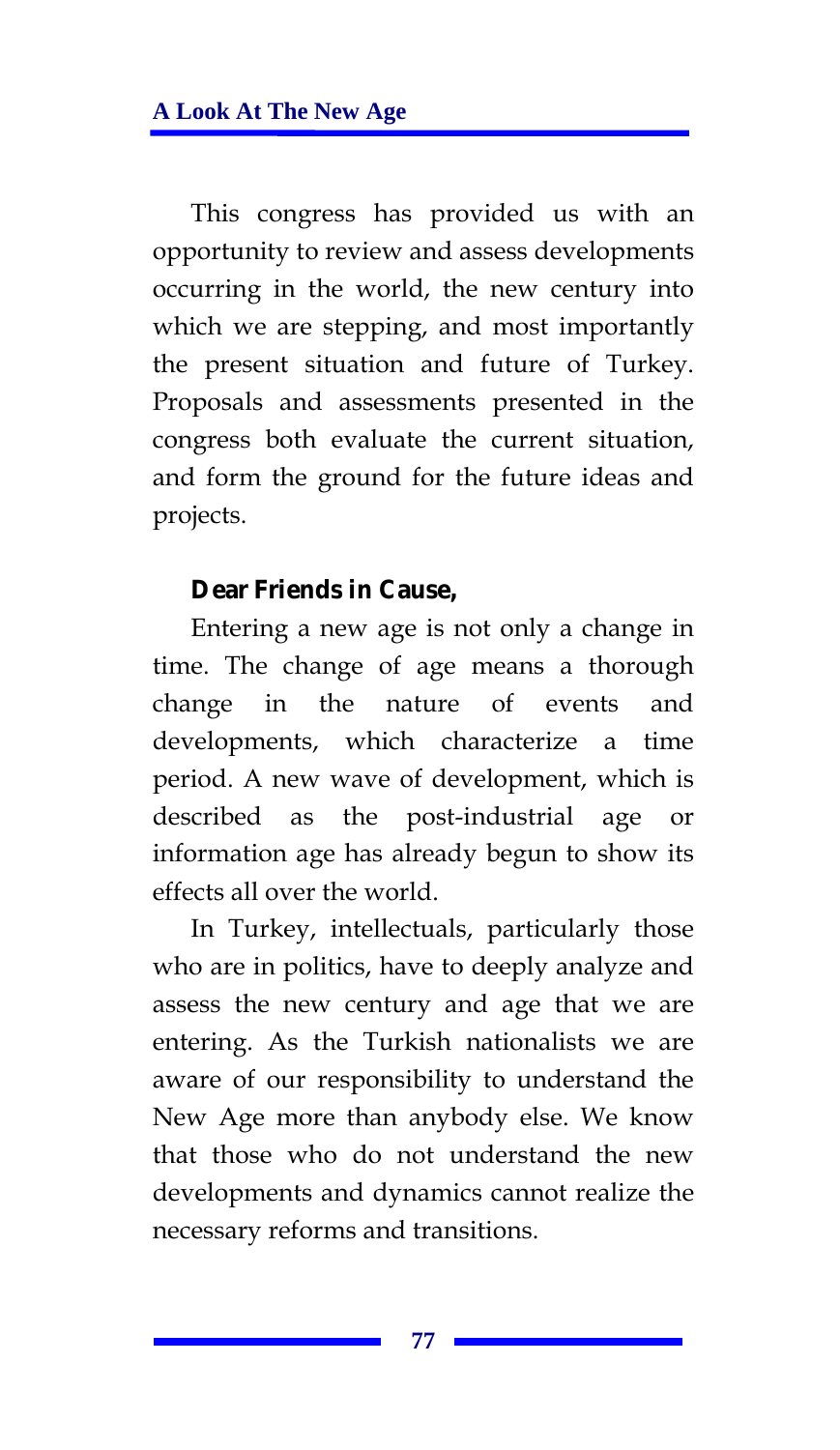This congress has provided us with an opportunity to review and assess developments occurring in the world, the new century into which we are stepping, and most importantly the present situation and future of Turkey. Proposals and assessments presented in the congress both evaluate the current situation, and form the ground for the future ideas and projects.

**Dear Friends in Cause,**

Entering a new age is not only a change in time. The change of age means a thorough change in the nature of events and developments, which characterize a time period. A new wave of development, which is described as the post-industrial age or information age has already begun to show its effects all over the world.

In Turkey, intellectuals, particularly those who are in politics, have to deeply analyze and assess the new century and age that we are entering. As the Turkish nationalists we are aware of our responsibility to understand the New Age more than anybody else. We know that those who do not understand the new developments and dynamics cannot realize the necessary reforms and transitions.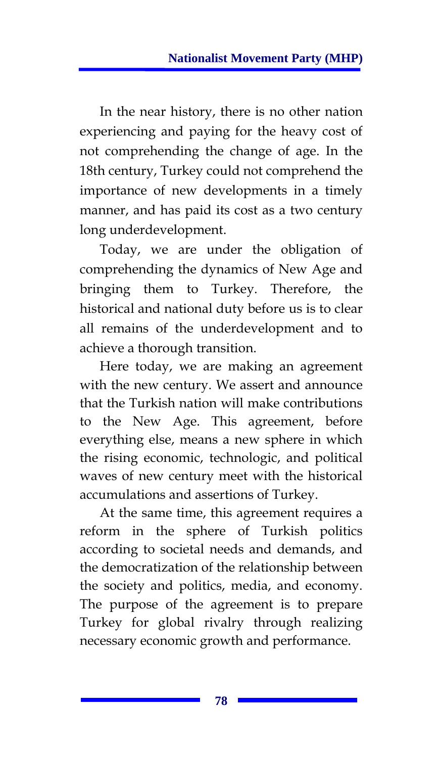In the near history, there is no other nation experiencing and paying for the heavy cost of not comprehending the change of age. In the 18th century, Turkey could not comprehend the importance of new developments in a timely manner, and has paid its cost as a two century long underdevelopment.

Today, we are under the obligation of comprehending the dynamics of New Age and bringing them to Turkey. Therefore, the historical and national duty before us is to clear all remains of the underdevelopment and to achieve a thorough transition.

Here today, we are making an agreement with the new century. We assert and announce that the Turkish nation will make contributions to the New Age. This agreement, before everything else, means a new sphere in which the rising economic, technologic, and political waves of new century meet with the historical accumulations and assertions of Turkey.

At the same time, this agreement requires a reform in the sphere of Turkish politics according to societal needs and demands, and the democratization of the relationship between the society and politics, media, and economy. The purpose of the agreement is to prepare Turkey for global rivalry through realizing necessary economic growth and performance.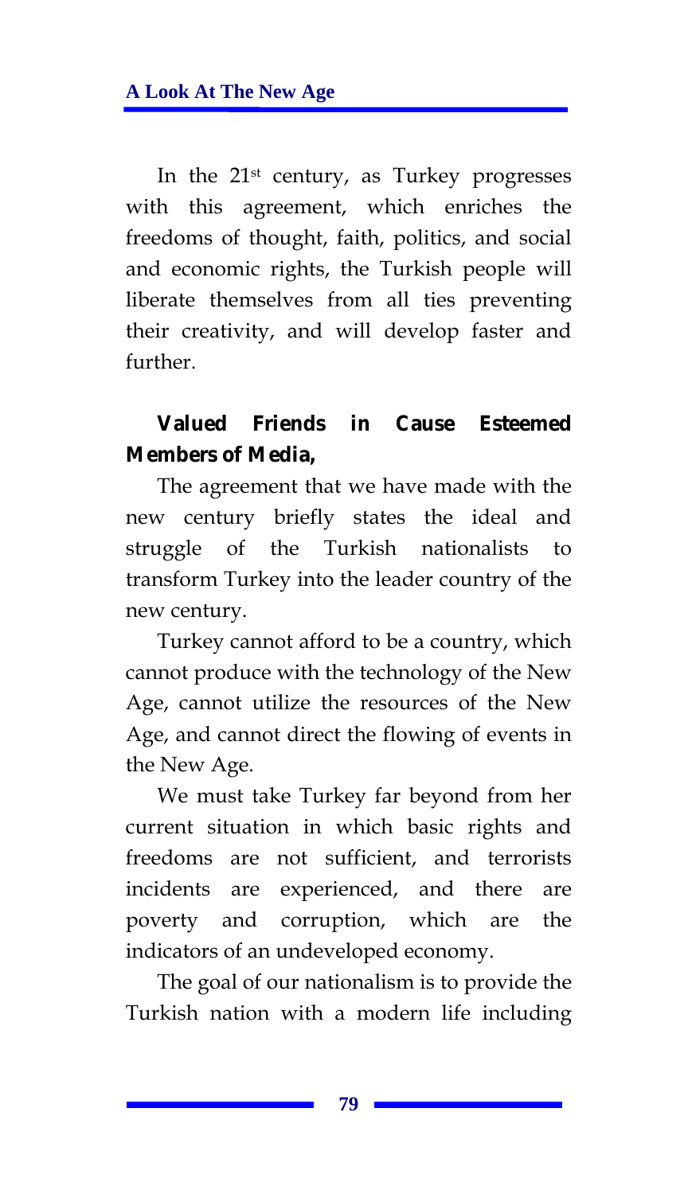In the 21st century, as Turkey progresses with this agreement, which enriches the freedoms of thought, faith, politics, and social and economic rights, the Turkish people will liberate themselves from all ties preventing their creativity, and will develop faster and further.

**Valued Friends in Cause Esteemed Members of Media,**

The agreement that we have made with the new century briefly states the ideal and struggle of the Turkish nationalists to transform Turkey into the leader country of the new century.

Turkey cannot afford to be a country, which cannot produce with the technology of the New Age, cannot utilize the resources of the New Age, and cannot direct the flowing of events in the New Age.

We must take Turkey far beyond from her current situation in which basic rights and freedoms are not sufficient, and terrorists incidents are experienced, and there are poverty and corruption, which are the indicators of an undeveloped economy.

The goal of our nationalism is to provide the Turkish nation with a modern life including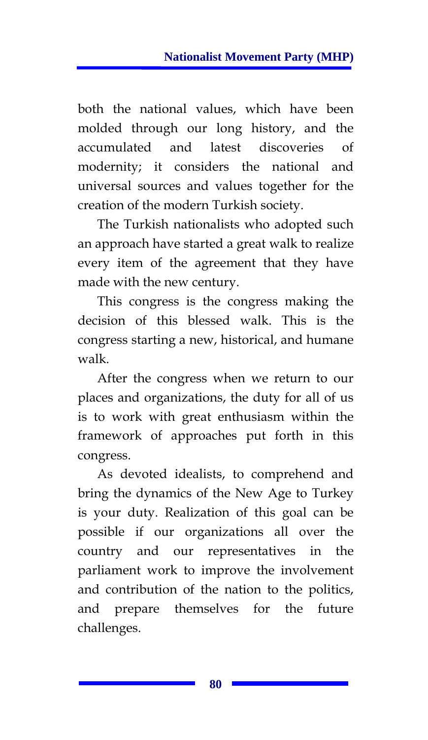both the national values, which have been molded through our long history, and the accumulated and latest discoveries of modernity; it considers the national and universal sources and values together for the creation of the modern Turkish society.

The Turkish nationalists who adopted such an approach have started a great walk to realize every item of the agreement that they have made with the new century.

This congress is the congress making the decision of this blessed walk. This is the congress starting a new, historical, and humane walk.

After the congress when we return to our places and organizations, the duty for all of us is to work with great enthusiasm within the framework of approaches put forth in this congress.

As devoted idealists, to comprehend and bring the dynamics of the New Age to Turkey is your duty. Realization of this goal can be possible if our organizations all over the country and our representatives in the parliament work to improve the involvement and contribution of the nation to the politics, and prepare themselves for the future challenges.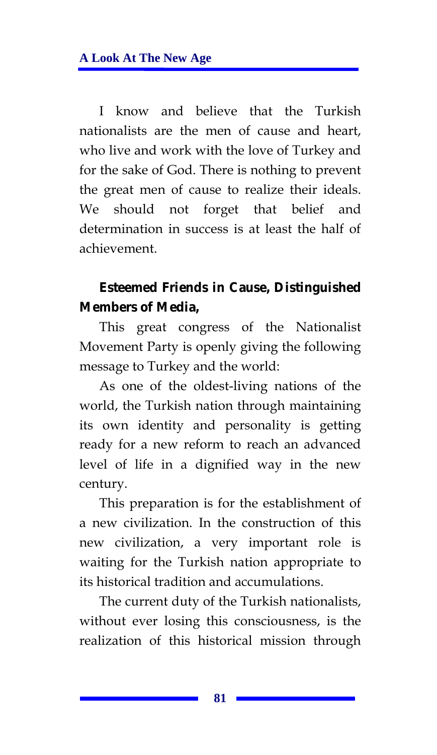I know and believe that the Turkish nationalists are the men of cause and heart, who live and work with the love of Turkey and for the sake of God. There is nothing to prevent the great men of cause to realize their ideals. We should not forget that belief and determination in success is at least the half of achievement.

**Esteemed Friends in Cause, Distinguished Members of Media,**

This great congress of the Nationalist Movement Party is openly giving the following message to Turkey and the world:

As one of the oldest-living nations of the world, the Turkish nation through maintaining its own identity and personality is getting ready for a new reform to reach an advanced level of life in a dignified way in the new century.

This preparation is for the establishment of a new civilization. In the construction of this new civilization, a very important role is waiting for the Turkish nation appropriate to its historical tradition and accumulations.

The current duty of the Turkish nationalists, without ever losing this consciousness, is the realization of this historical mission through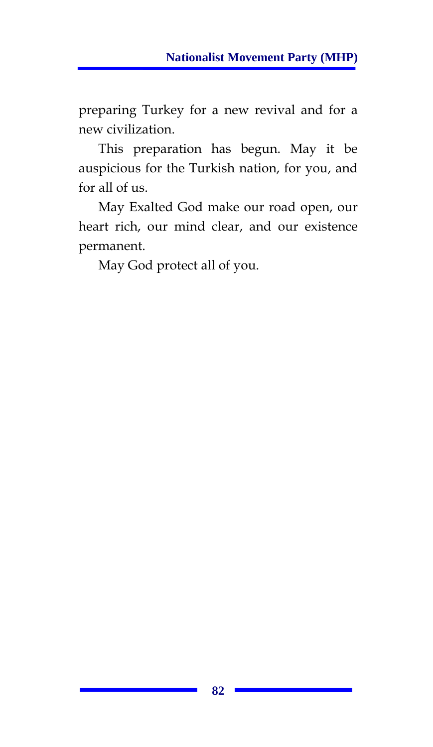preparing Turkey for a new revival and for a new civilization.

This preparation has begun. May it be auspicious for the Turkish nation, for you, and for all of us.

May Exalted God make our road open, our heart rich, our mind clear, and our existence permanent.

May God protect all of you.